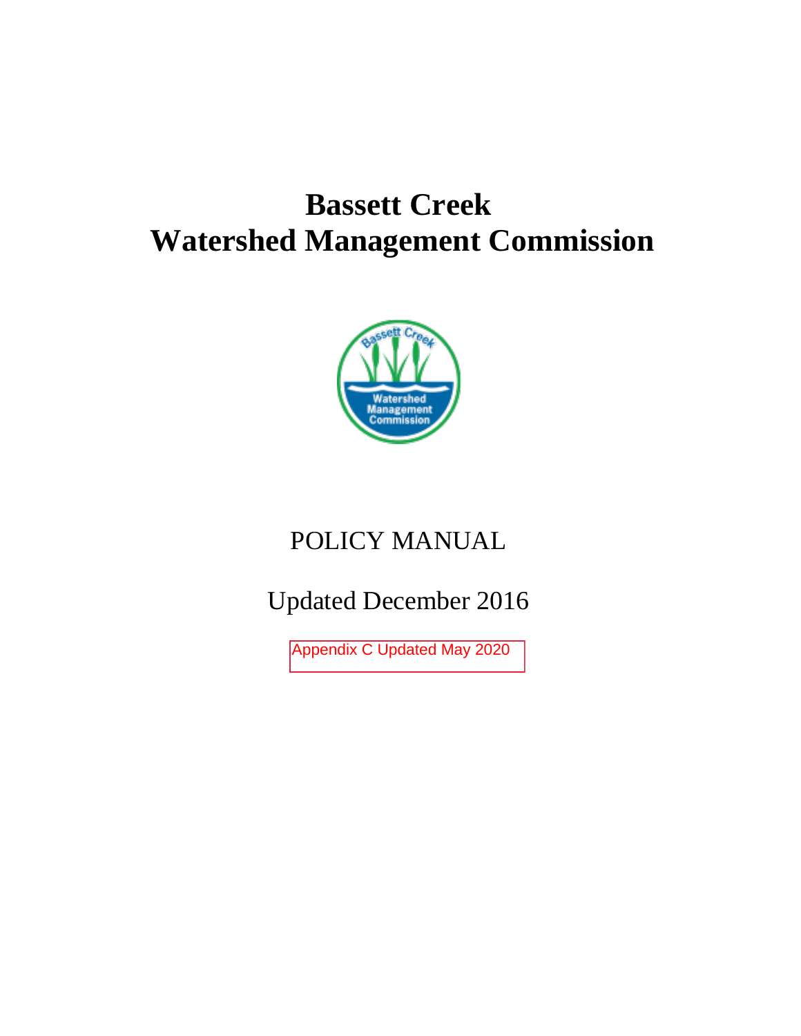# Bassett Creek
# Watershed Management Commission

POLICY MANUAL

Updated December 2016

Appendix C Updated May 2020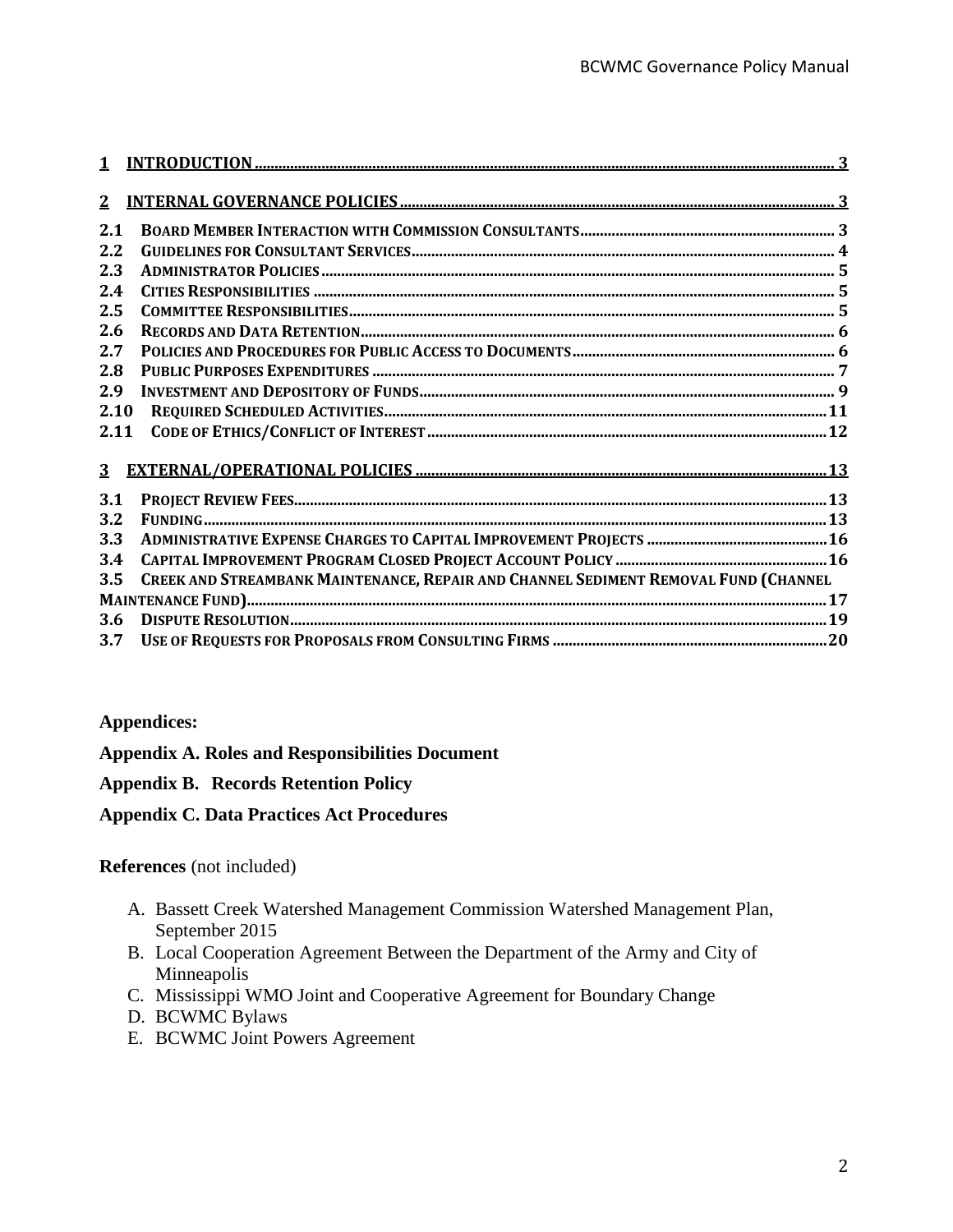| | | |
|---|---|---|
| **1** | **INTRODUCTION** | **3** |
| **2** | **INTERNAL GOVERNANCE POLICIES** | **3** |
| **2.1** | **BOARD MEMBER INTERACTION WITH COMMISSION CONSULTANTS** | **3** |
| **2.2** | **GUIDELINES FOR CONSULTANT SERVICES** | **4** |
| **2.3** | **ADMINISTRATOR POLICIES** | **5** |
| **2.4** | **CITIES RESPONSIBILITIES** | **5** |
| **2.5** | **COMMITTEE RESPONSIBILITIES** | **5** |
| **2.6** | **RECORDS AND DATA RETENTION** | **6** |
| **2.7** | **POLICIES AND PROCEDURES FOR PUBLIC ACCESS TO DOCUMENTS** | **6** |
| **2.8** | **PUBLIC PURPOSES EXPENDITURES** | **7** |
| **2.9** | **INVESTMENT AND DEPOSITORY OF FUNDS** | **9** |
| **2.10** | **REQUIRED SCHEDULED ACTIVITIES** | **11** |
| **2.11** | **CODE OF ETHICS/CONFLICT OF INTEREST** | **12** |
| **3** | **EXTERNAL/OPERATIONAL POLICIES** | **13** |
| **3.1** | **PROJECT REVIEW FEES** | **13** |
| **3.2** | **FUNDING** | **13** |
| **3.3** | **ADMINISTRATIVE EXPENSE CHARGES TO CAPITAL IMPROVEMENT PROJECTS** | **16** |
| **3.4** | **CAPITAL IMPROVEMENT PROGRAM CLOSED PROJECT ACCOUNT POLICY** | **16** |
| **3.5** | **CREEK AND STREAMBANK MAINTENANCE, REPAIR AND CHANNEL SEDIMENT REMOVAL FUND (CHANNEL MAINTENANCE FUND)** | **17** |
| **3.6** | **DISPUTE RESOLUTION** | **19** |
| **3.7** | **USE OF REQUESTS FOR PROPOSALS FROM CONSULTING FIRMS** | **20** |

**Appendices:**

**Appendix A. Roles and Responsibilities Document**

**Appendix B. Records Retention Policy**

**Appendix C. Data Practices Act Procedures**

**References** (not included)

A. Bassett Creek Watershed Management Commission Watershed Management Plan, September 2015
B. Local Cooperation Agreement Between the Department of the Army and City of Minneapolis
C. Mississippi WMO Joint and Cooperative Agreement for Boundary Change
D. BCWMC Bylaws
E. BCWMC Joint Powers Agreement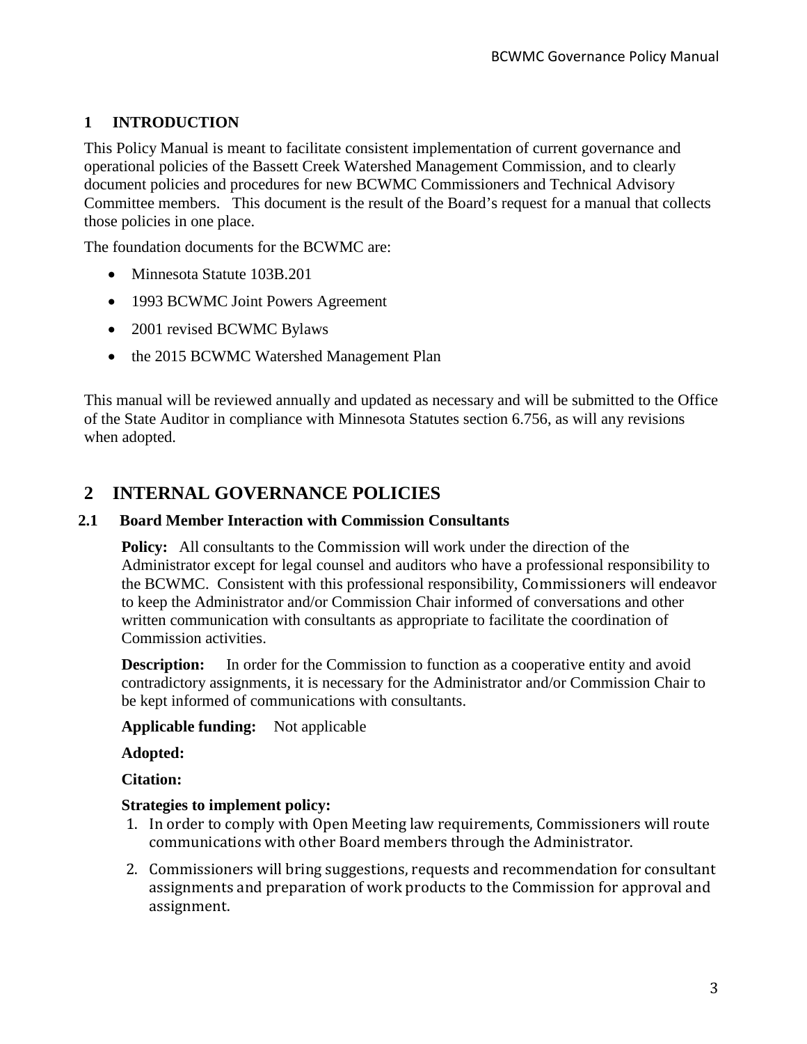# 1 INTRODUCTION

This Policy Manual is meant to facilitate consistent implementation of current governance and operational policies of the Bassett Creek Watershed Management Commission, and to clearly document policies and procedures for new BCWMC Commissioners and Technical Advisory Committee members. This document is the result of the Board's request for a manual that collects those policies in one place.

The foundation documents for the BCWMC are:

- Minnesota Statute 103B.201
- 1993 BCWMC Joint Powers Agreement
- 2001 revised BCWMC Bylaws
- the 2015 BCWMC Watershed Management Plan

This manual will be reviewed annually and updated as necessary and will be submitted to the Office of the State Auditor in compliance with Minnesota Statutes section 6.756, as will any revisions when adopted.

# 2 INTERNAL GOVERNANCE POLICIES

## 2.1 Board Member Interaction with Commission Consultants

**Policy:** All consultants to the Commission will work under the direction of the Administrator except for legal counsel and auditors who have a professional responsibility to the BCWMC. Consistent with this professional responsibility, Commissioners will endeavor to keep the Administrator and/or Commission Chair informed of conversations and other written communication with consultants as appropriate to facilitate the coordination of Commission activities.

**Description:** In order for the Commission to function as a cooperative entity and avoid contradictory assignments, it is necessary for the Administrator and/or Commission Chair to be kept informed of communications with consultants.

**Applicable funding:** Not applicable

**Adopted:**

**Citation:**

**Strategies to implement policy:**

1. In order to comply with Open Meeting law requirements, Commissioners will route communications with other Board members through the Administrator.
2. Commissioners will bring suggestions, requests and recommendation for consultant assignments and preparation of work products to the Commission for approval and assignment.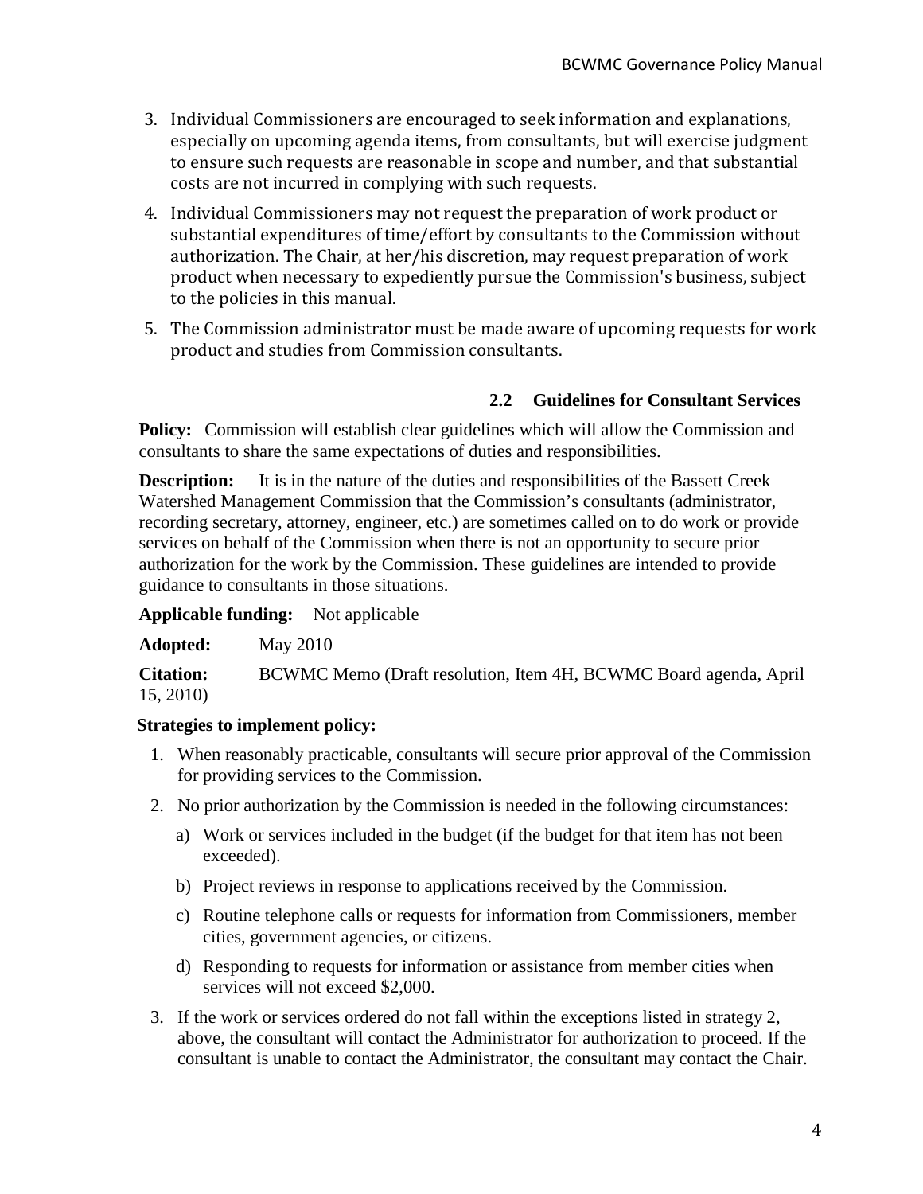3. Individual Commissioners are encouraged to seek information and explanations, especially on upcoming agenda items, from consultants, but will exercise judgment to ensure such requests are reasonable in scope and number, and that substantial costs are not incurred in complying with such requests.
4. Individual Commissioners may not request the preparation of work product or substantial expenditures of time/effort by consultants to the Commission without authorization. The Chair, at her/his discretion, may request preparation of work product when necessary to expediently pursue the Commission's business, subject to the policies in this manual.
5. The Commission administrator must be made aware of upcoming requests for work product and studies from Commission consultants.

### 2.2 Guidelines for Consultant Services

**Policy:** Commission will establish clear guidelines which will allow the Commission and consultants to share the same expectations of duties and responsibilities.

**Description:** It is in the nature of the duties and responsibilities of the Bassett Creek Watershed Management Commission that the Commission's consultants (administrator, recording secretary, attorney, engineer, etc.) are sometimes called on to do work or provide services on behalf of the Commission when there is not an opportunity to secure prior authorization for the work by the Commission. These guidelines are intended to provide guidance to consultants in those situations.

**Applicable funding:** Not applicable

**Adopted:** May 2010

**Citation:** BCWMC Memo (Draft resolution, Item 4H, BCWMC Board agenda, April 15, 2010)

**Strategies to implement policy:**

1. When reasonably practicable, consultants will secure prior approval of the Commission for providing services to the Commission.
2. No prior authorization by the Commission is needed in the following circumstances:
   a) Work or services included in the budget (if the budget for that item has not been exceeded).
   b) Project reviews in response to applications received by the Commission.
   c) Routine telephone calls or requests for information from Commissioners, member cities, government agencies, or citizens.
   d) Responding to requests for information or assistance from member cities when services will not exceed $2,000.
3. If the work or services ordered do not fall within the exceptions listed in strategy 2, above, the consultant will contact the Administrator for authorization to proceed. If the consultant is unable to contact the Administrator, the consultant may contact the Chair.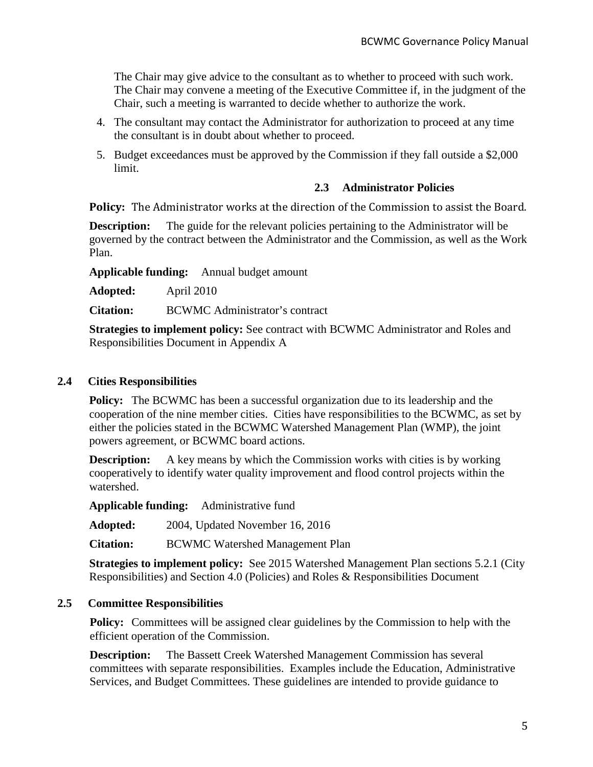The Chair may give advice to the consultant as to whether to proceed with such work. The Chair may convene a meeting of the Executive Committee if, in the judgment of the Chair, such a meeting is warranted to decide whether to authorize the work.

4. The consultant may contact the Administrator for authorization to proceed at any time the consultant is in doubt about whether to proceed.
5. Budget exceedances must be approved by the Commission if they fall outside a $2,000 limit.

### 2.3 Administrator Policies

**Policy:** The Administrator works at the direction of the Commission to assist the Board.

**Description:** The guide for the relevant policies pertaining to the Administrator will be governed by the contract between the Administrator and the Commission, as well as the Work Plan.

**Applicable funding:** Annual budget amount

**Adopted:** April 2010

**Citation:** BCWMC Administrator's contract

**Strategies to implement policy:** See contract with BCWMC Administrator and Roles and Responsibilities Document in Appendix A

### 2.4 Cities Responsibilities

**Policy:** The BCWMC has been a successful organization due to its leadership and the cooperation of the nine member cities. Cities have responsibilities to the BCWMC, as set by either the policies stated in the BCWMC Watershed Management Plan (WMP), the joint powers agreement, or BCWMC board actions.

**Description:** A key means by which the Commission works with cities is by working cooperatively to identify water quality improvement and flood control projects within the watershed.

**Applicable funding:** Administrative fund

**Adopted:** 2004, Updated November 16, 2016

**Citation:** BCWMC Watershed Management Plan

**Strategies to implement policy:** See 2015 Watershed Management Plan sections 5.2.1 (City Responsibilities) and Section 4.0 (Policies) and Roles & Responsibilities Document

### 2.5 Committee Responsibilities

**Policy:** Committees will be assigned clear guidelines by the Commission to help with the efficient operation of the Commission.

**Description:** The Bassett Creek Watershed Management Commission has several committees with separate responsibilities. Examples include the Education, Administrative Services, and Budget Committees. These guidelines are intended to provide guidance to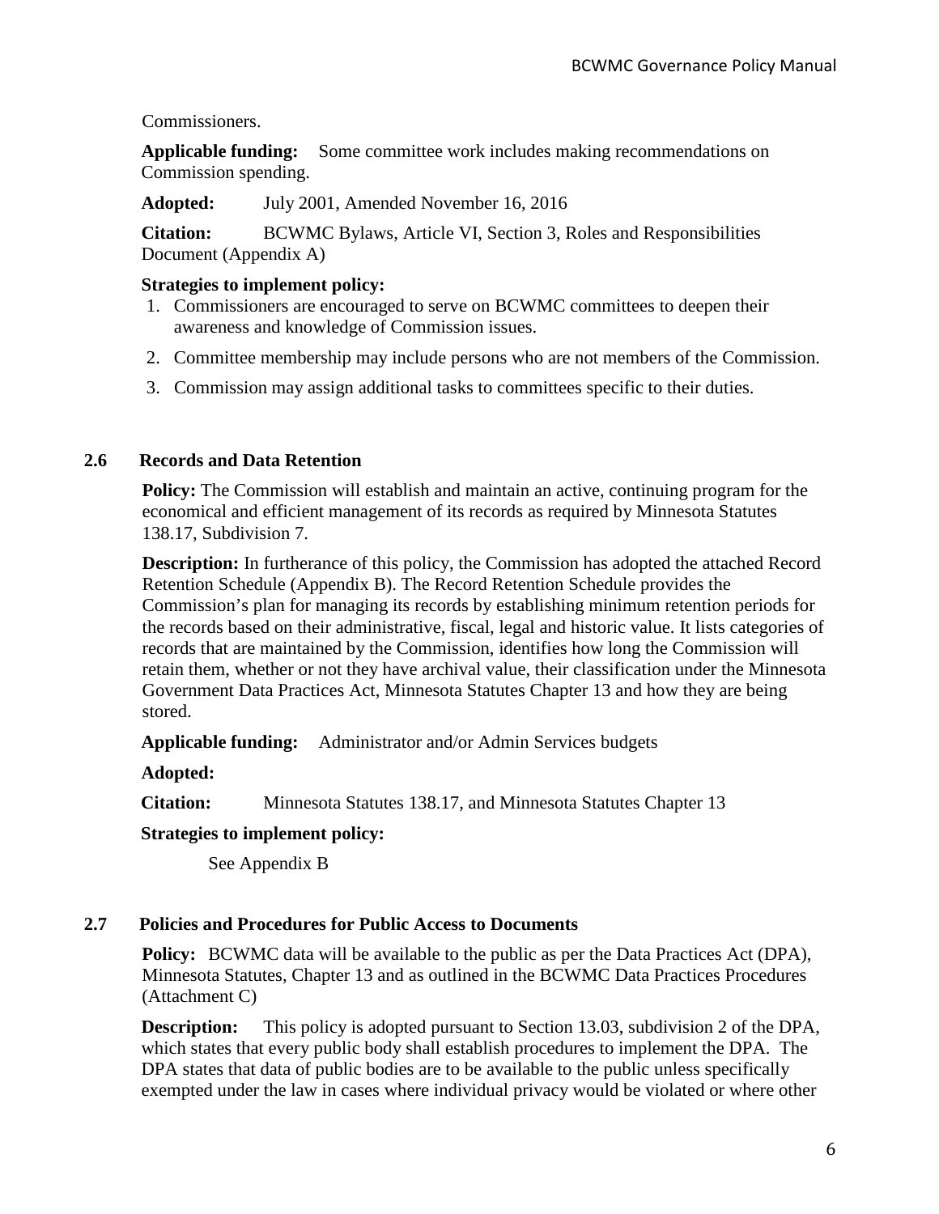Commissioners.

**Applicable funding:** Some committee work includes making recommendations on Commission spending.

**Adopted:** July 2001, Amended November 16, 2016

**Citation:** BCWMC Bylaws, Article VI, Section 3, Roles and Responsibilities Document (Appendix A)

**Strategies to implement policy:**

1. Commissioners are encouraged to serve on BCWMC committees to deepen their awareness and knowledge of Commission issues.
2. Committee membership may include persons who are not members of the Commission.
3. Commission may assign additional tasks to committees specific to their duties.

### 2.6 Records and Data Retention

**Policy:** The Commission will establish and maintain an active, continuing program for the economical and efficient management of its records as required by Minnesota Statutes 138.17, Subdivision 7.

**Description:** In furtherance of this policy, the Commission has adopted the attached Record Retention Schedule (Appendix B). The Record Retention Schedule provides the Commission's plan for managing its records by establishing minimum retention periods for the records based on their administrative, fiscal, legal and historic value. It lists categories of records that are maintained by the Commission, identifies how long the Commission will retain them, whether or not they have archival value, their classification under the Minnesota Government Data Practices Act, Minnesota Statutes Chapter 13 and how they are being stored.

**Applicable funding:** Administrator and/or Admin Services budgets

**Adopted:**

**Citation:** Minnesota Statutes 138.17, and Minnesota Statutes Chapter 13

**Strategies to implement policy:**

See Appendix B

### 2.7 Policies and Procedures for Public Access to Documents

**Policy:** BCWMC data will be available to the public as per the Data Practices Act (DPA), Minnesota Statutes, Chapter 13 and as outlined in the BCWMC Data Practices Procedures (Attachment C)

**Description:** This policy is adopted pursuant to Section 13.03, subdivision 2 of the DPA, which states that every public body shall establish procedures to implement the DPA. The DPA states that data of public bodies are to be available to the public unless specifically exempted under the law in cases where individual privacy would be violated or where other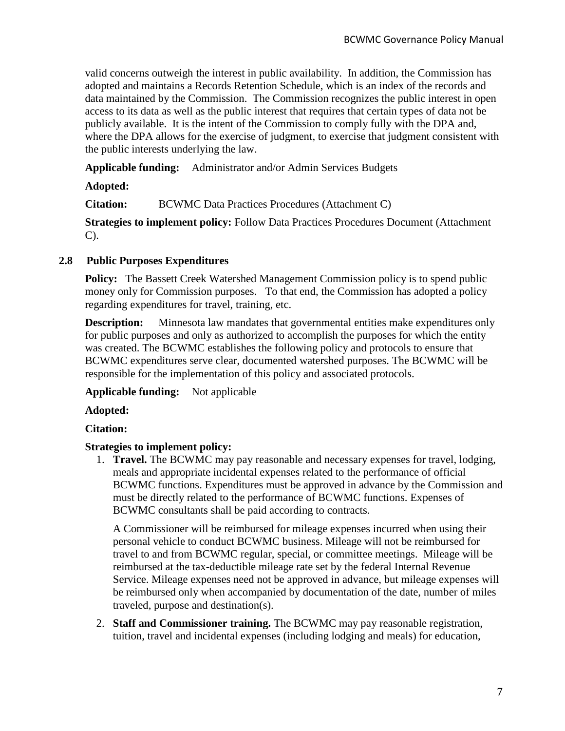valid concerns outweigh the interest in public availability. In addition, the Commission has adopted and maintains a Records Retention Schedule, which is an index of the records and data maintained by the Commission. The Commission recognizes the public interest in open access to its data as well as the public interest that requires that certain types of data not be publicly available. It is the intent of the Commission to comply fully with the DPA and, where the DPA allows for the exercise of judgment, to exercise that judgment consistent with the public interests underlying the law.

**Applicable funding:** Administrator and/or Admin Services Budgets

**Adopted:**

**Citation:** BCWMC Data Practices Procedures (Attachment C)

**Strategies to implement policy:** Follow Data Practices Procedures Document (Attachment C).

### 2.8 Public Purposes Expenditures

**Policy:** The Bassett Creek Watershed Management Commission policy is to spend public money only for Commission purposes. To that end, the Commission has adopted a policy regarding expenditures for travel, training, etc.

**Description:** Minnesota law mandates that governmental entities make expenditures only for public purposes and only as authorized to accomplish the purposes for which the entity was created. The BCWMC establishes the following policy and protocols to ensure that BCWMC expenditures serve clear, documented watershed purposes. The BCWMC will be responsible for the implementation of this policy and associated protocols.

**Applicable funding:** Not applicable

**Adopted:**

**Citation:**

**Strategies to implement policy:**

1. **Travel.** The BCWMC may pay reasonable and necessary expenses for travel, lodging, meals and appropriate incidental expenses related to the performance of official BCWMC functions. Expenditures must be approved in advance by the Commission and must be directly related to the performance of BCWMC functions. Expenses of BCWMC consultants shall be paid according to contracts.

   A Commissioner will be reimbursed for mileage expenses incurred when using their personal vehicle to conduct BCWMC business. Mileage will not be reimbursed for travel to and from BCWMC regular, special, or committee meetings. Mileage will be reimbursed at the tax-deductible mileage rate set by the federal Internal Revenue Service. Mileage expenses need not be approved in advance, but mileage expenses will be reimbursed only when accompanied by documentation of the date, number of miles traveled, purpose and destination(s).

2. **Staff and Commissioner training.** The BCWMC may pay reasonable registration, tuition, travel and incidental expenses (including lodging and meals) for education,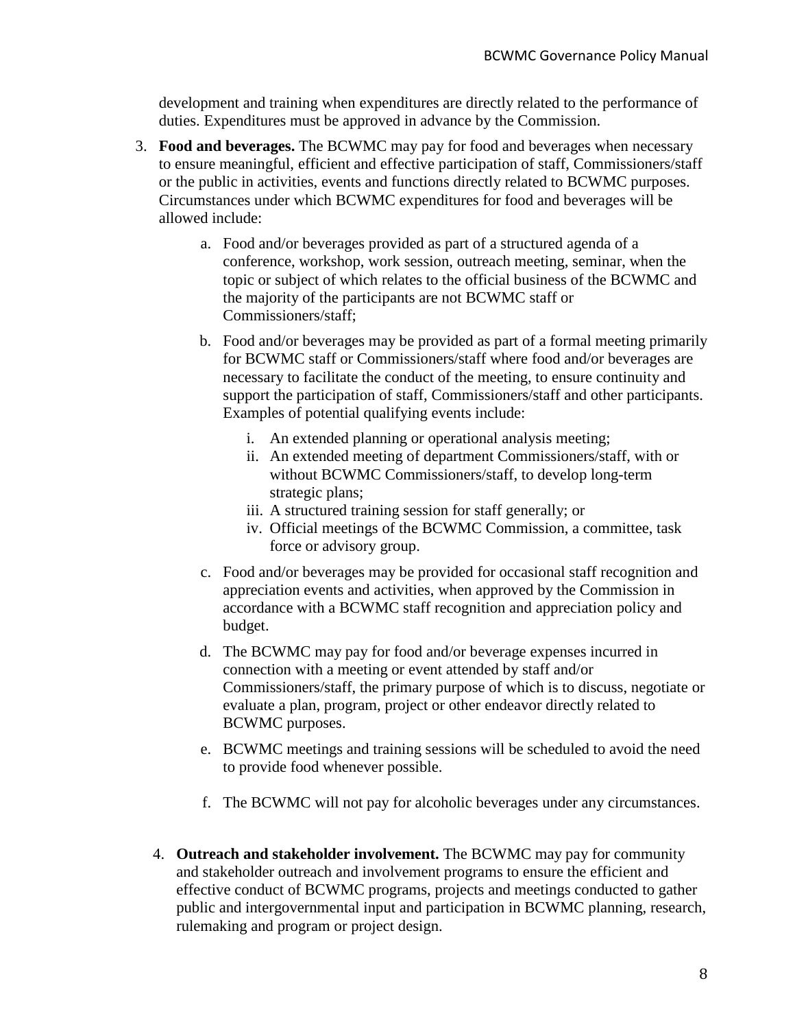development and training when expenditures are directly related to the performance of duties. Expenditures must be approved in advance by the Commission.

3. **Food and beverages.** The BCWMC may pay for food and beverages when necessary to ensure meaningful, efficient and effective participation of staff, Commissioners/staff or the public in activities, events and functions directly related to BCWMC purposes. Circumstances under which BCWMC expenditures for food and beverages will be allowed include:

    a. Food and/or beverages provided as part of a structured agenda of a conference, workshop, work session, outreach meeting, seminar, when the topic or subject of which relates to the official business of the BCWMC and the majority of the participants are not BCWMC staff or Commissioners/staff;

    b. Food and/or beverages may be provided as part of a formal meeting primarily for BCWMC staff or Commissioners/staff where food and/or beverages are necessary to facilitate the conduct of the meeting, to ensure continuity and support the participation of staff, Commissioners/staff and other participants. Examples of potential qualifying events include:

        i. An extended planning or operational analysis meeting;
        ii. An extended meeting of department Commissioners/staff, with or without BCWMC Commissioners/staff, to develop long-term strategic plans;
        iii. A structured training session for staff generally; or
        iv. Official meetings of the BCWMC Commission, a committee, task force or advisory group.

    c. Food and/or beverages may be provided for occasional staff recognition and appreciation events and activities, when approved by the Commission in accordance with a BCWMC staff recognition and appreciation policy and budget.

    d. The BCWMC may pay for food and/or beverage expenses incurred in connection with a meeting or event attended by staff and/or Commissioners/staff, the primary purpose of which is to discuss, negotiate or evaluate a plan, program, project or other endeavor directly related to BCWMC purposes.

    e. BCWMC meetings and training sessions will be scheduled to avoid the need to provide food whenever possible.

    f. The BCWMC will not pay for alcoholic beverages under any circumstances.

4. **Outreach and stakeholder involvement.** The BCWMC may pay for community and stakeholder outreach and involvement programs to ensure the efficient and effective conduct of BCWMC programs, projects and meetings conducted to gather public and intergovernmental input and participation in BCWMC planning, research, rulemaking and program or project design.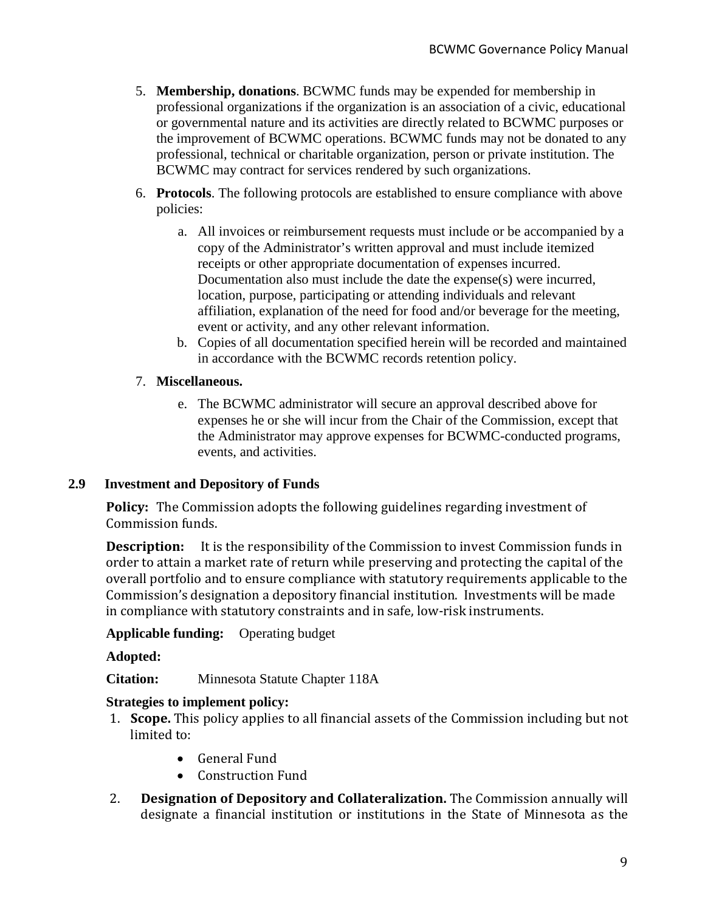5. **Membership, donations**. BCWMC funds may be expended for membership in professional organizations if the organization is an association of a civic, educational or governmental nature and its activities are directly related to BCWMC purposes or the improvement of BCWMC operations. BCWMC funds may not be donated to any professional, technical or charitable organization, person or private institution. The BCWMC may contract for services rendered by such organizations.

6. **Protocols**. The following protocols are established to ensure compliance with above policies:

   a. All invoices or reimbursement requests must include or be accompanied by a copy of the Administrator's written approval and must include itemized receipts or other appropriate documentation of expenses incurred. Documentation also must include the date the expense(s) were incurred, location, purpose, participating or attending individuals and relevant affiliation, explanation of the need for food and/or beverage for the meeting, event or activity, and any other relevant information.
   
   b. Copies of all documentation specified herein will be recorded and maintained in accordance with the BCWMC records retention policy.

7. **Miscellaneous.**

   e. The BCWMC administrator will secure an approval described above for expenses he or she will incur from the Chair of the Commission, except that the Administrator may approve expenses for BCWMC-conducted programs, events, and activities.

## 2.9 Investment and Depository of Funds

**Policy:** The Commission adopts the following guidelines regarding investment of Commission funds.

**Description:** It is the responsibility of the Commission to invest Commission funds in order to attain a market rate of return while preserving and protecting the capital of the overall portfolio and to ensure compliance with statutory requirements applicable to the Commission's designation a depository financial institution. Investments will be made in compliance with statutory constraints and in safe, low-risk instruments.

**Applicable funding:** Operating budget

**Adopted:**

**Citation:** Minnesota Statute Chapter 118A

**Strategies to implement policy:**

1. **Scope.** This policy applies to all financial assets of the Commission including but not limited to:
   - General Fund
   - Construction Fund

2. **Designation of Depository and Collateralization.** The Commission annually will designate a financial institution or institutions in the State of Minnesota as the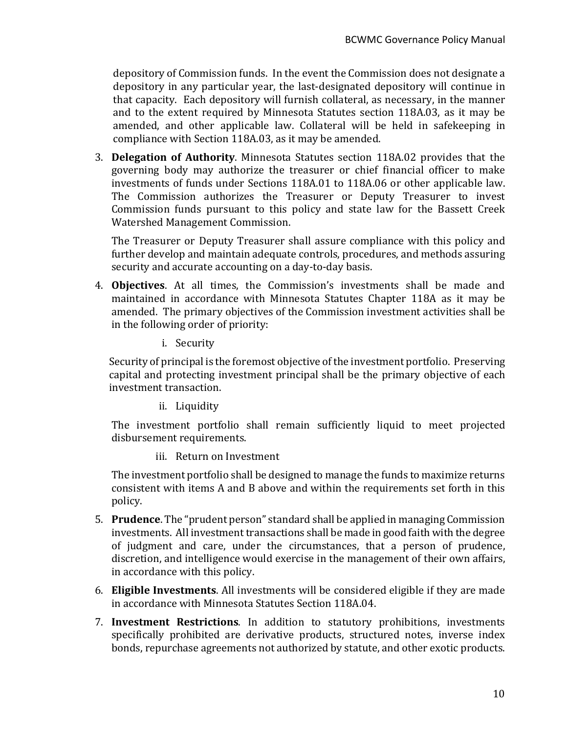depository of Commission funds. In the event the Commission does not designate a depository in any particular year, the last-designated depository will continue in that capacity. Each depository will furnish collateral, as necessary, in the manner and to the extent required by Minnesota Statutes section 118A.03, as it may be amended, and other applicable law. Collateral will be held in safekeeping in compliance with Section 118A.03, as it may be amended.

3. **Delegation of Authority**. Minnesota Statutes section 118A.02 provides that the governing body may authorize the treasurer or chief financial officer to make investments of funds under Sections 118A.01 to 118A.06 or other applicable law. The Commission authorizes the Treasurer or Deputy Treasurer to invest Commission funds pursuant to this policy and state law for the Bassett Creek Watershed Management Commission.

   The Treasurer or Deputy Treasurer shall assure compliance with this policy and further develop and maintain adequate controls, procedures, and methods assuring security and accurate accounting on a day-to-day basis.

4. **Objectives**. At all times, the Commission's investments shall be made and maintained in accordance with Minnesota Statutes Chapter 118A as it may be amended. The primary objectives of the Commission investment activities shall be in the following order of priority:

   i. Security

   Security of principal is the foremost objective of the investment portfolio. Preserving capital and protecting investment principal shall be the primary objective of each investment transaction.

   ii. Liquidity

   The investment portfolio shall remain sufficiently liquid to meet projected disbursement requirements.

   iii. Return on Investment

   The investment portfolio shall be designed to manage the funds to maximize returns consistent with items A and B above and within the requirements set forth in this policy.

5. **Prudence**. The "prudent person" standard shall be applied in managing Commission investments. All investment transactions shall be made in good faith with the degree of judgment and care, under the circumstances, that a person of prudence, discretion, and intelligence would exercise in the management of their own affairs, in accordance with this policy.

6. **Eligible Investments**. All investments will be considered eligible if they are made in accordance with Minnesota Statutes Section 118A.04.

7. **Investment Restrictions**. In addition to statutory prohibitions, investments specifically prohibited are derivative products, structured notes, inverse index bonds, repurchase agreements not authorized by statute, and other exotic products.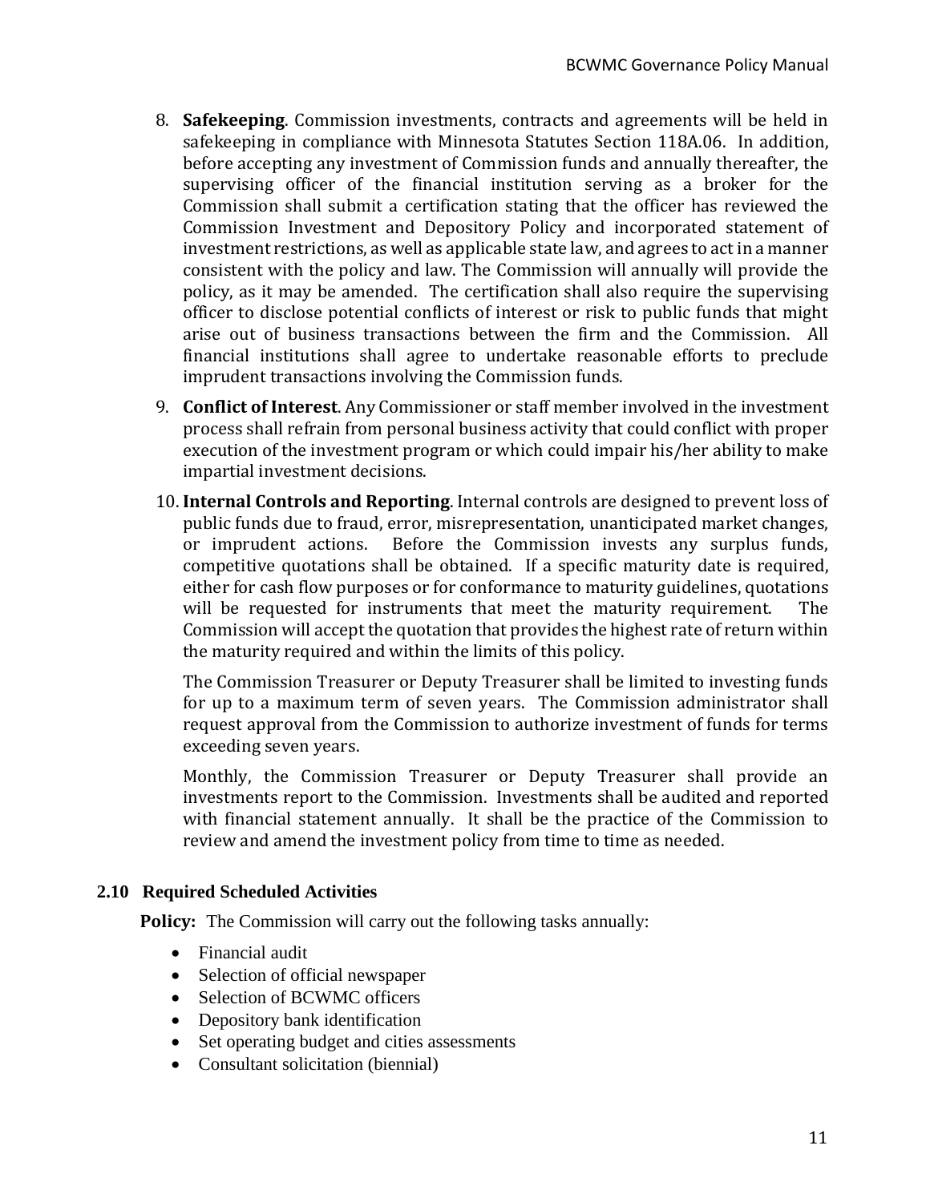8. **Safekeeping**. Commission investments, contracts and agreements will be held in safekeeping in compliance with Minnesota Statutes Section 118A.06. In addition, before accepting any investment of Commission funds and annually thereafter, the supervising officer of the financial institution serving as a broker for the Commission shall submit a certification stating that the officer has reviewed the Commission Investment and Depository Policy and incorporated statement of investment restrictions, as well as applicable state law, and agrees to act in a manner consistent with the policy and law. The Commission will annually will provide the policy, as it may be amended. The certification shall also require the supervising officer to disclose potential conflicts of interest or risk to public funds that might arise out of business transactions between the firm and the Commission. All financial institutions shall agree to undertake reasonable efforts to preclude imprudent transactions involving the Commission funds.

9. **Conflict of Interest**. Any Commissioner or staff member involved in the investment process shall refrain from personal business activity that could conflict with proper execution of the investment program or which could impair his/her ability to make impartial investment decisions.

10. **Internal Controls and Reporting**. Internal controls are designed to prevent loss of public funds due to fraud, error, misrepresentation, unanticipated market changes, or imprudent actions. Before the Commission invests any surplus funds, competitive quotations shall be obtained. If a specific maturity date is required, either for cash flow purposes or for conformance to maturity guidelines, quotations will be requested for instruments that meet the maturity requirement. The Commission will accept the quotation that provides the highest rate of return within the maturity required and within the limits of this policy.

    The Commission Treasurer or Deputy Treasurer shall be limited to investing funds for up to a maximum term of seven years. The Commission administrator shall request approval from the Commission to authorize investment of funds for terms exceeding seven years.

    Monthly, the Commission Treasurer or Deputy Treasurer shall provide an investments report to the Commission. Investments shall be audited and reported with financial statement annually. It shall be the practice of the Commission to review and amend the investment policy from time to time as needed.

### 2.10 Required Scheduled Activities

**Policy:** The Commission will carry out the following tasks annually:

- Financial audit
- Selection of official newspaper
- Selection of BCWMC officers
- Depository bank identification
- Set operating budget and cities assessments
- Consultant solicitation (biennial)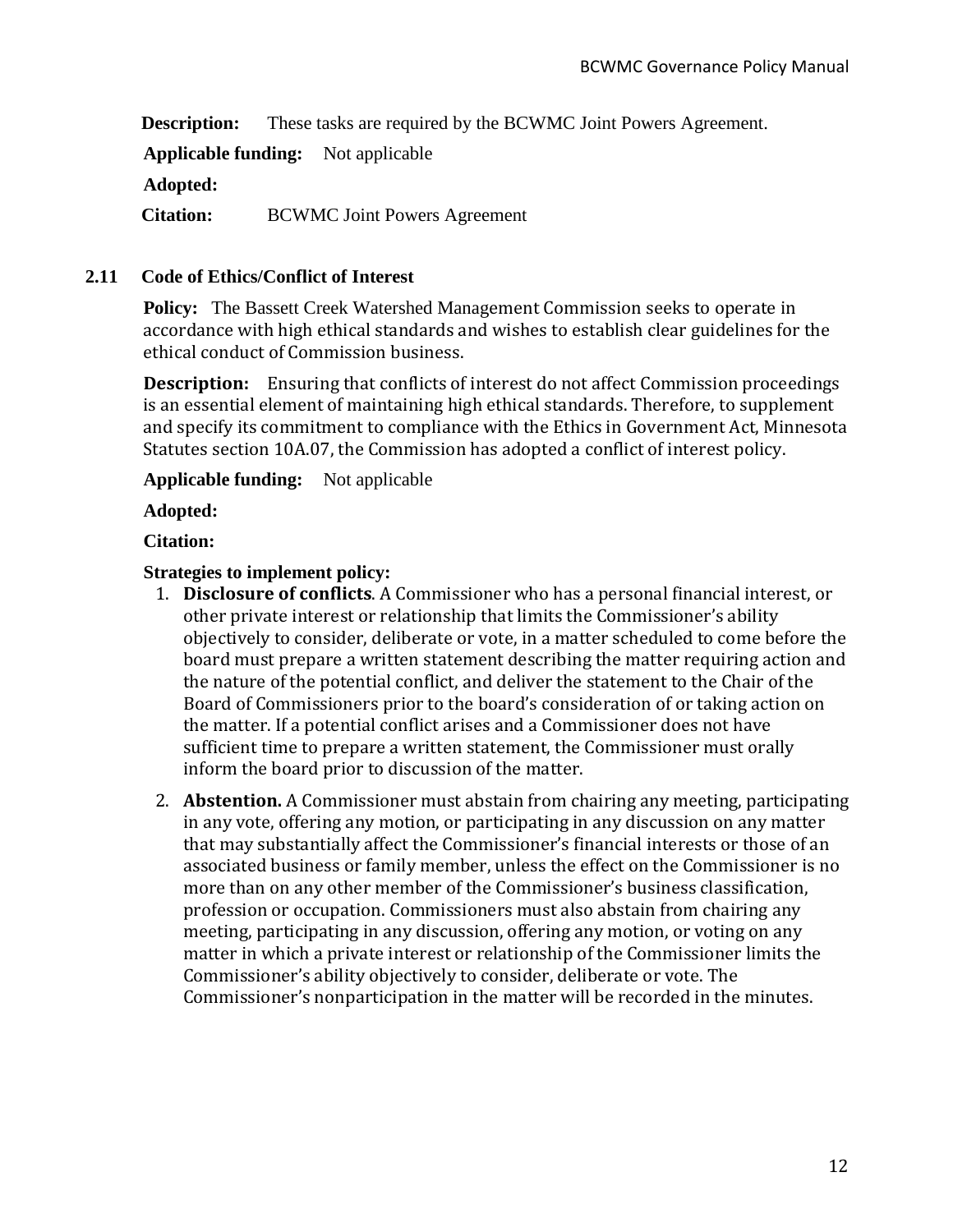**Description:** These tasks are required by the BCWMC Joint Powers Agreement.

**Applicable funding:** Not applicable

**Adopted:**

**Citation:** BCWMC Joint Powers Agreement

### 2.11 Code of Ethics/Conflict of Interest

**Policy:** The Bassett Creek Watershed Management Commission seeks to operate in accordance with high ethical standards and wishes to establish clear guidelines for the ethical conduct of Commission business.

**Description:** Ensuring that conflicts of interest do not affect Commission proceedings is an essential element of maintaining high ethical standards. Therefore, to supplement and specify its commitment to compliance with the Ethics in Government Act, Minnesota Statutes section 10A.07, the Commission has adopted a conflict of interest policy.

**Applicable funding:** Not applicable

**Adopted:**

**Citation:**

**Strategies to implement policy:**

1. **Disclosure of conflicts**. A Commissioner who has a personal financial interest, or other private interest or relationship that limits the Commissioner's ability objectively to consider, deliberate or vote, in a matter scheduled to come before the board must prepare a written statement describing the matter requiring action and the nature of the potential conflict, and deliver the statement to the Chair of the Board of Commissioners prior to the board's consideration of or taking action on the matter. If a potential conflict arises and a Commissioner does not have sufficient time to prepare a written statement, the Commissioner must orally inform the board prior to discussion of the matter.
2. **Abstention.** A Commissioner must abstain from chairing any meeting, participating in any vote, offering any motion, or participating in any discussion on any matter that may substantially affect the Commissioner's financial interests or those of an associated business or family member, unless the effect on the Commissioner is no more than on any other member of the Commissioner's business classification, profession or occupation. Commissioners must also abstain from chairing any meeting, participating in any discussion, offering any motion, or voting on any matter in which a private interest or relationship of the Commissioner limits the Commissioner's ability objectively to consider, deliberate or vote. The Commissioner's nonparticipation in the matter will be recorded in the minutes.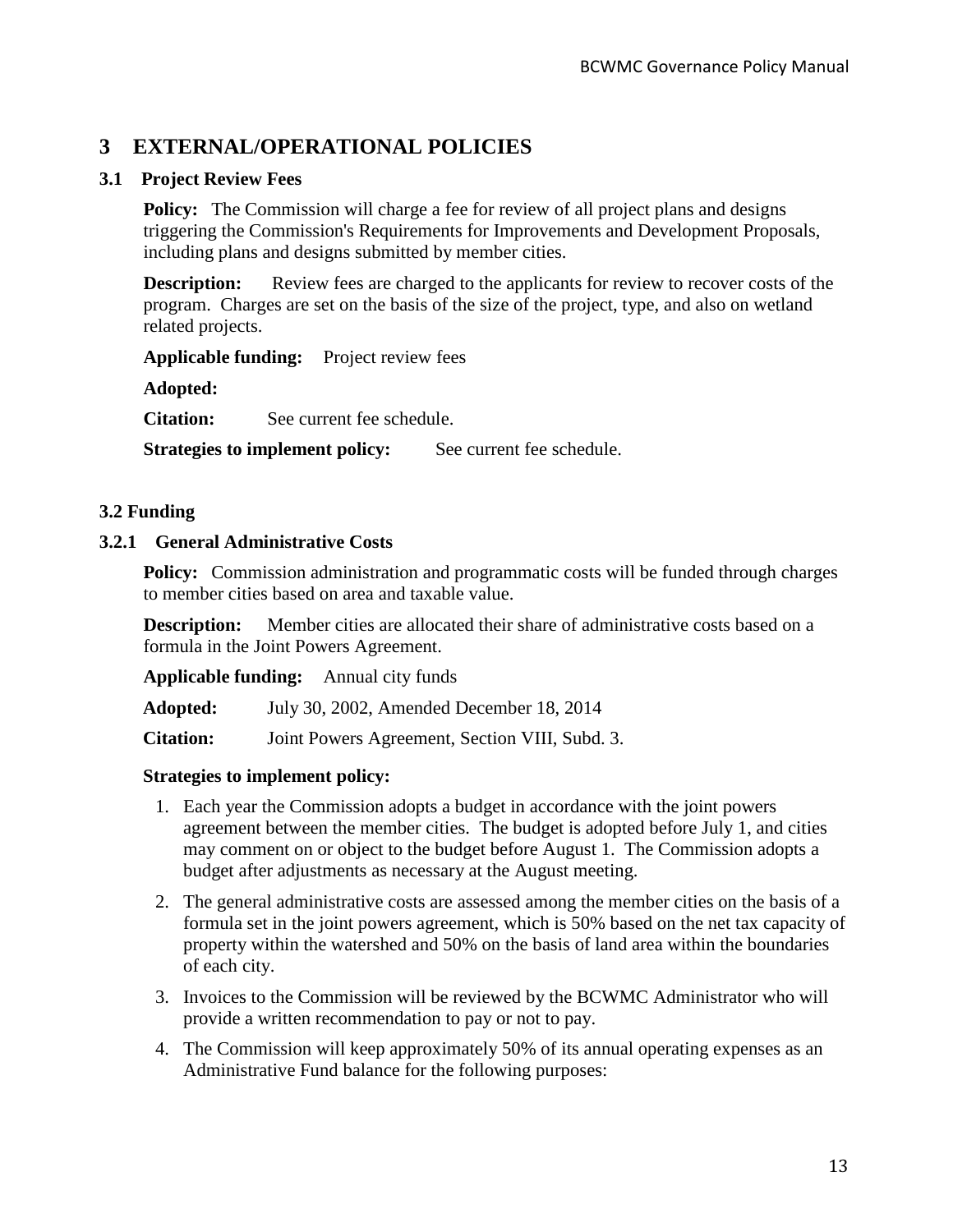# 3 EXTERNAL/OPERATIONAL POLICIES

## 3.1 Project Review Fees

**Policy:** The Commission will charge a fee for review of all project plans and designs triggering the Commission's Requirements for Improvements and Development Proposals, including plans and designs submitted by member cities.

**Description:** Review fees are charged to the applicants for review to recover costs of the program. Charges are set on the basis of the size of the project, type, and also on wetland related projects.

**Applicable funding:** Project review fees

**Adopted:**

**Citation:** See current fee schedule.

**Strategies to implement policy:** See current fee schedule.

## 3.2 Funding

### 3.2.1 General Administrative Costs

**Policy:** Commission administration and programmatic costs will be funded through charges to member cities based on area and taxable value.

**Description:** Member cities are allocated their share of administrative costs based on a formula in the Joint Powers Agreement.

**Applicable funding:** Annual city funds

**Adopted:** July 30, 2002, Amended December 18, 2014

**Citation:** Joint Powers Agreement, Section VIII, Subd. 3.

**Strategies to implement policy:**

1. Each year the Commission adopts a budget in accordance with the joint powers agreement between the member cities. The budget is adopted before July 1, and cities may comment on or object to the budget before August 1. The Commission adopts a budget after adjustments as necessary at the August meeting.
2. The general administrative costs are assessed among the member cities on the basis of a formula set in the joint powers agreement, which is 50% based on the net tax capacity of property within the watershed and 50% on the basis of land area within the boundaries of each city.
3. Invoices to the Commission will be reviewed by the BCWMC Administrator who will provide a written recommendation to pay or not to pay.
4. The Commission will keep approximately 50% of its annual operating expenses as an Administrative Fund balance for the following purposes: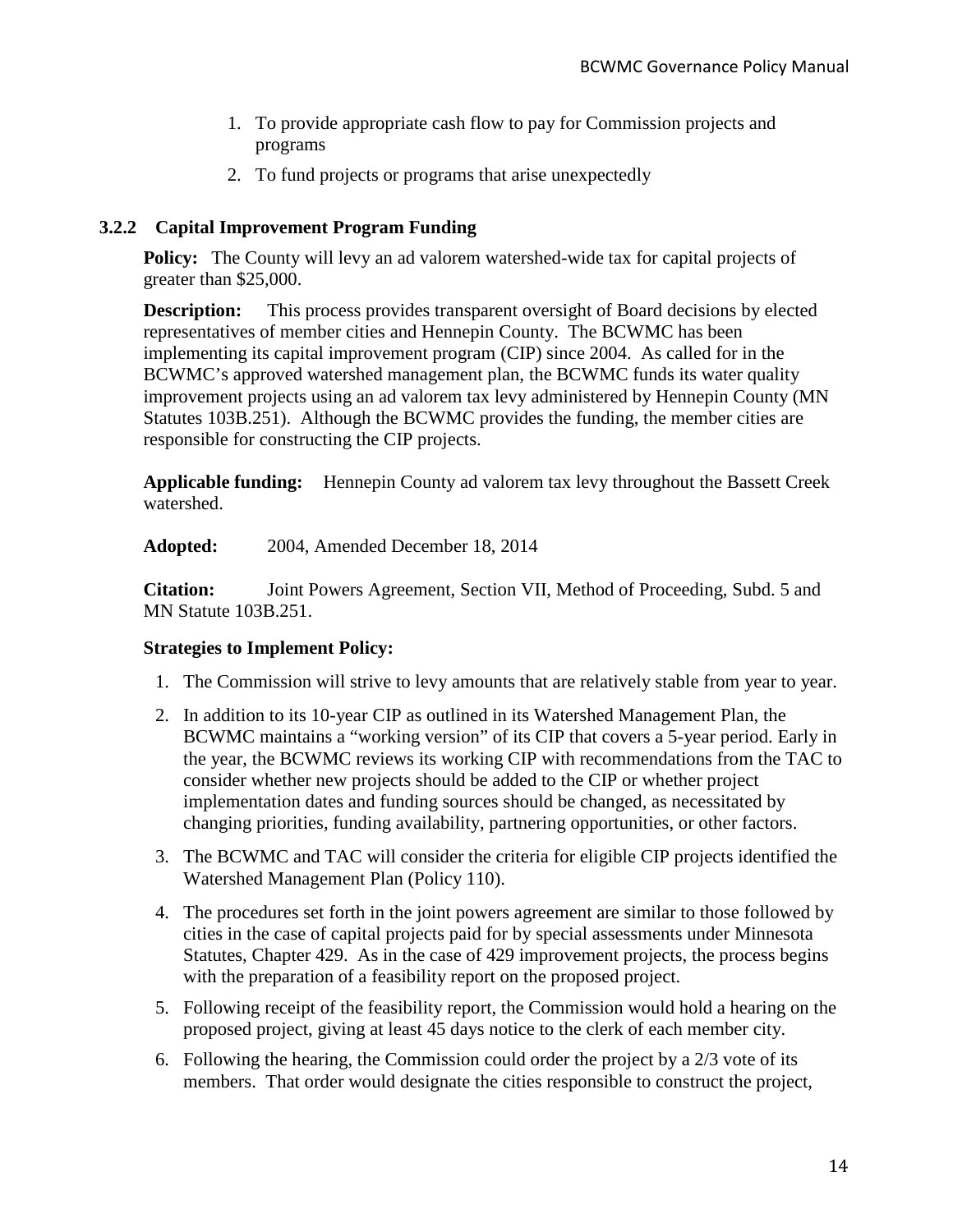1. To provide appropriate cash flow to pay for Commission projects and programs
2. To fund projects or programs that arise unexpectedly

### 3.2.2 Capital Improvement Program Funding

**Policy:** The County will levy an ad valorem watershed-wide tax for capital projects of greater than $25,000.

**Description:** This process provides transparent oversight of Board decisions by elected representatives of member cities and Hennepin County. The BCWMC has been implementing its capital improvement program (CIP) since 2004. As called for in the BCWMC's approved watershed management plan, the BCWMC funds its water quality improvement projects using an ad valorem tax levy administered by Hennepin County (MN Statutes 103B.251). Although the BCWMC provides the funding, the member cities are responsible for constructing the CIP projects.

**Applicable funding:** Hennepin County ad valorem tax levy throughout the Bassett Creek watershed.

**Adopted:** 2004, Amended December 18, 2014

**Citation:** Joint Powers Agreement, Section VII, Method of Proceeding, Subd. 5 and MN Statute 103B.251.

**Strategies to Implement Policy:**

1. The Commission will strive to levy amounts that are relatively stable from year to year.
2. In addition to its 10-year CIP as outlined in its Watershed Management Plan, the BCWMC maintains a "working version" of its CIP that covers a 5-year period. Early in the year, the BCWMC reviews its working CIP with recommendations from the TAC to consider whether new projects should be added to the CIP or whether project implementation dates and funding sources should be changed, as necessitated by changing priorities, funding availability, partnering opportunities, or other factors.
3. The BCWMC and TAC will consider the criteria for eligible CIP projects identified the Watershed Management Plan (Policy 110).
4. The procedures set forth in the joint powers agreement are similar to those followed by cities in the case of capital projects paid for by special assessments under Minnesota Statutes, Chapter 429. As in the case of 429 improvement projects, the process begins with the preparation of a feasibility report on the proposed project.
5. Following receipt of the feasibility report, the Commission would hold a hearing on the proposed project, giving at least 45 days notice to the clerk of each member city.
6. Following the hearing, the Commission could order the project by a 2/3 vote of its members. That order would designate the cities responsible to construct the project,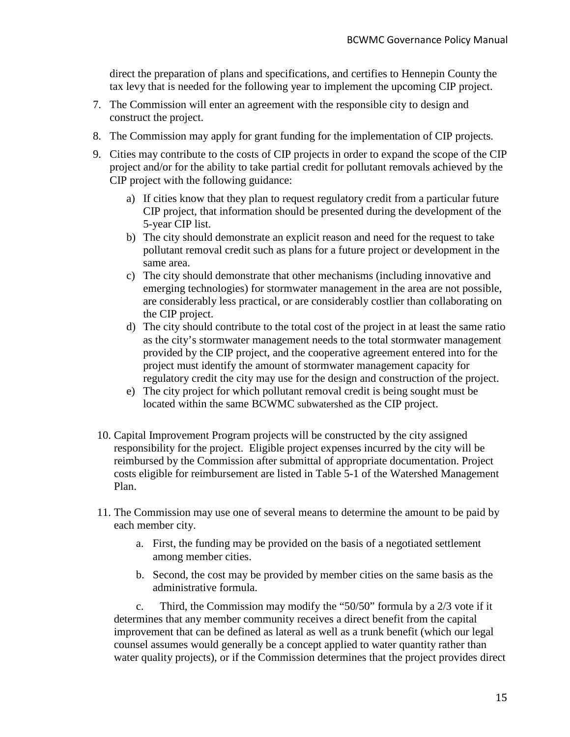direct the preparation of plans and specifications, and certifies to Hennepin County the tax levy that is needed for the following year to implement the upcoming CIP project.

7. The Commission will enter an agreement with the responsible city to design and construct the project.
8. The Commission may apply for grant funding for the implementation of CIP projects.
9. Cities may contribute to the costs of CIP projects in order to expand the scope of the CIP project and/or for the ability to take partial credit for pollutant removals achieved by the CIP project with the following guidance:
   a) If cities know that they plan to request regulatory credit from a particular future CIP project, that information should be presented during the development of the 5-year CIP list.
   b) The city should demonstrate an explicit reason and need for the request to take pollutant removal credit such as plans for a future project or development in the same area.
   c) The city should demonstrate that other mechanisms (including innovative and emerging technologies) for stormwater management in the area are not possible, are considerably less practical, or are considerably costlier than collaborating on the CIP project.
   d) The city should contribute to the total cost of the project in at least the same ratio as the city's stormwater management needs to the total stormwater management provided by the CIP project, and the cooperative agreement entered into for the project must identify the amount of stormwater management capacity for regulatory credit the city may use for the design and construction of the project.
   e) The city project for which pollutant removal credit is being sought must be located within the same BCWMC subwatershed as the CIP project.

10. Capital Improvement Program projects will be constructed by the city assigned responsibility for the project. Eligible project expenses incurred by the city will be reimbursed by the Commission after submittal of appropriate documentation. Project costs eligible for reimbursement are listed in Table 5-1 of the Watershed Management Plan.

11. The Commission may use one of several means to determine the amount to be paid by each member city.
    a. First, the funding may be provided on the basis of a negotiated settlement among member cities.
    b. Second, the cost may be provided by member cities on the same basis as the administrative formula.
    c. Third, the Commission may modify the "50/50" formula by a 2/3 vote if it determines that any member community receives a direct benefit from the capital improvement that can be defined as lateral as well as a trunk benefit (which our legal counsel assumes would generally be a concept applied to water quantity rather than water quality projects), or if the Commission determines that the project provides direct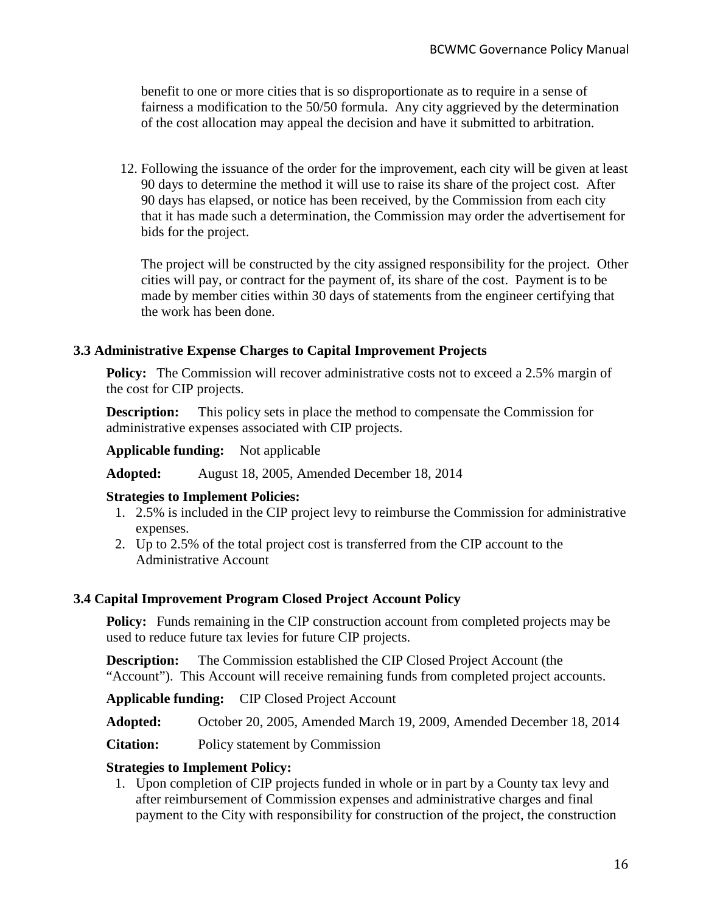benefit to one or more cities that is so disproportionate as to require in a sense of fairness a modification to the 50/50 formula. Any city aggrieved by the determination of the cost allocation may appeal the decision and have it submitted to arbitration.

12. Following the issuance of the order for the improvement, each city will be given at least 90 days to determine the method it will use to raise its share of the project cost. After 90 days has elapsed, or notice has been received, by the Commission from each city that it has made such a determination, the Commission may order the advertisement for bids for the project.

    The project will be constructed by the city assigned responsibility for the project. Other cities will pay, or contract for the payment of, its share of the cost. Payment is to be made by member cities within 30 days of statements from the engineer certifying that the work has been done.

### 3.3 Administrative Expense Charges to Capital Improvement Projects

**Policy:** The Commission will recover administrative costs not to exceed a 2.5% margin of the cost for CIP projects.

**Description:** This policy sets in place the method to compensate the Commission for administrative expenses associated with CIP projects.

**Applicable funding:** Not applicable

**Adopted:** August 18, 2005, Amended December 18, 2014

**Strategies to Implement Policies:**

1. 2.5% is included in the CIP project levy to reimburse the Commission for administrative expenses.
2. Up to 2.5% of the total project cost is transferred from the CIP account to the Administrative Account

### 3.4 Capital Improvement Program Closed Project Account Policy

**Policy:** Funds remaining in the CIP construction account from completed projects may be used to reduce future tax levies for future CIP projects.

**Description:** The Commission established the CIP Closed Project Account (the "Account"). This Account will receive remaining funds from completed project accounts.

**Applicable funding:** CIP Closed Project Account

**Adopted:** October 20, 2005, Amended March 19, 2009, Amended December 18, 2014

**Citation:** Policy statement by Commission

**Strategies to Implement Policy:**

1. Upon completion of CIP projects funded in whole or in part by a County tax levy and after reimbursement of Commission expenses and administrative charges and final payment to the City with responsibility for construction of the project, the construction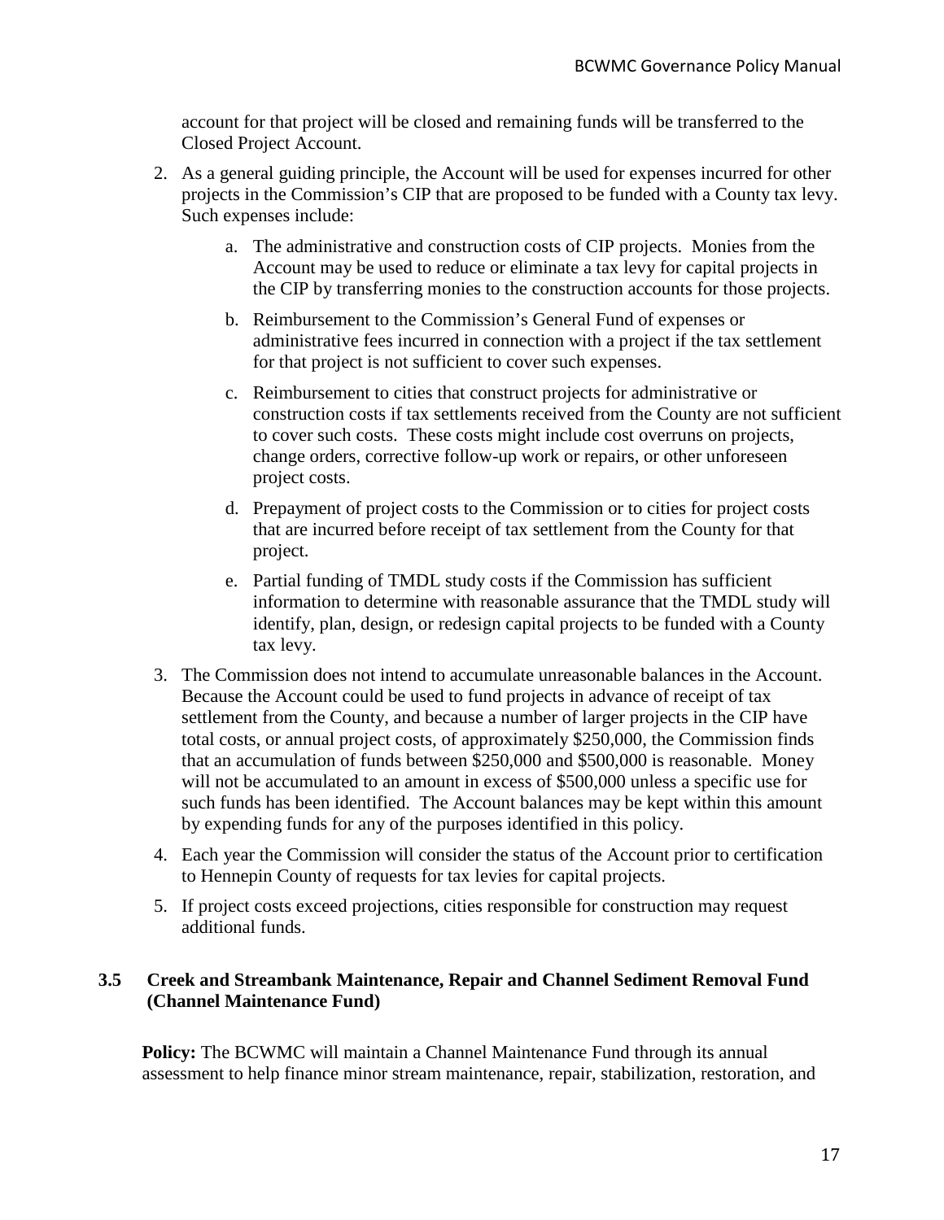account for that project will be closed and remaining funds will be transferred to the Closed Project Account.

2. As a general guiding principle, the Account will be used for expenses incurred for other projects in the Commission's CIP that are proposed to be funded with a County tax levy. Such expenses include:

    a. The administrative and construction costs of CIP projects. Monies from the Account may be used to reduce or eliminate a tax levy for capital projects in the CIP by transferring monies to the construction accounts for those projects.

    b. Reimbursement to the Commission's General Fund of expenses or administrative fees incurred in connection with a project if the tax settlement for that project is not sufficient to cover such expenses.

    c. Reimbursement to cities that construct projects for administrative or construction costs if tax settlements received from the County are not sufficient to cover such costs. These costs might include cost overruns on projects, change orders, corrective follow-up work or repairs, or other unforeseen project costs.

    d. Prepayment of project costs to the Commission or to cities for project costs that are incurred before receipt of tax settlement from the County for that project.

    e. Partial funding of TMDL study costs if the Commission has sufficient information to determine with reasonable assurance that the TMDL study will identify, plan, design, or redesign capital projects to be funded with a County tax levy.

3. The Commission does not intend to accumulate unreasonable balances in the Account. Because the Account could be used to fund projects in advance of receipt of tax settlement from the County, and because a number of larger projects in the CIP have total costs, or annual project costs, of approximately $250,000, the Commission finds that an accumulation of funds between $250,000 and $500,000 is reasonable. Money will not be accumulated to an amount in excess of $500,000 unless a specific use for such funds has been identified. The Account balances may be kept within this amount by expending funds for any of the purposes identified in this policy.

4. Each year the Commission will consider the status of the Account prior to certification to Hennepin County of requests for tax levies for capital projects.

5. If project costs exceed projections, cities responsible for construction may request additional funds.

### 3.5 Creek and Streambank Maintenance, Repair and Channel Sediment Removal Fund (Channel Maintenance Fund)

**Policy:** The BCWMC will maintain a Channel Maintenance Fund through its annual assessment to help finance minor stream maintenance, repair, stabilization, restoration, and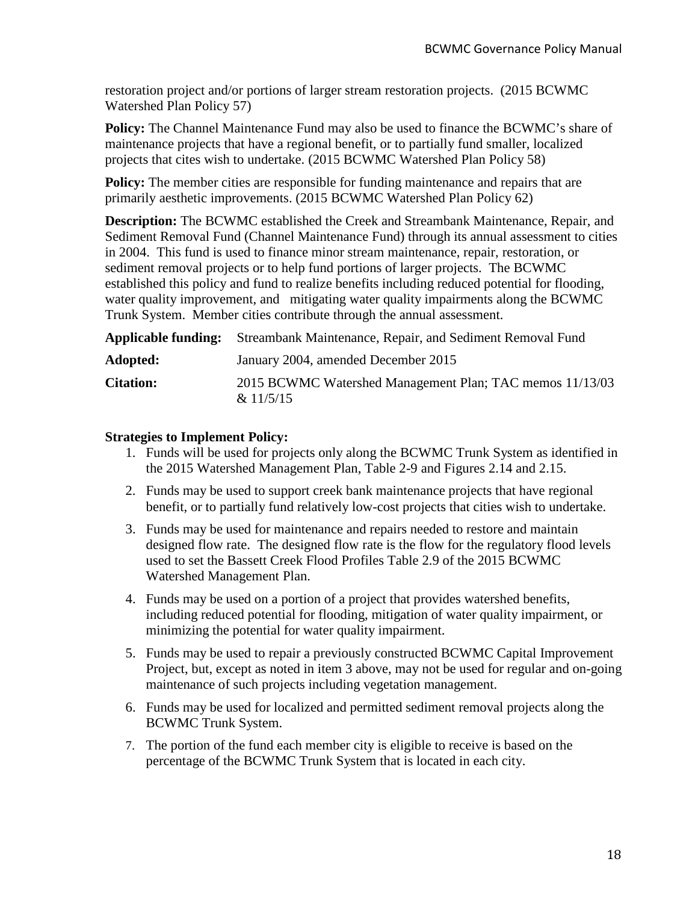restoration project and/or portions of larger stream restoration projects. (2015 BCWMC Watershed Plan Policy 57)

**Policy:** The Channel Maintenance Fund may also be used to finance the BCWMC's share of maintenance projects that have a regional benefit, or to partially fund smaller, localized projects that cites wish to undertake. (2015 BCWMC Watershed Plan Policy 58)

**Policy:** The member cities are responsible for funding maintenance and repairs that are primarily aesthetic improvements. (2015 BCWMC Watershed Plan Policy 62)

**Description:** The BCWMC established the Creek and Streambank Maintenance, Repair, and Sediment Removal Fund (Channel Maintenance Fund) through its annual assessment to cities in 2004. This fund is used to finance minor stream maintenance, repair, restoration, or sediment removal projects or to help fund portions of larger projects. The BCWMC established this policy and fund to realize benefits including reduced potential for flooding, water quality improvement, and mitigating water quality impairments along the BCWMC Trunk System. Member cities contribute through the annual assessment.

| | |
|---|---|
| **Applicable funding:** | Streambank Maintenance, Repair, and Sediment Removal Fund |
| **Adopted:** | January 2004, amended December 2015 |
| **Citation:** | 2015 BCWMC Watershed Management Plan; TAC memos 11/13/03 & 11/5/15 |

**Strategies to Implement Policy:**

1. Funds will be used for projects only along the BCWMC Trunk System as identified in the 2015 Watershed Management Plan, Table 2-9 and Figures 2.14 and 2.15.
2. Funds may be used to support creek bank maintenance projects that have regional benefit, or to partially fund relatively low-cost projects that cities wish to undertake.
3. Funds may be used for maintenance and repairs needed to restore and maintain designed flow rate. The designed flow rate is the flow for the regulatory flood levels used to set the Bassett Creek Flood Profiles Table 2.9 of the 2015 BCWMC Watershed Management Plan.
4. Funds may be used on a portion of a project that provides watershed benefits, including reduced potential for flooding, mitigation of water quality impairment, or minimizing the potential for water quality impairment.
5. Funds may be used to repair a previously constructed BCWMC Capital Improvement Project, but, except as noted in item 3 above, may not be used for regular and on-going maintenance of such projects including vegetation management.
6. Funds may be used for localized and permitted sediment removal projects along the BCWMC Trunk System.
7. The portion of the fund each member city is eligible to receive is based on the percentage of the BCWMC Trunk System that is located in each city.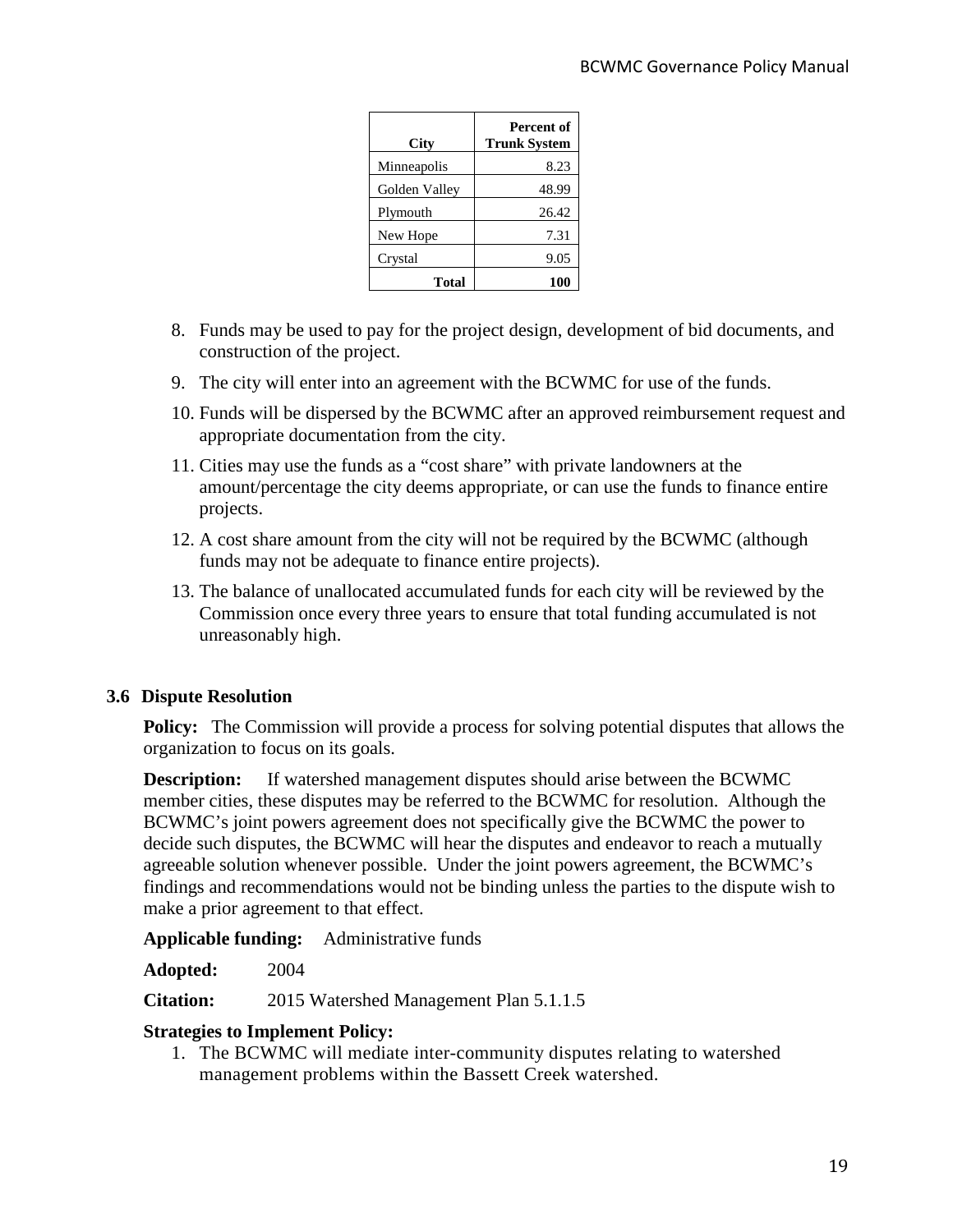| City | Percent of Trunk System |
|---|---|
| Minneapolis | 8.23 |
| Golden Valley | 48.99 |
| Plymouth | 26.42 |
| New Hope | 7.31 |
| Crystal | 9.05 |
| **Total** | **100** |

8. Funds may be used to pay for the project design, development of bid documents, and construction of the project.
9. The city will enter into an agreement with the BCWMC for use of the funds.
10. Funds will be dispersed by the BCWMC after an approved reimbursement request and appropriate documentation from the city.
11. Cities may use the funds as a "cost share" with private landowners at the amount/percentage the city deems appropriate, or can use the funds to finance entire projects.
12. A cost share amount from the city will not be required by the BCWMC (although funds may not be adequate to finance entire projects).
13. The balance of unallocated accumulated funds for each city will be reviewed by the Commission once every three years to ensure that total funding accumulated is not unreasonably high.

### 3.6 Dispute Resolution

**Policy:** The Commission will provide a process for solving potential disputes that allows the organization to focus on its goals.

**Description:** If watershed management disputes should arise between the BCWMC member cities, these disputes may be referred to the BCWMC for resolution. Although the BCWMC's joint powers agreement does not specifically give the BCWMC the power to decide such disputes, the BCWMC will hear the disputes and endeavor to reach a mutually agreeable solution whenever possible. Under the joint powers agreement, the BCWMC's findings and recommendations would not be binding unless the parties to the dispute wish to make a prior agreement to that effect.

**Applicable funding:** Administrative funds

**Adopted:** 2004

**Citation:** 2015 Watershed Management Plan 5.1.1.5

**Strategies to Implement Policy:**

1. The BCWMC will mediate inter-community disputes relating to watershed management problems within the Bassett Creek watershed.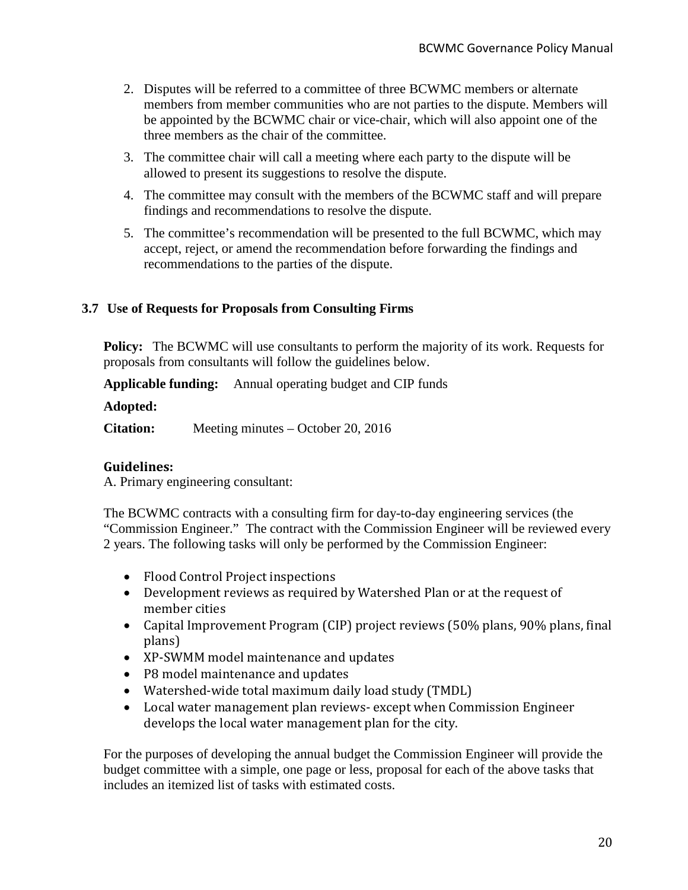2. Disputes will be referred to a committee of three BCWMC members or alternate members from member communities who are not parties to the dispute. Members will be appointed by the BCWMC chair or vice-chair, which will also appoint one of the three members as the chair of the committee.
3. The committee chair will call a meeting where each party to the dispute will be allowed to present its suggestions to resolve the dispute.
4. The committee may consult with the members of the BCWMC staff and will prepare findings and recommendations to resolve the dispute.
5. The committee's recommendation will be presented to the full BCWMC, which may accept, reject, or amend the recommendation before forwarding the findings and recommendations to the parties of the dispute.

### 3.7 Use of Requests for Proposals from Consulting Firms

**Policy:** The BCWMC will use consultants to perform the majority of its work. Requests for proposals from consultants will follow the guidelines below.

**Applicable funding:** Annual operating budget and CIP funds

**Adopted:**

**Citation:** Meeting minutes – October 20, 2016

**Guidelines:**

A. Primary engineering consultant:

The BCWMC contracts with a consulting firm for day-to-day engineering services (the "Commission Engineer." The contract with the Commission Engineer will be reviewed every 2 years. The following tasks will only be performed by the Commission Engineer:

- Flood Control Project inspections
- Development reviews as required by Watershed Plan or at the request of member cities
- Capital Improvement Program (CIP) project reviews (50% plans, 90% plans, final plans)
- XP-SWMM model maintenance and updates
- P8 model maintenance and updates
- Watershed-wide total maximum daily load study (TMDL)
- Local water management plan reviews- except when Commission Engineer develops the local water management plan for the city.

For the purposes of developing the annual budget the Commission Engineer will provide the budget committee with a simple, one page or less, proposal for each of the above tasks that includes an itemized list of tasks with estimated costs.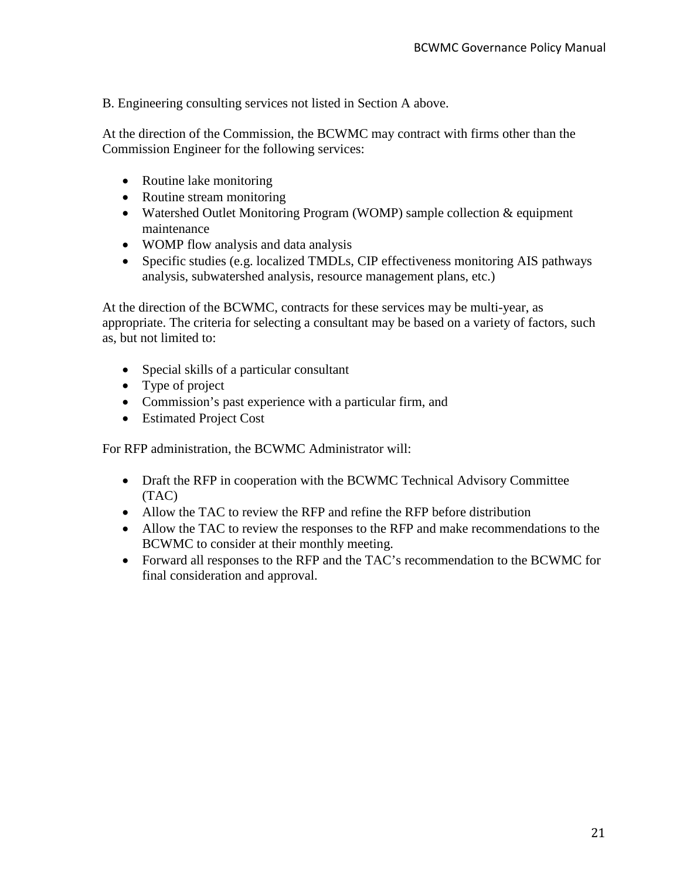B. Engineering consulting services not listed in Section A above.

At the direction of the Commission, the BCWMC may contract with firms other than the Commission Engineer for the following services:

- Routine lake monitoring
- Routine stream monitoring
- Watershed Outlet Monitoring Program (WOMP) sample collection & equipment maintenance
- WOMP flow analysis and data analysis
- Specific studies (e.g. localized TMDLs, CIP effectiveness monitoring AIS pathways analysis, subwatershed analysis, resource management plans, etc.)

At the direction of the BCWMC, contracts for these services may be multi-year, as appropriate. The criteria for selecting a consultant may be based on a variety of factors, such as, but not limited to:

- Special skills of a particular consultant
- Type of project
- Commission's past experience with a particular firm, and
- Estimated Project Cost

For RFP administration, the BCWMC Administrator will:

- Draft the RFP in cooperation with the BCWMC Technical Advisory Committee (TAC)
- Allow the TAC to review the RFP and refine the RFP before distribution
- Allow the TAC to review the responses to the RFP and make recommendations to the BCWMC to consider at their monthly meeting.
- Forward all responses to the RFP and the TAC's recommendation to the BCWMC for final consideration and approval.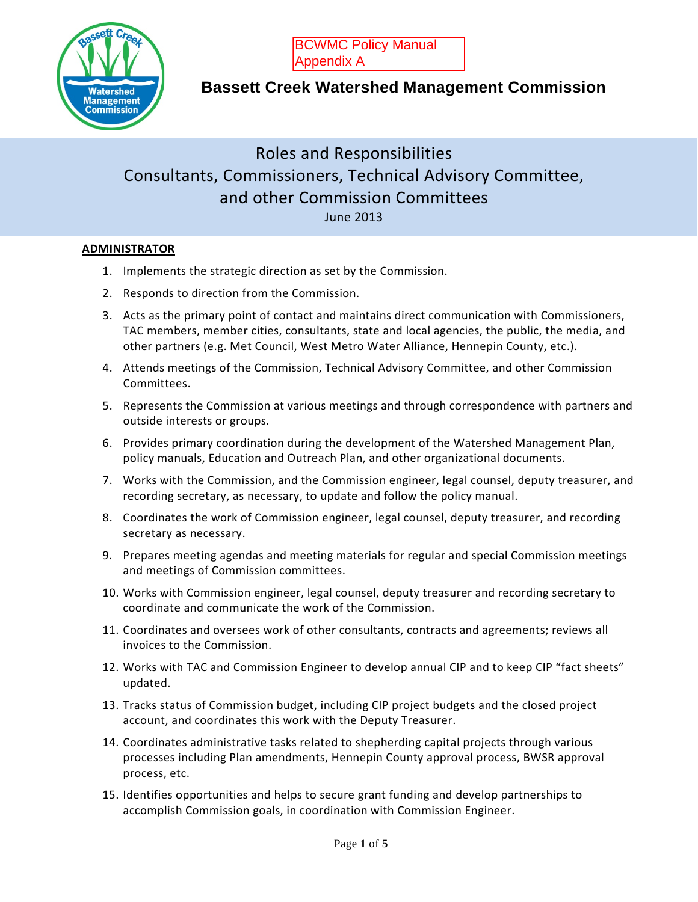BCWMC Policy Manual
Appendix A

# Bassett Creek Watershed Management Commission

## Roles and Responsibilities
## Consultants, Commissioners, Technical Advisory Committee, and other Commission Committees

June 2013

### ADMINISTRATOR

1. Implements the strategic direction as set by the Commission.
2. Responds to direction from the Commission.
3. Acts as the primary point of contact and maintains direct communication with Commissioners, TAC members, member cities, consultants, state and local agencies, the public, the media, and other partners (e.g. Met Council, West Metro Water Alliance, Hennepin County, etc.).
4. Attends meetings of the Commission, Technical Advisory Committee, and other Commission Committees.
5. Represents the Commission at various meetings and through correspondence with partners and outside interests or groups.
6. Provides primary coordination during the development of the Watershed Management Plan, policy manuals, Education and Outreach Plan, and other organizational documents.
7. Works with the Commission, and the Commission engineer, legal counsel, deputy treasurer, and recording secretary, as necessary, to update and follow the policy manual.
8. Coordinates the work of Commission engineer, legal counsel, deputy treasurer, and recording secretary as necessary.
9. Prepares meeting agendas and meeting materials for regular and special Commission meetings and meetings of Commission committees.
10. Works with Commission engineer, legal counsel, deputy treasurer and recording secretary to coordinate and communicate the work of the Commission.
11. Coordinates and oversees work of other consultants, contracts and agreements; reviews all invoices to the Commission.
12. Works with TAC and Commission Engineer to develop annual CIP and to keep CIP "fact sheets" updated.
13. Tracks status of Commission budget, including CIP project budgets and the closed project account, and coordinates this work with the Deputy Treasurer.
14. Coordinates administrative tasks related to shepherding capital projects through various processes including Plan amendments, Hennepin County approval process, BWSR approval process, etc.
15. Identifies opportunities and helps to secure grant funding and develop partnerships to accomplish Commission goals, in coordination with Commission Engineer.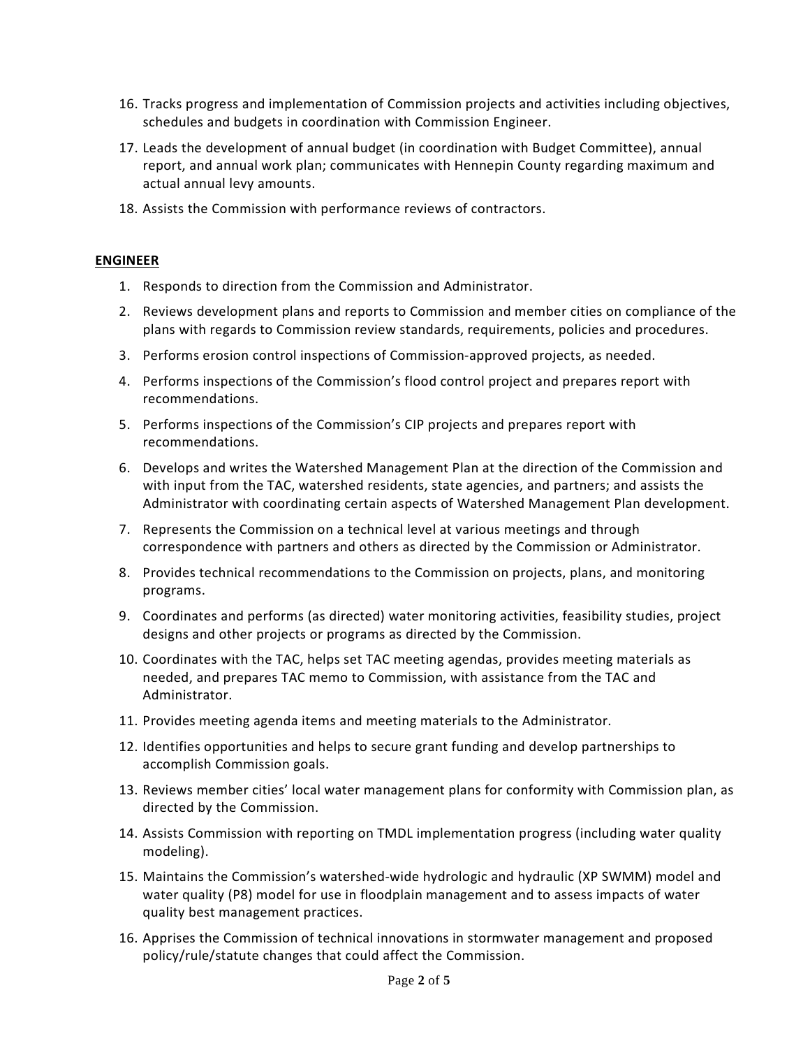16. Tracks progress and implementation of Commission projects and activities including objectives, schedules and budgets in coordination with Commission Engineer.
17. Leads the development of annual budget (in coordination with Budget Committee), annual report, and annual work plan; communicates with Hennepin County regarding maximum and actual annual levy amounts.
18. Assists the Commission with performance reviews of contractors.

**ENGINEER**

1. Responds to direction from the Commission and Administrator.
2. Reviews development plans and reports to Commission and member cities on compliance of the plans with regards to Commission review standards, requirements, policies and procedures.
3. Performs erosion control inspections of Commission-approved projects, as needed.
4. Performs inspections of the Commission's flood control project and prepares report with recommendations.
5. Performs inspections of the Commission's CIP projects and prepares report with recommendations.
6. Develops and writes the Watershed Management Plan at the direction of the Commission and with input from the TAC, watershed residents, state agencies, and partners; and assists the Administrator with coordinating certain aspects of Watershed Management Plan development.
7. Represents the Commission on a technical level at various meetings and through correspondence with partners and others as directed by the Commission or Administrator.
8. Provides technical recommendations to the Commission on projects, plans, and monitoring programs.
9. Coordinates and performs (as directed) water monitoring activities, feasibility studies, project designs and other projects or programs as directed by the Commission.
10. Coordinates with the TAC, helps set TAC meeting agendas, provides meeting materials as needed, and prepares TAC memo to Commission, with assistance from the TAC and Administrator.
11. Provides meeting agenda items and meeting materials to the Administrator.
12. Identifies opportunities and helps to secure grant funding and develop partnerships to accomplish Commission goals.
13. Reviews member cities' local water management plans for conformity with Commission plan, as directed by the Commission.
14. Assists Commission with reporting on TMDL implementation progress (including water quality modeling).
15. Maintains the Commission's watershed-wide hydrologic and hydraulic (XP SWMM) model and water quality (P8) model for use in floodplain management and to assess impacts of water quality best management practices.
16. Apprises the Commission of technical innovations in stormwater management and proposed policy/rule/statute changes that could affect the Commission.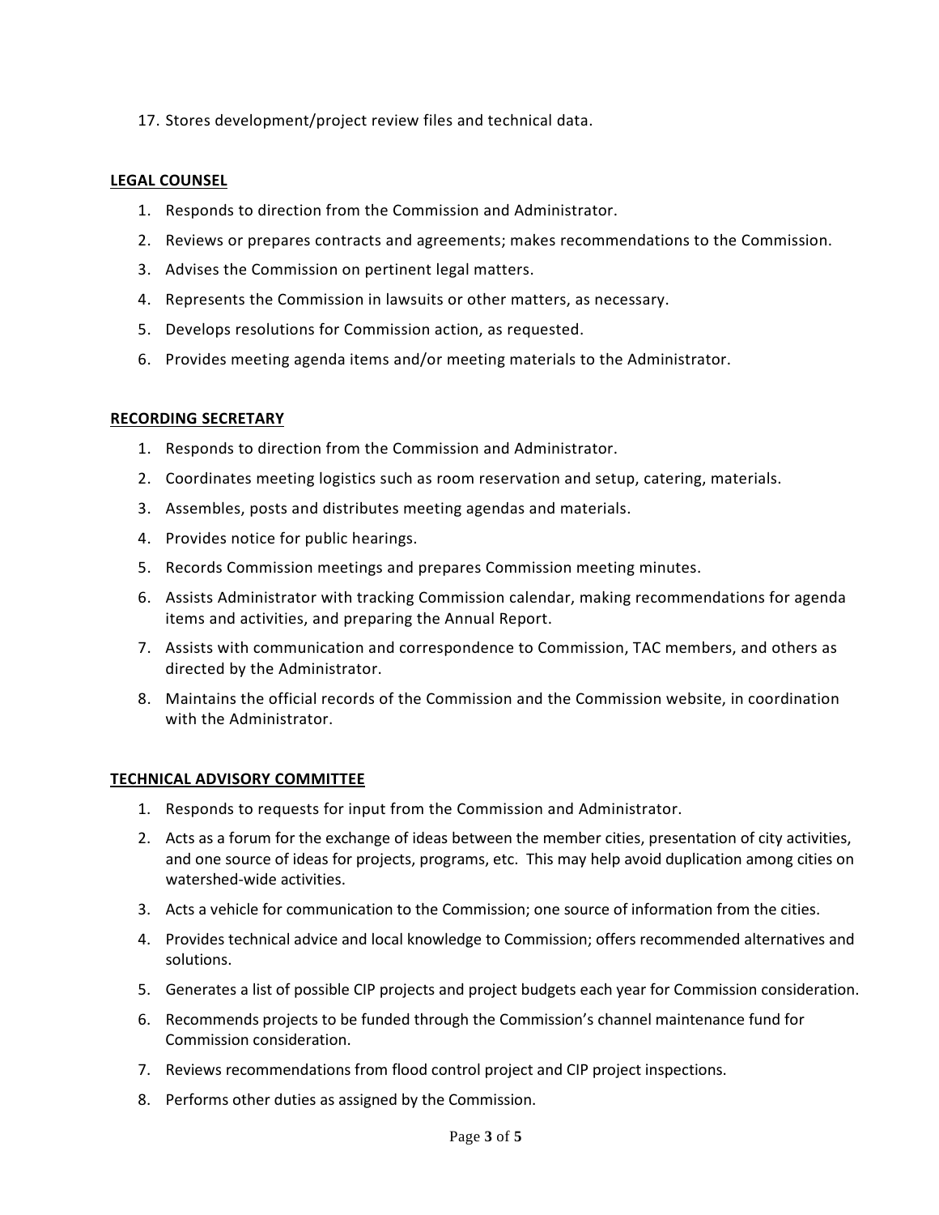17. Stores development/project review files and technical data.

**LEGAL COUNSEL**

1. Responds to direction from the Commission and Administrator.
2. Reviews or prepares contracts and agreements; makes recommendations to the Commission.
3. Advises the Commission on pertinent legal matters.
4. Represents the Commission in lawsuits or other matters, as necessary.
5. Develops resolutions for Commission action, as requested.
6. Provides meeting agenda items and/or meeting materials to the Administrator.

**RECORDING SECRETARY**

1. Responds to direction from the Commission and Administrator.
2. Coordinates meeting logistics such as room reservation and setup, catering, materials.
3. Assembles, posts and distributes meeting agendas and materials.
4. Provides notice for public hearings.
5. Records Commission meetings and prepares Commission meeting minutes.
6. Assists Administrator with tracking Commission calendar, making recommendations for agenda items and activities, and preparing the Annual Report.
7. Assists with communication and correspondence to Commission, TAC members, and others as directed by the Administrator.
8. Maintains the official records of the Commission and the Commission website, in coordination with the Administrator.

**TECHNICAL ADVISORY COMMITTEE**

1. Responds to requests for input from the Commission and Administrator.
2. Acts as a forum for the exchange of ideas between the member cities, presentation of city activities, and one source of ideas for projects, programs, etc. This may help avoid duplication among cities on watershed-wide activities.
3. Acts a vehicle for communication to the Commission; one source of information from the cities.
4. Provides technical advice and local knowledge to Commission; offers recommended alternatives and solutions.
5. Generates a list of possible CIP projects and project budgets each year for Commission consideration.
6. Recommends projects to be funded through the Commission's channel maintenance fund for Commission consideration.
7. Reviews recommendations from flood control project and CIP project inspections.
8. Performs other duties as assigned by the Commission.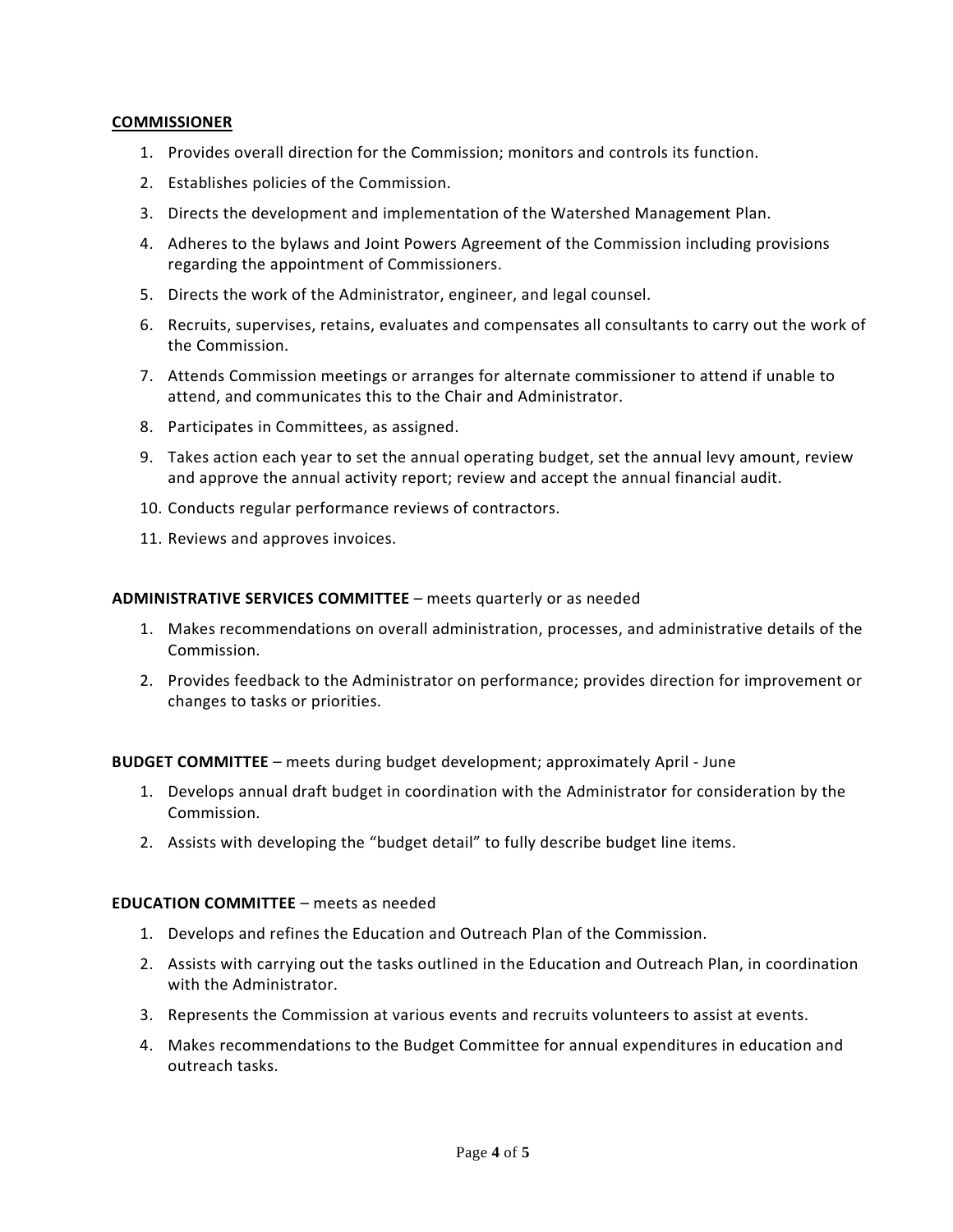**COMMISSIONER**

1. Provides overall direction for the Commission; monitors and controls its function.
2. Establishes policies of the Commission.
3. Directs the development and implementation of the Watershed Management Plan.
4. Adheres to the bylaws and Joint Powers Agreement of the Commission including provisions regarding the appointment of Commissioners.
5. Directs the work of the Administrator, engineer, and legal counsel.
6. Recruits, supervises, retains, evaluates and compensates all consultants to carry out the work of the Commission.
7. Attends Commission meetings or arranges for alternate commissioner to attend if unable to attend, and communicates this to the Chair and Administrator.
8. Participates in Committees, as assigned.
9. Takes action each year to set the annual operating budget, set the annual levy amount, review and approve the annual activity report; review and accept the annual financial audit.
10. Conducts regular performance reviews of contractors.
11. Reviews and approves invoices.

**ADMINISTRATIVE SERVICES COMMITTEE** – meets quarterly or as needed

1. Makes recommendations on overall administration, processes, and administrative details of the Commission.
2. Provides feedback to the Administrator on performance; provides direction for improvement or changes to tasks or priorities.

**BUDGET COMMITTEE** – meets during budget development; approximately April - June

1. Develops annual draft budget in coordination with the Administrator for consideration by the Commission.
2. Assists with developing the "budget detail" to fully describe budget line items.

**EDUCATION COMMITTEE** – meets as needed

1. Develops and refines the Education and Outreach Plan of the Commission.
2. Assists with carrying out the tasks outlined in the Education and Outreach Plan, in coordination with the Administrator.
3. Represents the Commission at various events and recruits volunteers to assist at events.
4. Makes recommendations to the Budget Committee for annual expenditures in education and outreach tasks.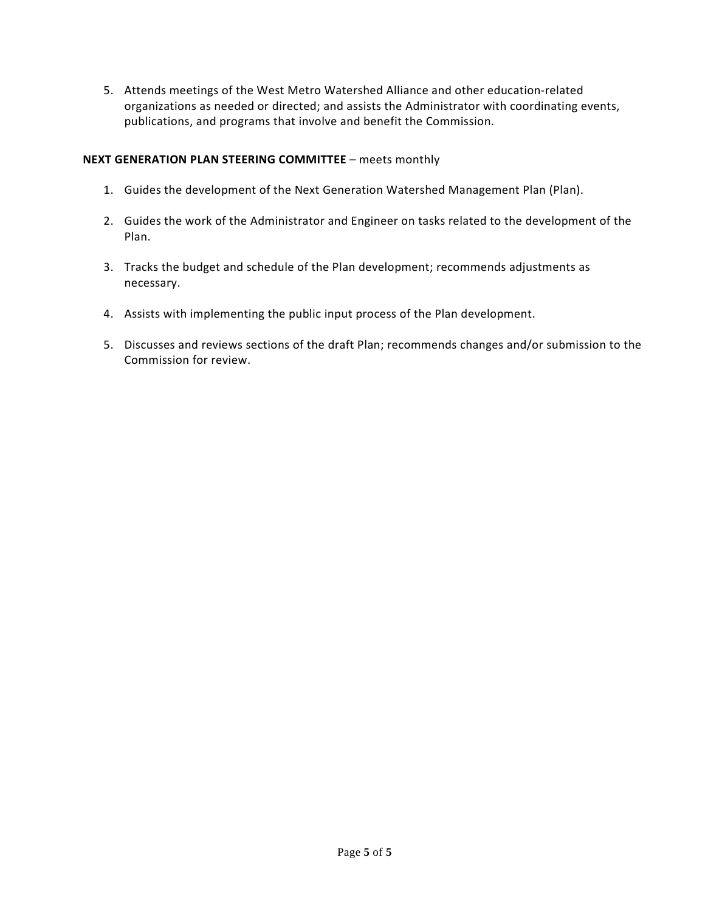5. Attends meetings of the West Metro Watershed Alliance and other education-related organizations as needed or directed; and assists the Administrator with coordinating events, publications, and programs that involve and benefit the Commission.

**NEXT GENERATION PLAN STEERING COMMITTEE** – meets monthly

1. Guides the development of the Next Generation Watershed Management Plan (Plan).

2. Guides the work of the Administrator and Engineer on tasks related to the development of the Plan.

3. Tracks the budget and schedule of the Plan development; recommends adjustments as necessary.

4. Assists with implementing the public input process of the Plan development.

5. Discusses and reviews sections of the draft Plan; recommends changes and/or submission to the Commission for review.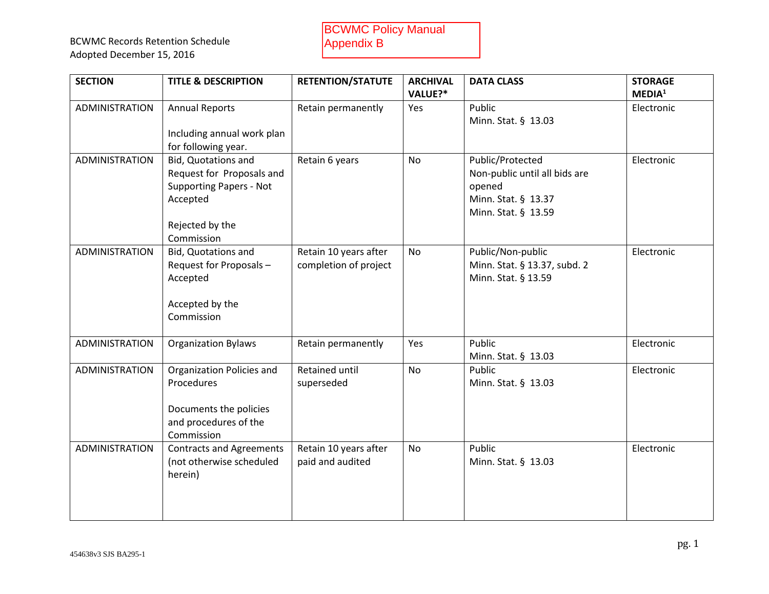BCWMC Records Retention Schedule
Adopted December 15, 2016

BCWMC Policy Manual
Appendix B

| SECTION | TITLE & DESCRIPTION | RETENTION/STATUTE | ARCHIVAL VALUE?* | DATA CLASS | STORAGE MEDIA[1] |
|---|---|---|---|---|---|
| ADMINISTRATION | Annual Reports<br><br>Including annual work plan for following year. | Retain permanently | Yes | Public<br>Minn. Stat. § 13.03 | Electronic |
| ADMINISTRATION | Bid, Quotations and Request for Proposals and Supporting Papers - Not Accepted<br><br>Rejected by the Commission | Retain 6 years | No | Public/Protected<br>Non-public until all bids are opened<br>Minn. Stat. § 13.37<br>Minn. Stat. § 13.59 | Electronic |
| ADMINISTRATION | Bid, Quotations and Request for Proposals – Accepted<br><br>Accepted by the Commission | Retain 10 years after completion of project | No | Public/Non-public<br>Minn. Stat. § 13.37, subd. 2<br>Minn. Stat. § 13.59 | Electronic |
| ADMINISTRATION | Organization Bylaws | Retain permanently | Yes | Public<br>Minn. Stat. § 13.03 | Electronic |
| ADMINISTRATION | Organization Policies and Procedures<br><br>Documents the policies and procedures of the Commission | Retained until superseded | No | Public<br>Minn. Stat. § 13.03 | Electronic |
| ADMINISTRATION | Contracts and Agreements (not otherwise scheduled herein) | Retain 10 years after paid and audited | No | Public<br>Minn. Stat. § 13.03 | Electronic |

454638v3 SJS BA295-1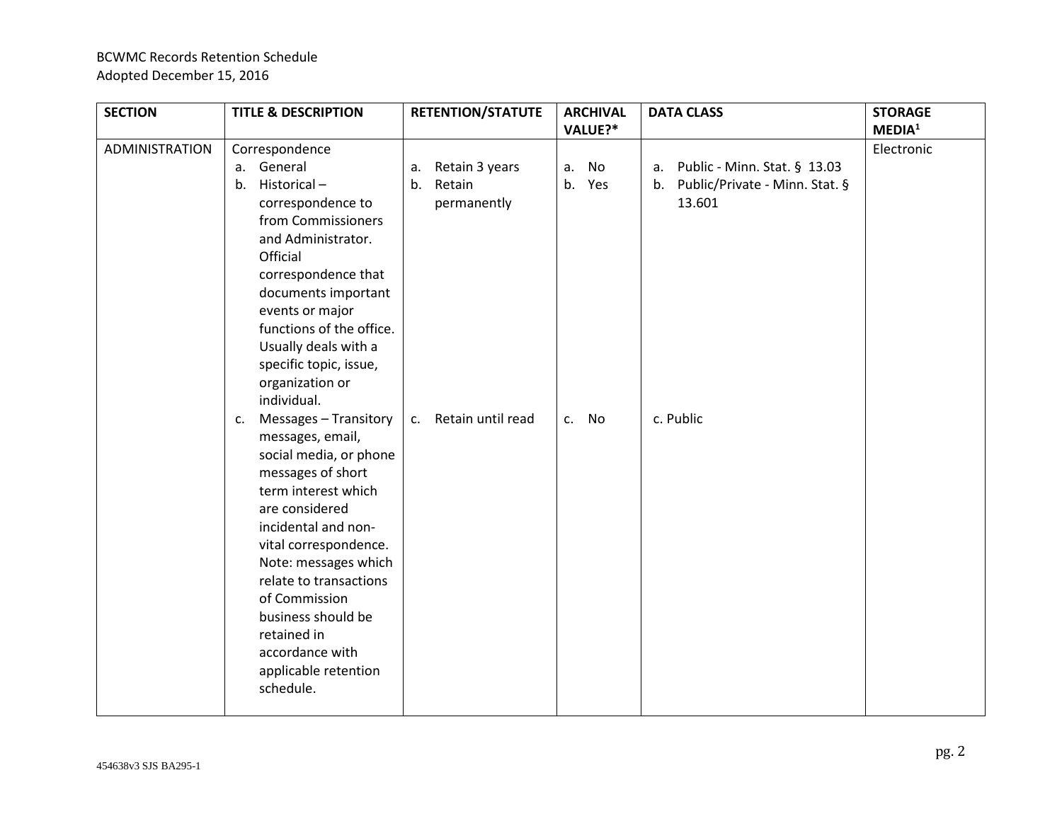BCWMC Records Retention Schedule
Adopted December 15, 2016

| SECTION | TITLE & DESCRIPTION | RETENTION/STATUTE | ARCHIVAL VALUE?* | DATA CLASS | STORAGE MEDIA[1] |
|---|---|---|---|---|---|
| ADMINISTRATION | Correspondence<br>a. General<br>b. Historical – correspondence to from Commissioners and Administrator. Official correspondence that documents important events or major functions of the office. Usually deals with a specific topic, issue, organization or individual.<br>c. Messages – Transitory messages, email, social media, or phone messages of short term interest which are considered incidental and non-vital correspondence. Note: messages which relate to transactions of Commission business should be retained in accordance with applicable retention schedule. | a. Retain 3 years<br>b. Retain permanently<br>c. Retain until read | a. No<br>b. Yes<br>c. No | a. Public - Minn. Stat. § 13.03<br>b. Public/Private - Minn. Stat. § 13.601<br>c. Public | Electronic |

454638v3 SJS BA295-1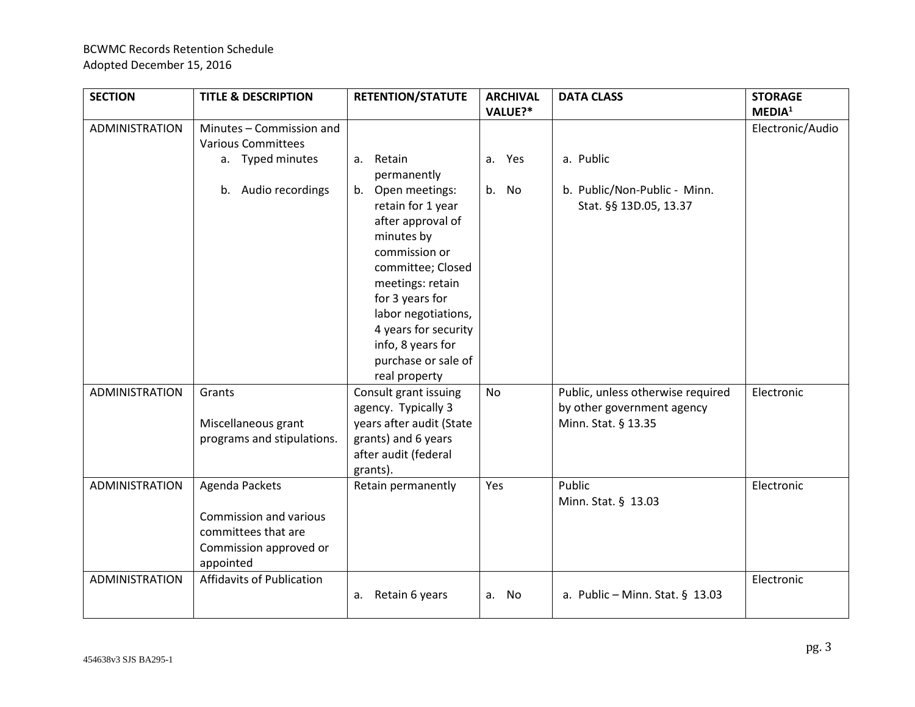BCWMC Records Retention Schedule
Adopted December 15, 2016

| SECTION | TITLE & DESCRIPTION | RETENTION/STATUTE | ARCHIVAL VALUE?* | DATA CLASS | STORAGE MEDIA[1] |
|---|---|---|---|---|---|
| ADMINISTRATION | Minutes – Commission and Various Committees<br>a. Typed minutes<br>b. Audio recordings | a. Retain permanently<br>b. Open meetings: retain for 1 year after approval of minutes by commission or committee; Closed meetings: retain for 3 years for labor negotiations, 4 years for security info, 8 years for purchase or sale of real property | a. Yes<br>b. No | a. Public<br>b. Public/Non-Public - Minn. Stat. §§ 13D.05, 13.37 | Electronic/Audio |
| ADMINISTRATION | Grants<br><br>Miscellaneous grant programs and stipulations. | Consult grant issuing agency. Typically 3 years after audit (State grants) and 6 years after audit (federal grants). | No | Public, unless otherwise required by other government agency Minn. Stat. § 13.35 | Electronic |
| ADMINISTRATION | Agenda Packets<br><br>Commission and various committees that are Commission approved or appointed | Retain permanently | Yes | Public<br>Minn. Stat. § 13.03 | Electronic |
| ADMINISTRATION | Affidavits of Publication | a. Retain 6 years | a. No | a. Public – Minn. Stat. § 13.03 | Electronic |

454638v3 SJS BA295-1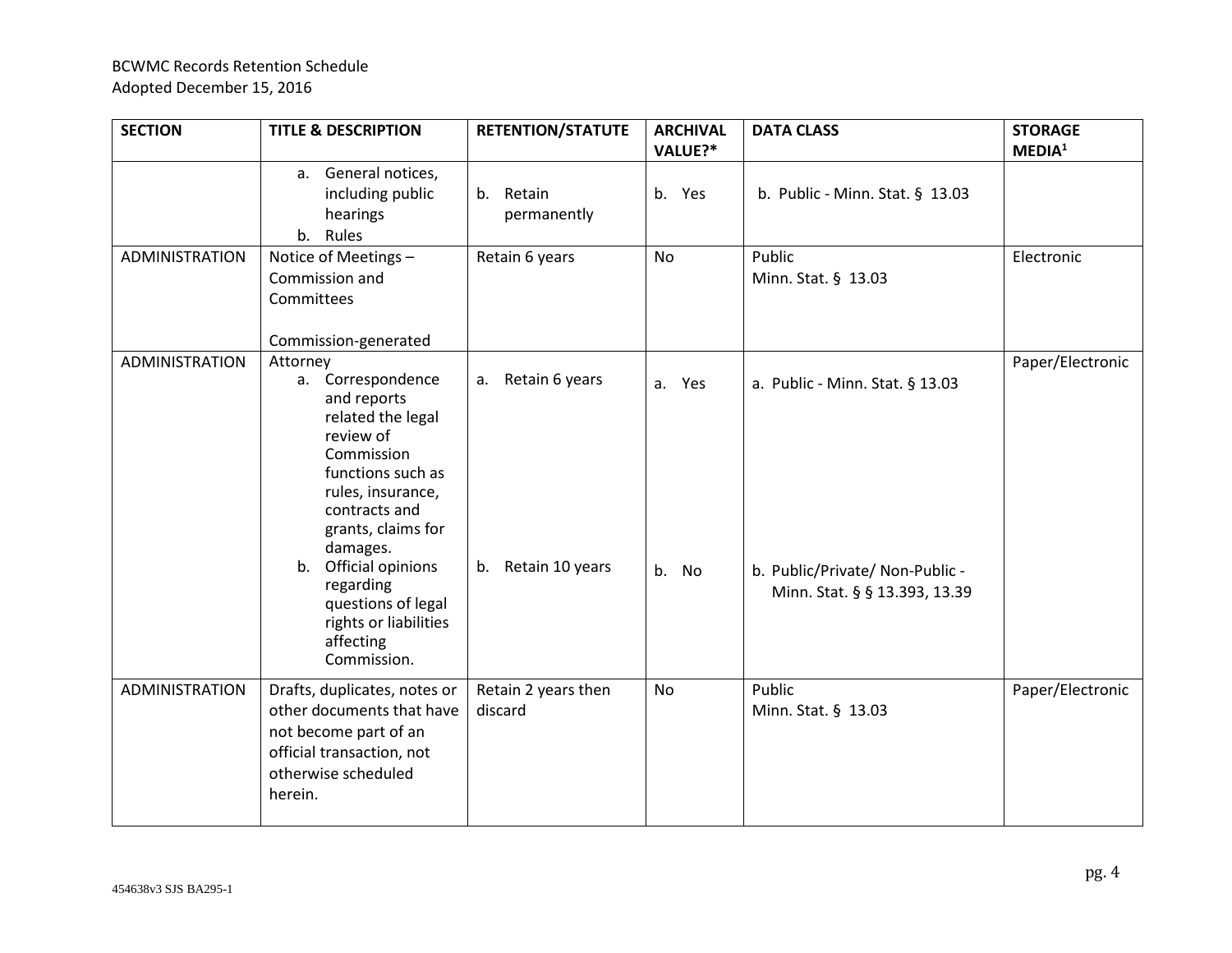| SECTION | TITLE & DESCRIPTION | RETENTION/STATUTE | ARCHIVAL VALUE?* | DATA CLASS | STORAGE MEDIA[1] |
|---|---|---|---|---|---|
| | a. General notices, including public hearings<br>b. Rules | b. Retain permanently | b. Yes | b. Public - Minn. Stat. § 13.03 | |
| ADMINISTRATION | Notice of Meetings – Commission and Committees<br><br>Commission-generated | Retain 6 years | No | Public<br>Minn. Stat. § 13.03 | Electronic |
| ADMINISTRATION | Attorney<br>a. Correspondence and reports related the legal review of Commission functions such as rules, insurance, contracts and grants, claims for damages.<br>b. Official opinions regarding questions of legal rights or liabilities affecting Commission. | a. Retain 6 years<br><br>b. Retain 10 years | a. Yes<br><br>b. No | a. Public - Minn. Stat. § 13.03<br><br>b. Public/Private/ Non-Public - Minn. Stat. § § 13.393, 13.39 | Paper/Electronic |
| ADMINISTRATION | Drafts, duplicates, notes or other documents that have not become part of an official transaction, not otherwise scheduled herein. | Retain 2 years then discard | No | Public<br>Minn. Stat. § 13.03 | Paper/Electronic |

454638v3 SJS BA295-1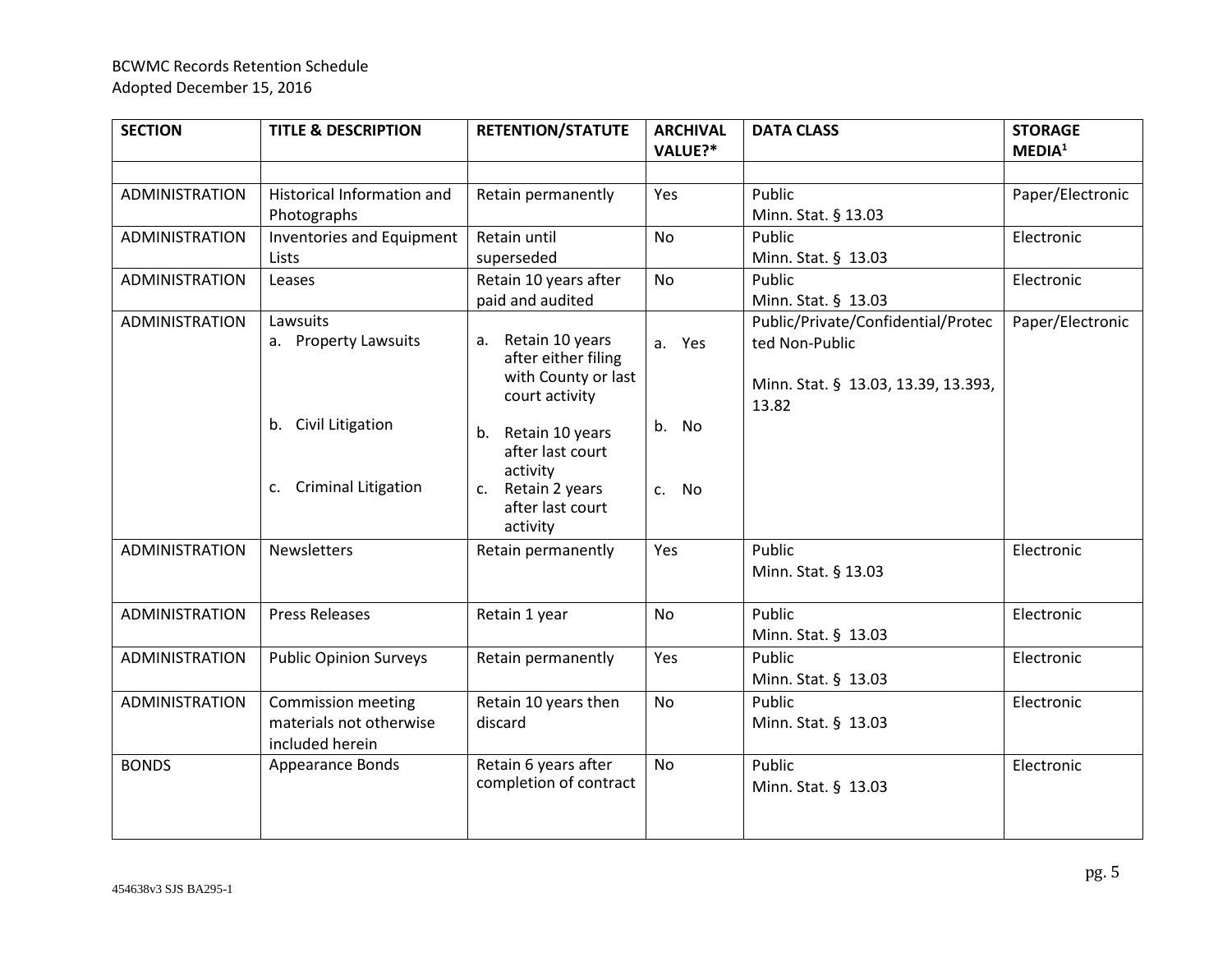BCWMC Records Retention Schedule
Adopted December 15, 2016

| SECTION | TITLE & DESCRIPTION | RETENTION/STATUTE | ARCHIVAL VALUE?* | DATA CLASS | STORAGE MEDIA[1] |
|---|---|---|---|---|---|
| | | | | | |
| ADMINISTRATION | Historical Information and Photographs | Retain permanently | Yes | Public<br>Minn. Stat. § 13.03 | Paper/Electronic |
| ADMINISTRATION | Inventories and Equipment Lists | Retain until superseded | No | Public<br>Minn. Stat. § 13.03 | Electronic |
| ADMINISTRATION | Leases | Retain 10 years after paid and audited | No | Public<br>Minn. Stat. § 13.03 | Electronic |
| ADMINISTRATION | Lawsuits<br>a. Property Lawsuits<br>b. Civil Litigation<br>c. Criminal Litigation | a. Retain 10 years after either filing with County or last court activity<br>b. Retain 10 years after last court activity<br>c. Retain 2 years after last court activity | a. Yes<br>b. No<br>c. No | Public/Private/Confidential/Protected Non-Public<br>Minn. Stat. § 13.03, 13.39, 13.393, 13.82 | Paper/Electronic |
| ADMINISTRATION | Newsletters | Retain permanently | Yes | Public<br>Minn. Stat. § 13.03 | Electronic |
| ADMINISTRATION | Press Releases | Retain 1 year | No | Public<br>Minn. Stat. § 13.03 | Electronic |
| ADMINISTRATION | Public Opinion Surveys | Retain permanently | Yes | Public<br>Minn. Stat. § 13.03 | Electronic |
| ADMINISTRATION | Commission meeting materials not otherwise included herein | Retain 10 years then discard | No | Public<br>Minn. Stat. § 13.03 | Electronic |
| BONDS | Appearance Bonds | Retain 6 years after completion of contract | No | Public<br>Minn. Stat. § 13.03 | Electronic |

454638v3 SJS BA295-1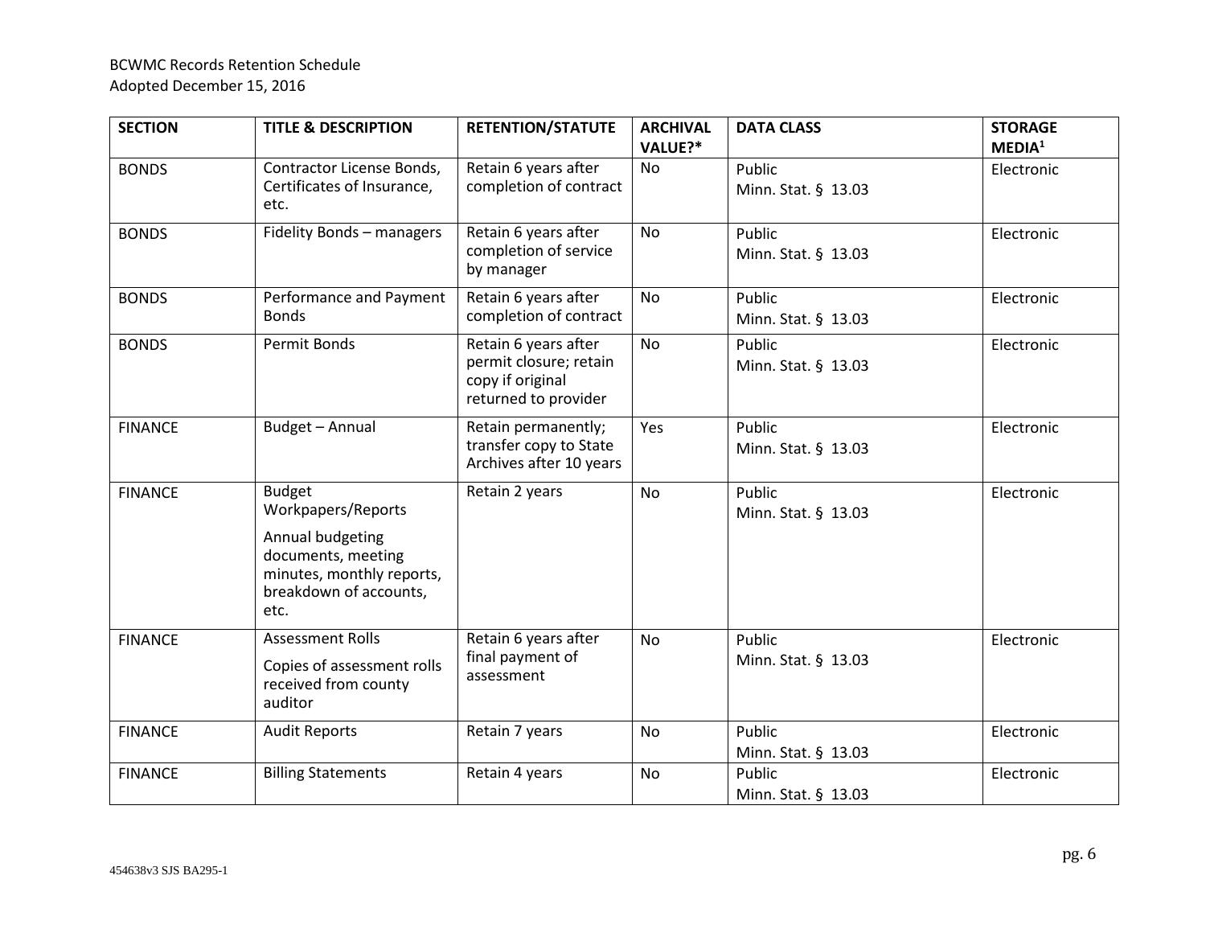| SECTION | TITLE & DESCRIPTION | RETENTION/STATUTE | ARCHIVAL VALUE?* | DATA CLASS | STORAGE MEDIA[1] |
|---|---|---|---|---|---|
| BONDS | Contractor License Bonds, Certificates of Insurance, etc. | Retain 6 years after completion of contract | No | Public<br>Minn. Stat. § 13.03 | Electronic |
| BONDS | Fidelity Bonds – managers | Retain 6 years after completion of service by manager | No | Public<br>Minn. Stat. § 13.03 | Electronic |
| BONDS | Performance and Payment Bonds | Retain 6 years after completion of contract | No | Public<br>Minn. Stat. § 13.03 | Electronic |
| BONDS | Permit Bonds | Retain 6 years after permit closure; retain copy if original returned to provider | No | Public<br>Minn. Stat. § 13.03 | Electronic |
| FINANCE | Budget – Annual | Retain permanently; transfer copy to State Archives after 10 years | Yes | Public<br>Minn. Stat. § 13.03 | Electronic |
| FINANCE | Budget Workpapers/Reports<br><br>Annual budgeting documents, meeting minutes, monthly reports, breakdown of accounts, etc. | Retain 2 years | No | Public<br>Minn. Stat. § 13.03 | Electronic |
| FINANCE | Assessment Rolls<br><br>Copies of assessment rolls received from county auditor | Retain 6 years after final payment of assessment | No | Public<br>Minn. Stat. § 13.03 | Electronic |
| FINANCE | Audit Reports | Retain 7 years | No | Public<br>Minn. Stat. § 13.03 | Electronic |
| FINANCE | Billing Statements | Retain 4 years | No | Public<br>Minn. Stat. § 13.03 | Electronic |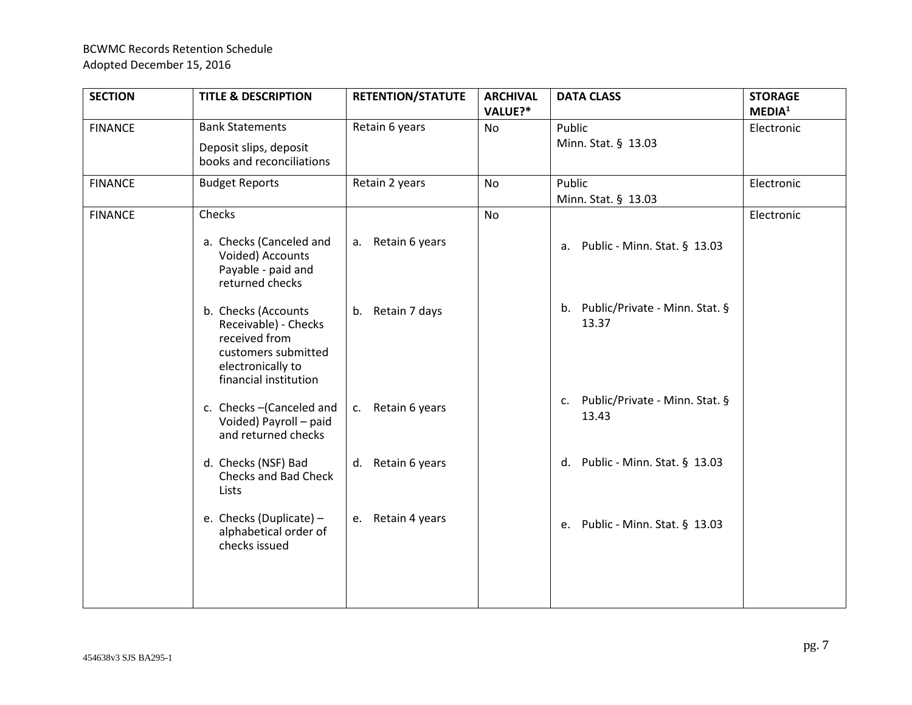| SECTION | TITLE & DESCRIPTION | RETENTION/STATUTE | ARCHIVAL VALUE?* | DATA CLASS | STORAGE MEDIA[1] |
|---|---|---|---|---|---|
| FINANCE | Bank Statements<br>Deposit slips, deposit books and reconciliations | Retain 6 years | No | Public<br>Minn. Stat. § 13.03 | Electronic |
| FINANCE | Budget Reports | Retain 2 years | No | Public<br>Minn. Stat. § 13.03 | Electronic |
| FINANCE | Checks<br>a. Checks (Canceled and Voided) Accounts Payable - paid and returned checks<br>b. Checks (Accounts Receivable) - Checks received from customers submitted electronically to financial institution<br>c. Checks –(Canceled and Voided) Payroll – paid and returned checks<br>d. Checks (NSF) Bad Checks and Bad Check Lists<br>e. Checks (Duplicate) – alphabetical order of checks issued | a. Retain 6 years<br>b. Retain 7 days<br>c. Retain 6 years<br>d. Retain 6 years<br>e. Retain 4 years | No | a. Public - Minn. Stat. § 13.03<br>b. Public/Private - Minn. Stat. § 13.37<br>c. Public/Private - Minn. Stat. § 13.43<br>d. Public - Minn. Stat. § 13.03<br>e. Public - Minn. Stat. § 13.03 | Electronic |

454638v3 SJS BA295-1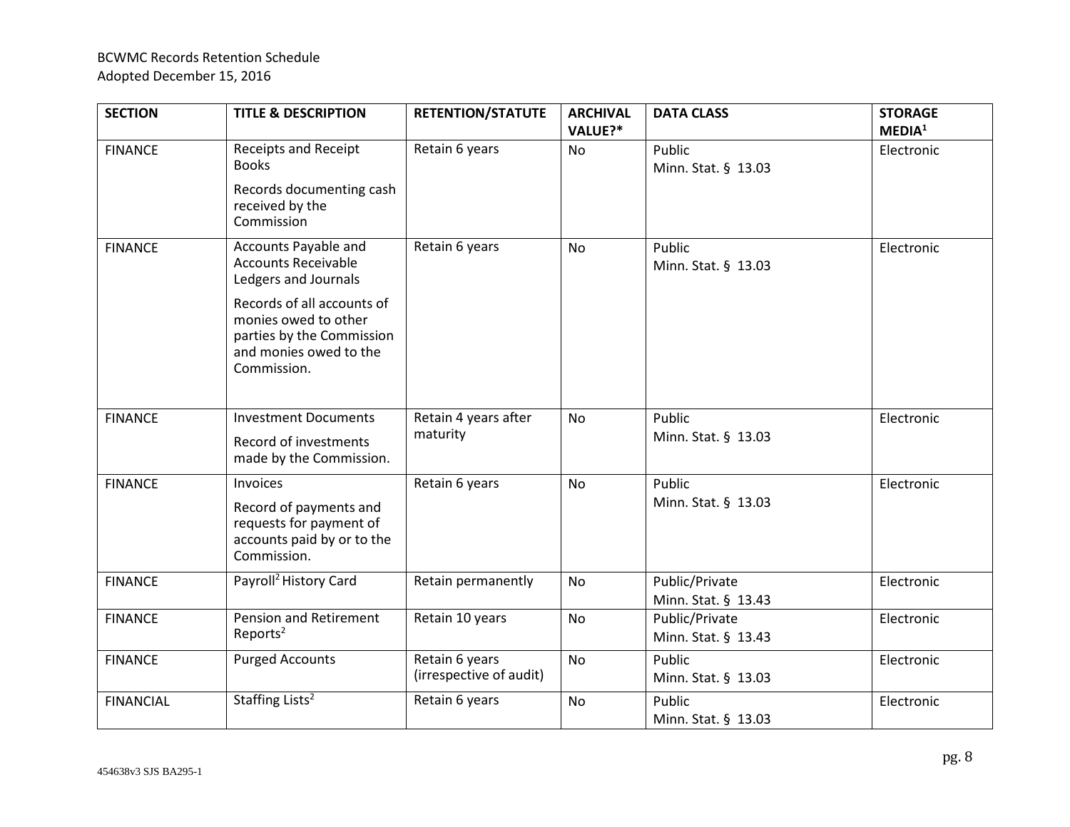| SECTION | TITLE & DESCRIPTION | RETENTION/STATUTE | ARCHIVAL VALUE?* | DATA CLASS | STORAGE MEDIA[1] |
|---|---|---|---|---|---|
| FINANCE | Receipts and Receipt Books<br><br>Records documenting cash received by the Commission | Retain 6 years | No | Public<br>Minn. Stat. § 13.03 | Electronic |
| FINANCE | Accounts Payable and Accounts Receivable Ledgers and Journals<br><br>Records of all accounts of monies owed to other parties by the Commission and monies owed to the Commission. | Retain 6 years | No | Public<br>Minn. Stat. § 13.03 | Electronic |
| FINANCE | Investment Documents<br><br>Record of investments made by the Commission. | Retain 4 years after maturity | No | Public<br>Minn. Stat. § 13.03 | Electronic |
| FINANCE | Invoices<br><br>Record of payments and requests for payment of accounts paid by or to the Commission. | Retain 6 years | No | Public<br>Minn. Stat. § 13.03 | Electronic |
| FINANCE | Payroll[2] History Card | Retain permanently | No | Public/Private<br>Minn. Stat. § 13.43 | Electronic |
| FINANCE | Pension and Retirement Reports[2] | Retain 10 years | No | Public/Private<br>Minn. Stat. § 13.43 | Electronic |
| FINANCE | Purged Accounts | Retain 6 years (irrespective of audit) | No | Public<br>Minn. Stat. § 13.03 | Electronic |
| FINANCIAL | Staffing Lists[2] | Retain 6 years | No | Public<br>Minn. Stat. § 13.03 | Electronic |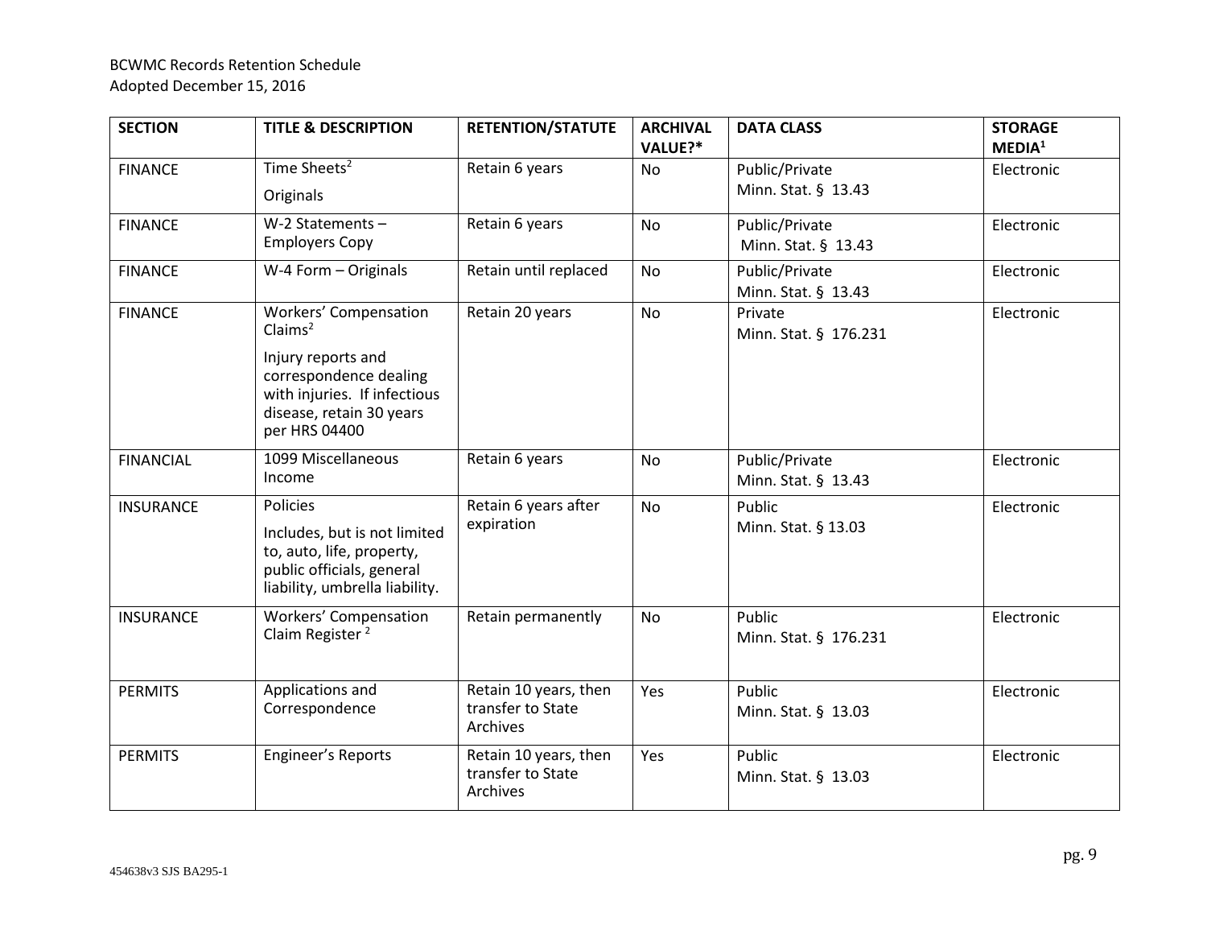| SECTION | TITLE & DESCRIPTION | RETENTION/STATUTE | ARCHIVAL VALUE?* | DATA CLASS | STORAGE MEDIA[1] |
|---|---|---|---|---|---|
| FINANCE | Time Sheets[2] Originals | Retain 6 years | No | Public/Private Minn. Stat. § 13.43 | Electronic |
| FINANCE | W-2 Statements – Employers Copy | Retain 6 years | No | Public/Private Minn. Stat. § 13.43 | Electronic |
| FINANCE | W-4 Form – Originals | Retain until replaced | No | Public/Private Minn. Stat. § 13.43 | Electronic |
| FINANCE | Workers' Compensation Claims[2] Injury reports and correspondence dealing with injuries. If infectious disease, retain 30 years per HRS 04400 | Retain 20 years | No | Private Minn. Stat. § 176.231 | Electronic |
| FINANCIAL | 1099 Miscellaneous Income | Retain 6 years | No | Public/Private Minn. Stat. § 13.43 | Electronic |
| INSURANCE | Policies Includes, but is not limited to, auto, life, property, public officials, general liability, umbrella liability. | Retain 6 years after expiration | No | Public Minn. Stat. § 13.03 | Electronic |
| INSURANCE | Workers' Compensation Claim Register [2] | Retain permanently | No | Public Minn. Stat. § 176.231 | Electronic |
| PERMITS | Applications and Correspondence | Retain 10 years, then transfer to State Archives | Yes | Public Minn. Stat. § 13.03 | Electronic |
| PERMITS | Engineer's Reports | Retain 10 years, then transfer to State Archives | Yes | Public Minn. Stat. § 13.03 | Electronic |

454638v3 SJS BA295-1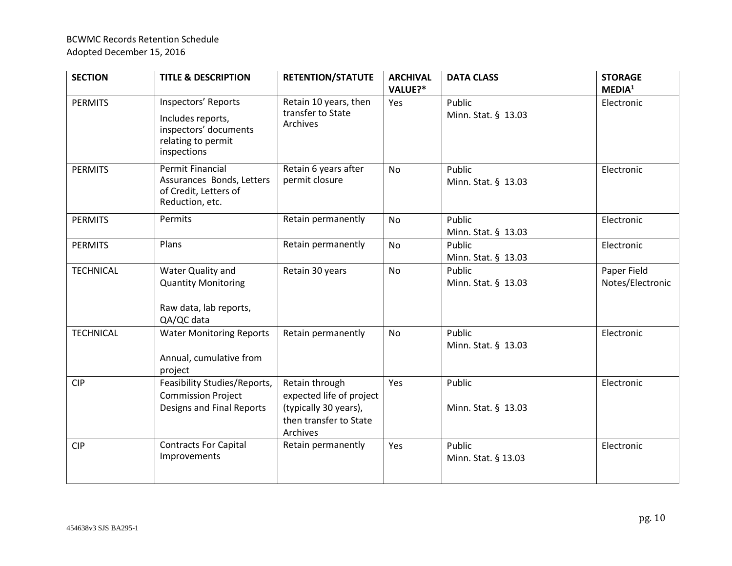| SECTION | TITLE & DESCRIPTION | RETENTION/STATUTE | ARCHIVAL VALUE?* | DATA CLASS | STORAGE MEDIA[1] |
|---|---|---|---|---|---|
| PERMITS | Inspectors' Reports<br>Includes reports, inspectors' documents relating to permit inspections | Retain 10 years, then transfer to State Archives | Yes | Public<br>Minn. Stat. § 13.03 | Electronic |
| PERMITS | Permit Financial Assurances Bonds, Letters of Credit, Letters of Reduction, etc. | Retain 6 years after permit closure | No | Public<br>Minn. Stat. § 13.03 | Electronic |
| PERMITS | Permits | Retain permanently | No | Public<br>Minn. Stat. § 13.03 | Electronic |
| PERMITS | Plans | Retain permanently | No | Public<br>Minn. Stat. § 13.03 | Electronic |
| TECHNICAL | Water Quality and Quantity Monitoring<br><br>Raw data, lab reports, QA/QC data | Retain 30 years | No | Public<br>Minn. Stat. § 13.03 | Paper Field Notes/Electronic |
| TECHNICAL | Water Monitoring Reports<br><br>Annual, cumulative from project | Retain permanently | No | Public<br>Minn. Stat. § 13.03 | Electronic |
| CIP | Feasibility Studies/Reports, Commission Project Designs and Final Reports | Retain through expected life of project (typically 30 years), then transfer to State Archives | Yes | Public<br><br>Minn. Stat. § 13.03 | Electronic |
| CIP | Contracts For Capital Improvements | Retain permanently | Yes | Public<br>Minn. Stat. § 13.03 | Electronic |

454638v3 SJS BA295-1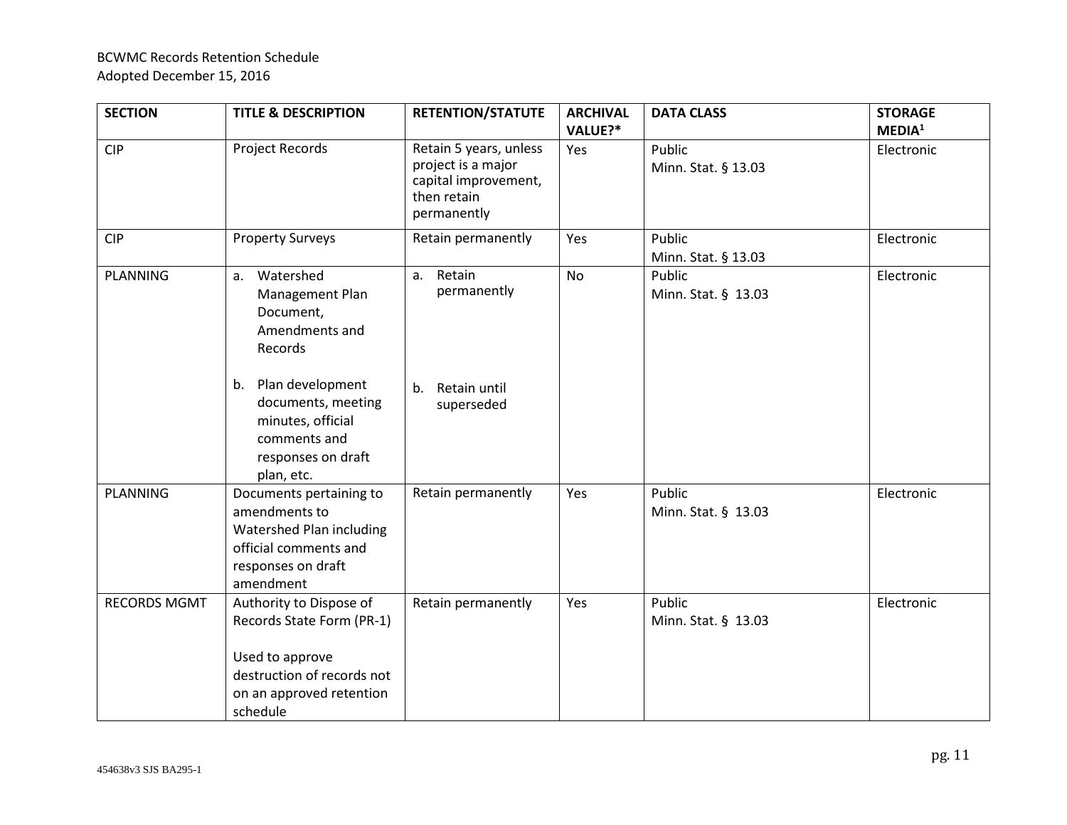| SECTION | TITLE & DESCRIPTION | RETENTION/STATUTE | ARCHIVAL VALUE?* | DATA CLASS | STORAGE MEDIA[1] |
|---|---|---|---|---|---|
| CIP | Project Records | Retain 5 years, unless project is a major capital improvement, then retain permanently | Yes | Public<br>Minn. Stat. § 13.03 | Electronic |
| CIP | Property Surveys | Retain permanently | Yes | Public<br>Minn. Stat. § 13.03 | Electronic |
| PLANNING | a. Watershed Management Plan Document, Amendments and Records<br><br>b. Plan development documents, meeting minutes, official comments and responses on draft plan, etc. | a. Retain permanently<br><br>b. Retain until superseded | No | Public<br>Minn. Stat. § 13.03 | Electronic |
| PLANNING | Documents pertaining to amendments to Watershed Plan including official comments and responses on draft amendment | Retain permanently | Yes | Public<br>Minn. Stat. § 13.03 | Electronic |
| RECORDS MGMT | Authority to Dispose of Records State Form (PR-1)<br><br>Used to approve destruction of records not on an approved retention schedule | Retain permanently | Yes | Public<br>Minn. Stat. § 13.03 | Electronic |

454638v3 SJS BA295-1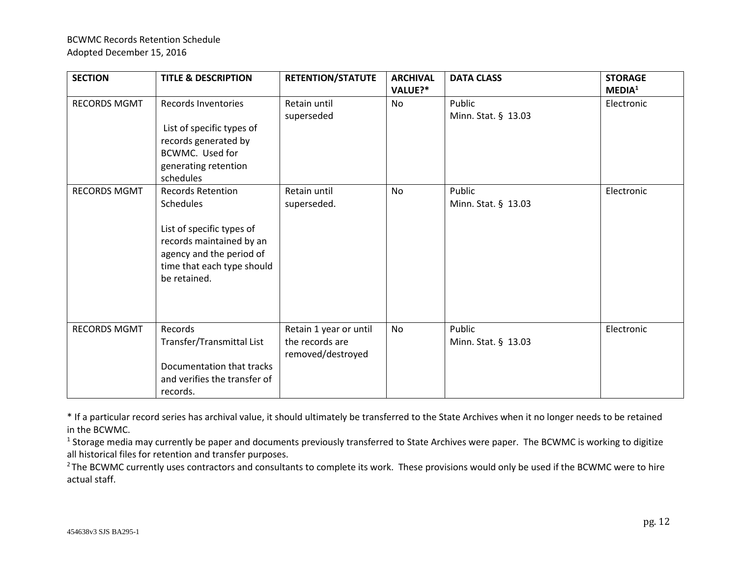| SECTION | TITLE & DESCRIPTION | RETENTION/STATUTE | ARCHIVAL VALUE?* | DATA CLASS | STORAGE MEDIA[1] |
|---|---|---|---|---|---|
| RECORDS MGMT | Records Inventories<br><br>List of specific types of records generated by BCWMC. Used for generating retention schedules | Retain until superseded | No | Public<br>Minn. Stat. § 13.03 | Electronic |
| RECORDS MGMT | Records Retention Schedules<br><br>List of specific types of records maintained by an agency and the period of time that each type should be retained. | Retain until superseded. | No | Public<br>Minn. Stat. § 13.03 | Electronic |
| RECORDS MGMT | Records Transfer/Transmittal List<br><br>Documentation that tracks and verifies the transfer of records. | Retain 1 year or until the records are removed/destroyed | No | Public<br>Minn. Stat. § 13.03 | Electronic |

* If a particular record series has archival value, it should ultimately be transferred to the State Archives when it no longer needs to be retained in the BCWMC.

[1] Storage media may currently be paper and documents previously transferred to State Archives were paper. The BCWMC is working to digitize all historical files for retention and transfer purposes.

[2] The BCWMC currently uses contractors and consultants to complete its work. These provisions would only be used if the BCWMC were to hire actual staff.

454638v3 SJS BA295-1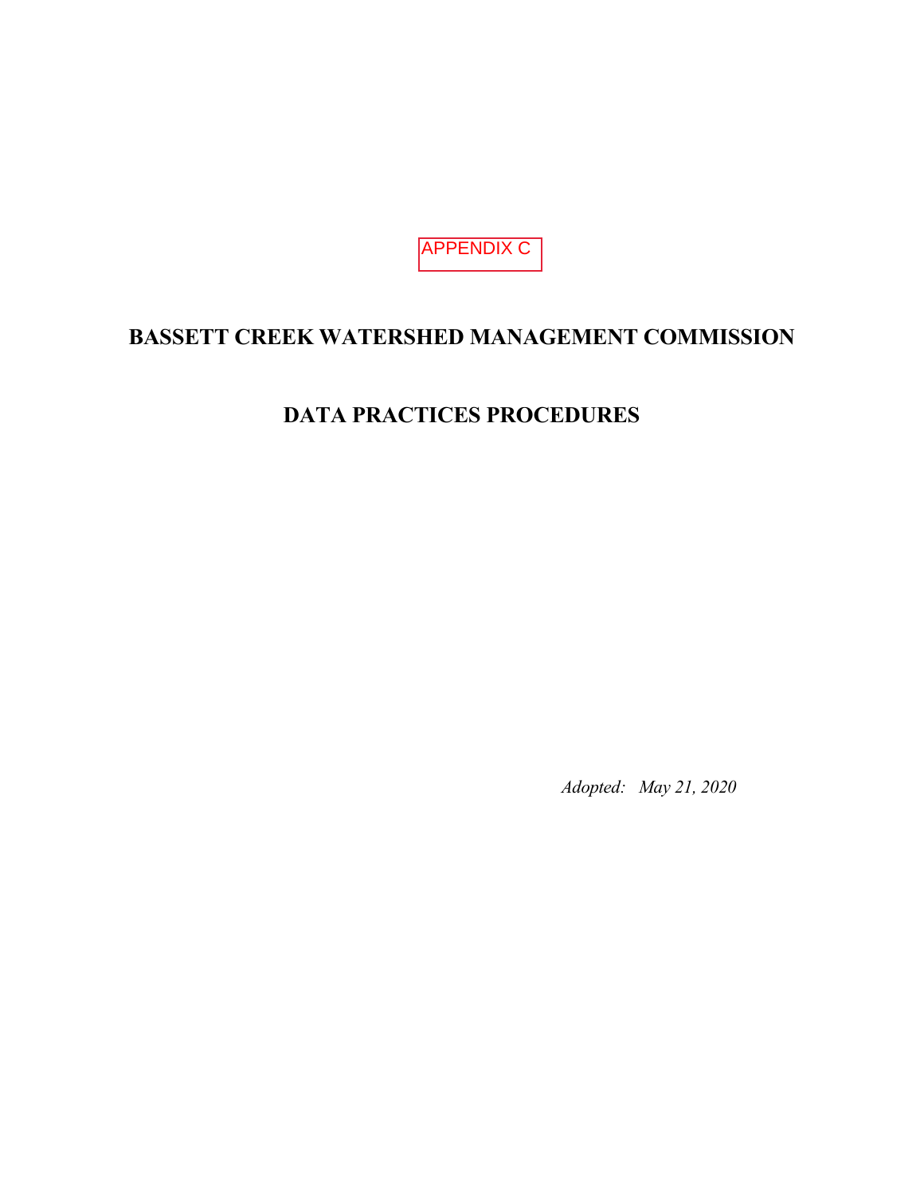APPENDIX C

# BASSETT CREEK WATERSHED MANAGEMENT COMMISSION

# DATA PRACTICES PROCEDURES

*Adopted: May 21, 2020*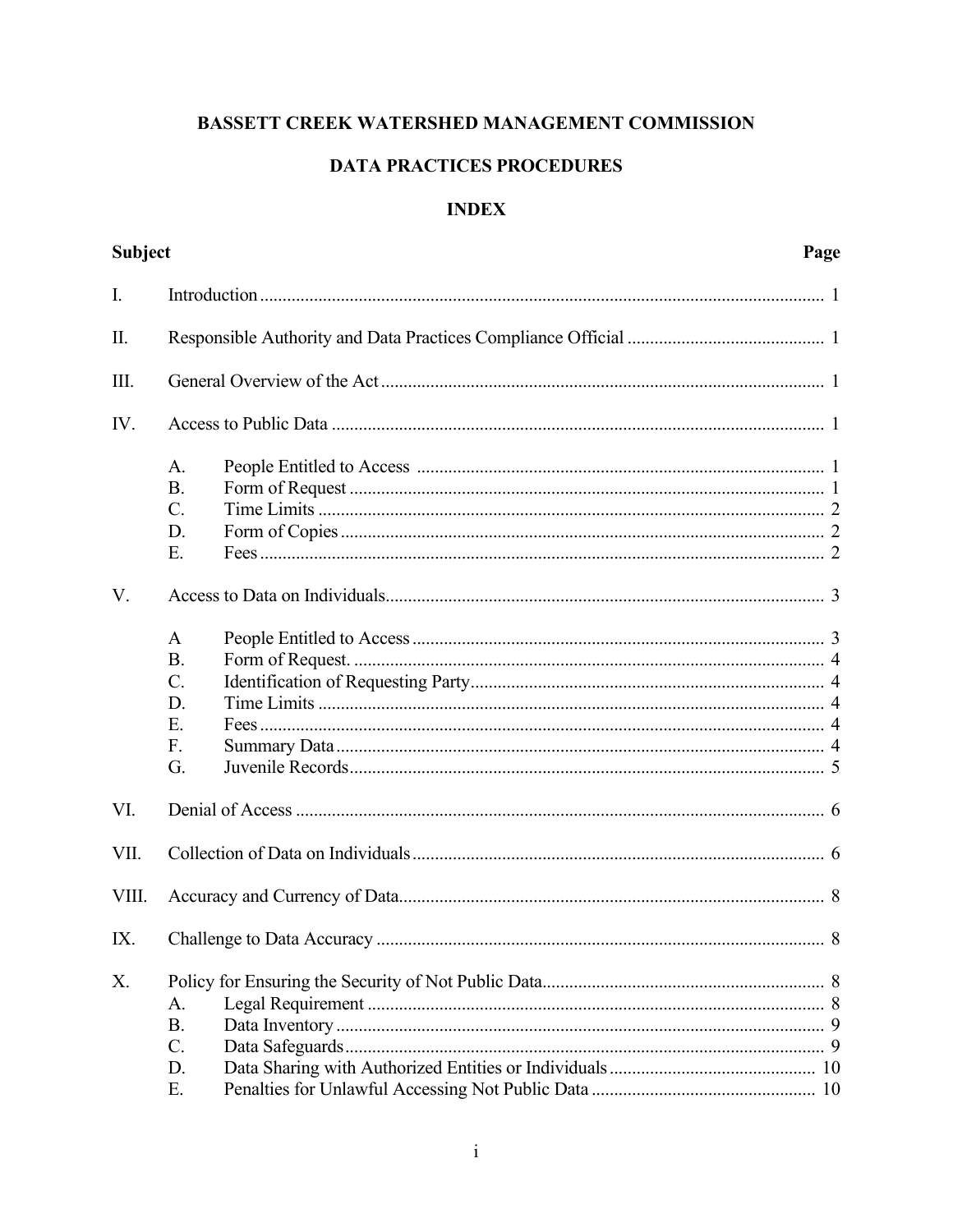# BASSETT CREEK WATERSHED MANAGEMENT COMMISSION

## DATA PRACTICES PROCEDURES

## INDEX

| **Subject** | | | **Page** |
|---|---|---|---|
| I. | Introduction | | 1 |
| II. | Responsible Authority and Data Practices Compliance Official | | 1 |
| III. | General Overview of the Act | | 1 |
| IV. | Access to Public Data | | 1 |
| | A. | People Entitled to Access | 1 |
| | B. | Form of Request | 1 |
| | C. | Time Limits | 2 |
| | D. | Form of Copies | 2 |
| | E. | Fees | 2 |
| V. | Access to Data on Individuals | | 3 |
| | A | People Entitled to Access | 3 |
| | B. | Form of Request. | 4 |
| | C. | Identification of Requesting Party | 4 |
| | D. | Time Limits | 4 |
| | E. | Fees | 4 |
| | F. | Summary Data | 4 |
| | G. | Juvenile Records | 5 |
| VI. | Denial of Access | | 6 |
| VII. | Collection of Data on Individuals | | 6 |
| VIII. | Accuracy and Currency of Data | | 8 |
| IX. | Challenge to Data Accuracy | | 8 |
| X. | Policy for Ensuring the Security of Not Public Data | | 8 |
| | A. | Legal Requirement | 8 |
| | B. | Data Inventory | 9 |
| | C. | Data Safeguards | 9 |
| | D. | Data Sharing with Authorized Entities or Individuals | 10 |
| | E. | Penalties for Unlawful Accessing Not Public Data | 10 |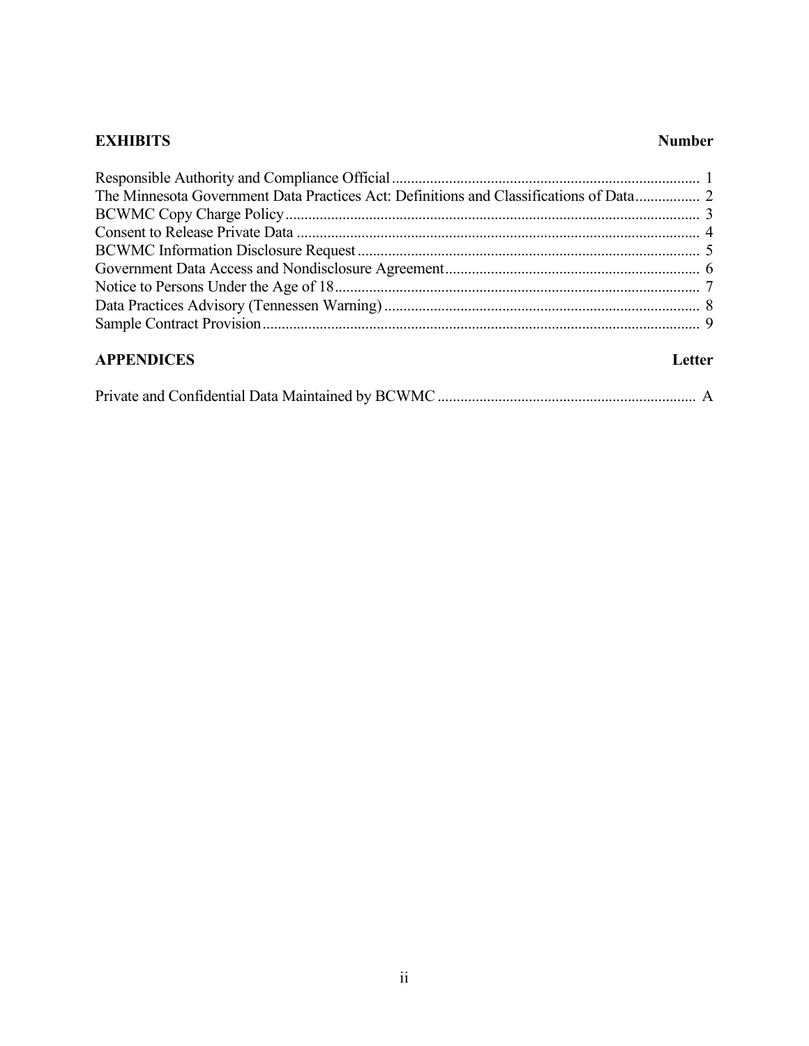| EXHIBITS | Number |
|---|---|
| Responsible Authority and Compliance Official | 1 |
| The Minnesota Government Data Practices Act: Definitions and Classifications of Data | 2 |
| BCWMC Copy Charge Policy | 3 |
| Consent to Release Private Data | 4 |
| BCWMC Information Disclosure Request | 5 |
| Government Data Access and Nondisclosure Agreement | 6 |
| Notice to Persons Under the Age of 18 | 7 |
| Data Practices Advisory (Tennessen Warning) | 8 |
| Sample Contract Provision | 9 |

| APPENDICES | Letter |
|---|---|
| Private and Confidential Data Maintained by BCWMC | A |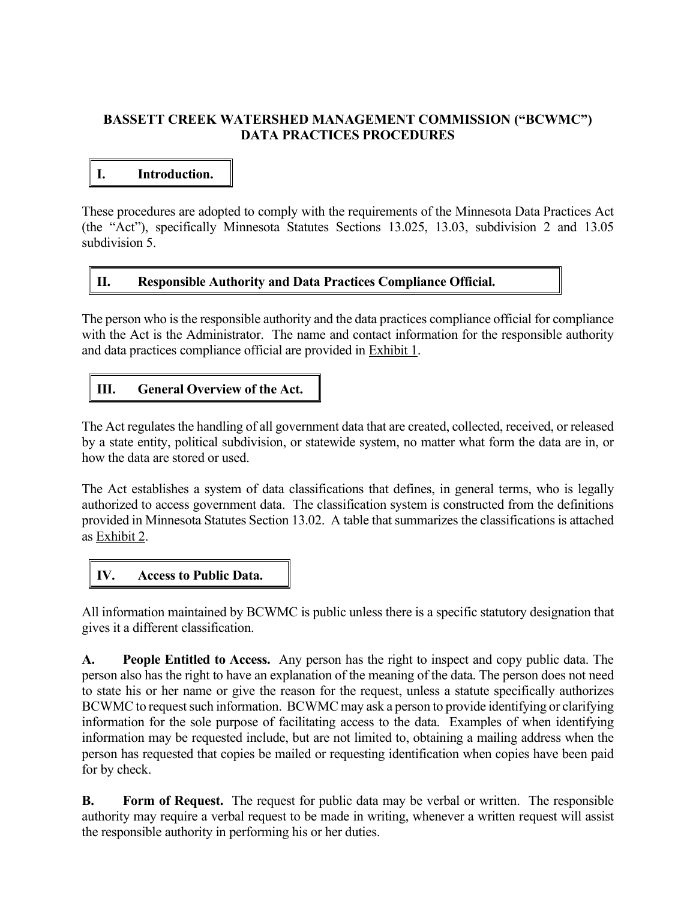# BASSETT CREEK WATERSHED MANAGEMENT COMMISSION ("BCWMC") DATA PRACTICES PROCEDURES

## I. Introduction.

These procedures are adopted to comply with the requirements of the Minnesota Data Practices Act (the "Act"), specifically Minnesota Statutes Sections 13.025, 13.03, subdivision 2 and 13.05 subdivision 5.

## II. Responsible Authority and Data Practices Compliance Official.

The person who is the responsible authority and the data practices compliance official for compliance with the Act is the Administrator. The name and contact information for the responsible authority and data practices compliance official are provided in Exhibit 1.

## III. General Overview of the Act.

The Act regulates the handling of all government data that are created, collected, received, or released by a state entity, political subdivision, or statewide system, no matter what form the data are in, or how the data are stored or used.

The Act establishes a system of data classifications that defines, in general terms, who is legally authorized to access government data. The classification system is constructed from the definitions provided in Minnesota Statutes Section 13.02. A table that summarizes the classifications is attached as Exhibit 2.

## IV. Access to Public Data.

All information maintained by BCWMC is public unless there is a specific statutory designation that gives it a different classification.

**A. People Entitled to Access.** Any person has the right to inspect and copy public data. The person also has the right to have an explanation of the meaning of the data. The person does not need to state his or her name or give the reason for the request, unless a statute specifically authorizes BCWMC to request such information. BCWMC may ask a person to provide identifying or clarifying information for the sole purpose of facilitating access to the data. Examples of when identifying information may be requested include, but are not limited to, obtaining a mailing address when the person has requested that copies be mailed or requesting identification when copies have been paid for by check.

**B. Form of Request.** The request for public data may be verbal or written. The responsible authority may require a verbal request to be made in writing, whenever a written request will assist the responsible authority in performing his or her duties.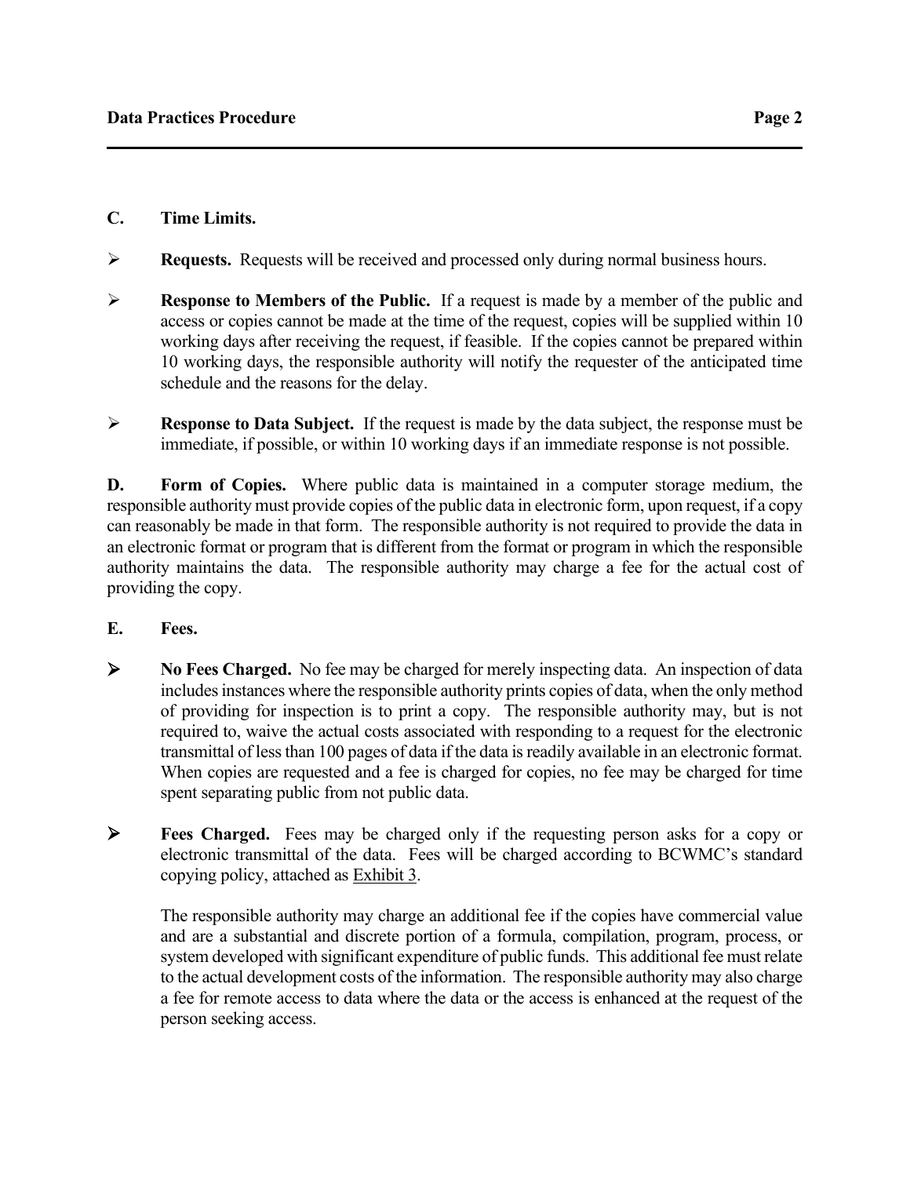**C. Time Limits.**

- **Requests.** Requests will be received and processed only during normal business hours.

- **Response to Members of the Public.** If a request is made by a member of the public and access or copies cannot be made at the time of the request, copies will be supplied within 10 working days after receiving the request, if feasible. If the copies cannot be prepared within 10 working days, the responsible authority will notify the requester of the anticipated time schedule and the reasons for the delay.

- **Response to Data Subject.** If the request is made by the data subject, the response must be immediate, if possible, or within 10 working days if an immediate response is not possible.

**D. Form of Copies.** Where public data is maintained in a computer storage medium, the responsible authority must provide copies of the public data in electronic form, upon request, if a copy can reasonably be made in that form. The responsible authority is not required to provide the data in an electronic format or program that is different from the format or program in which the responsible authority maintains the data. The responsible authority may charge a fee for the actual cost of providing the copy.

**E. Fees.**

- **No Fees Charged.** No fee may be charged for merely inspecting data. An inspection of data includes instances where the responsible authority prints copies of data, when the only method of providing for inspection is to print a copy. The responsible authority may, but is not required to, waive the actual costs associated with responding to a request for the electronic transmittal of less than 100 pages of data if the data is readily available in an electronic format. When copies are requested and a fee is charged for copies, no fee may be charged for time spent separating public from not public data.

- **Fees Charged.** Fees may be charged only if the requesting person asks for a copy or electronic transmittal of the data. Fees will be charged according to BCWMC's standard copying policy, attached as Exhibit 3.

  The responsible authority may charge an additional fee if the copies have commercial value and are a substantial and discrete portion of a formula, compilation, program, process, or system developed with significant expenditure of public funds. This additional fee must relate to the actual development costs of the information. The responsible authority may also charge a fee for remote access to data where the data or the access is enhanced at the request of the person seeking access.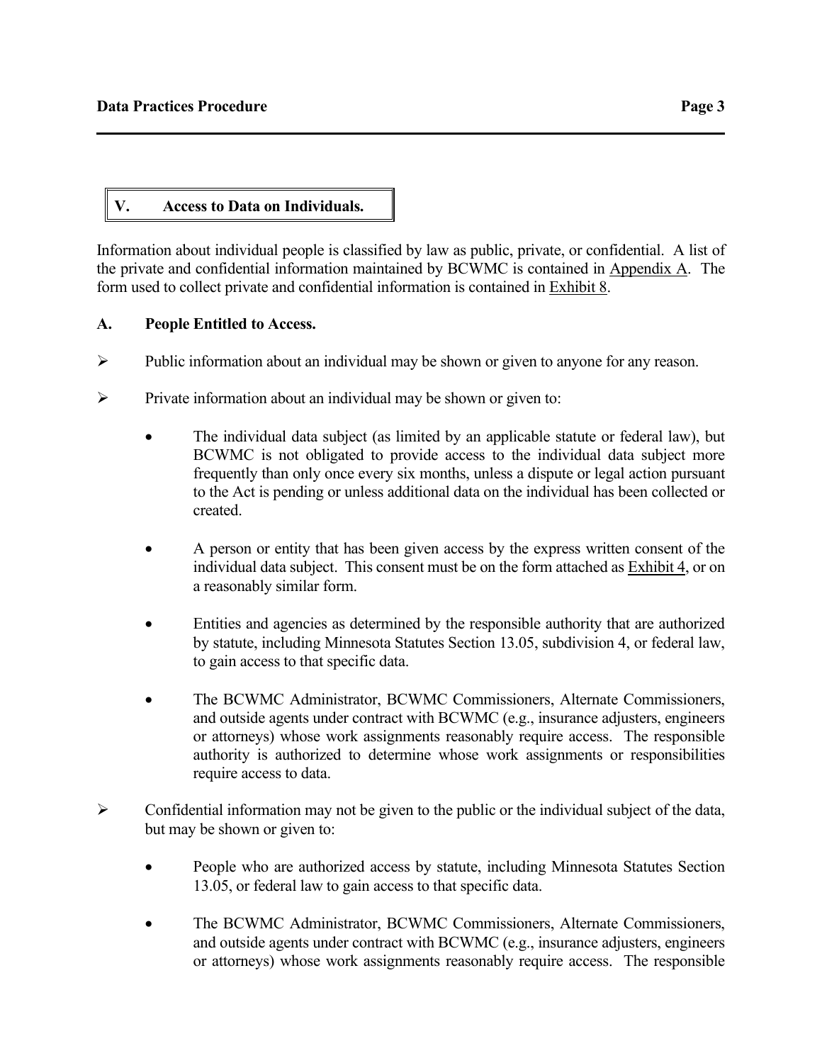## V. Access to Data on Individuals.

Information about individual people is classified by law as public, private, or confidential. A list of the private and confidential information maintained by BCWMC is contained in Appendix A. The form used to collect private and confidential information is contained in Exhibit 8.

### A. People Entitled to Access.

- Public information about an individual may be shown or given to anyone for any reason.
- Private information about an individual may be shown or given to:
  - The individual data subject (as limited by an applicable statute or federal law), but BCWMC is not obligated to provide access to the individual data subject more frequently than only once every six months, unless a dispute or legal action pursuant to the Act is pending or unless additional data on the individual has been collected or created.
  - A person or entity that has been given access by the express written consent of the individual data subject. This consent must be on the form attached as Exhibit 4, or on a reasonably similar form.
  - Entities and agencies as determined by the responsible authority that are authorized by statute, including Minnesota Statutes Section 13.05, subdivision 4, or federal law, to gain access to that specific data.
  - The BCWMC Administrator, BCWMC Commissioners, Alternate Commissioners, and outside agents under contract with BCWMC (e.g., insurance adjusters, engineers or attorneys) whose work assignments reasonably require access. The responsible authority is authorized to determine whose work assignments or responsibilities require access to data.
- Confidential information may not be given to the public or the individual subject of the data, but may be shown or given to:
  - People who are authorized access by statute, including Minnesota Statutes Section 13.05, or federal law to gain access to that specific data.
  - The BCWMC Administrator, BCWMC Commissioners, Alternate Commissioners, and outside agents under contract with BCWMC (e.g., insurance adjusters, engineers or attorneys) whose work assignments reasonably require access. The responsible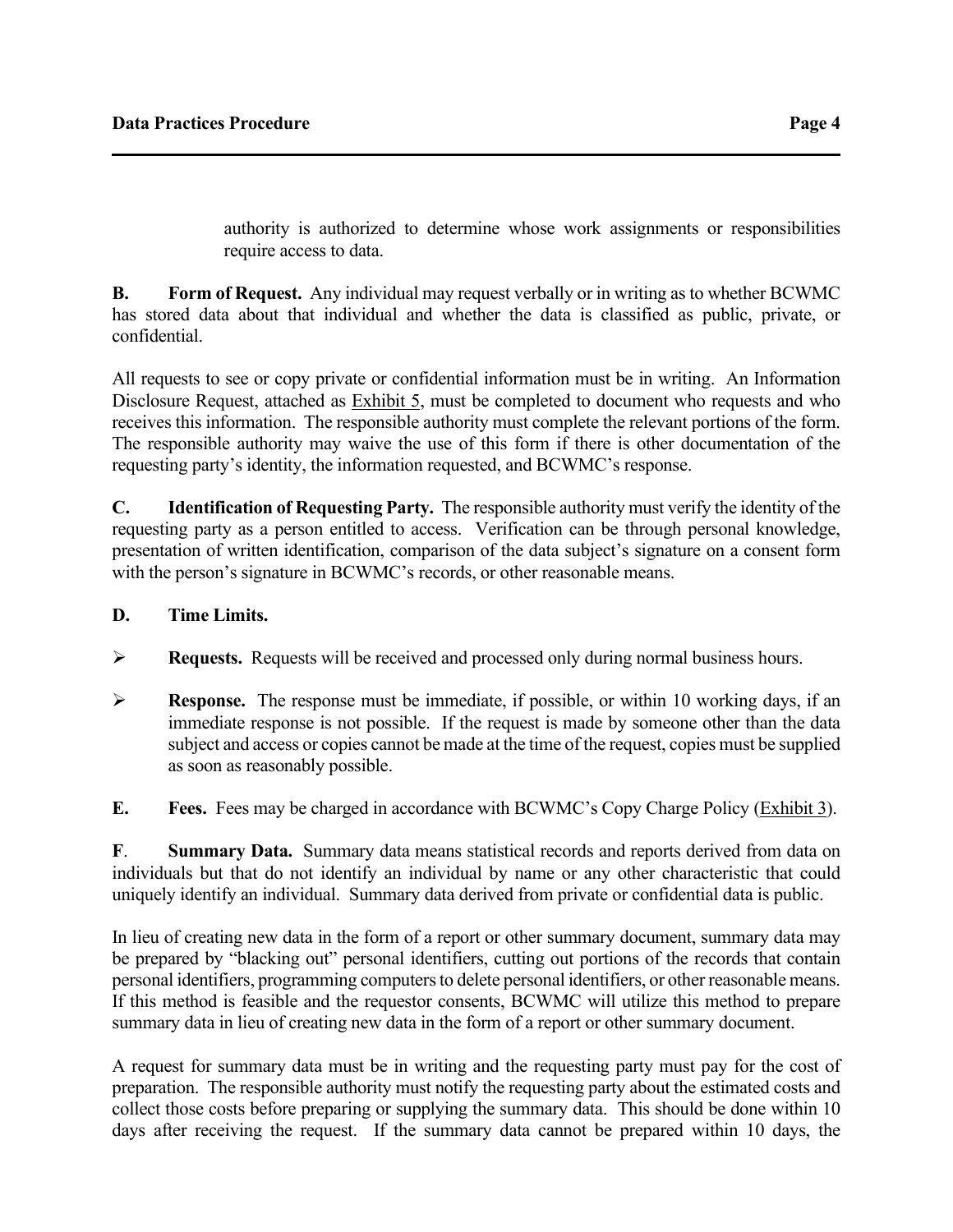authority is authorized to determine whose work assignments or responsibilities require access to data.

**B. Form of Request.** Any individual may request verbally or in writing as to whether BCWMC has stored data about that individual and whether the data is classified as public, private, or confidential.

All requests to see or copy private or confidential information must be in writing. An Information Disclosure Request, attached as Exhibit 5, must be completed to document who requests and who receives this information. The responsible authority must complete the relevant portions of the form. The responsible authority may waive the use of this form if there is other documentation of the requesting party's identity, the information requested, and BCWMC's response.

**C. Identification of Requesting Party.** The responsible authority must verify the identity of the requesting party as a person entitled to access. Verification can be through personal knowledge, presentation of written identification, comparison of the data subject's signature on a consent form with the person's signature in BCWMC's records, or other reasonable means.

**D. Time Limits.**

- **Requests.** Requests will be received and processed only during normal business hours.
- **Response.** The response must be immediate, if possible, or within 10 working days, if an immediate response is not possible. If the request is made by someone other than the data subject and access or copies cannot be made at the time of the request, copies must be supplied as soon as reasonably possible.

**E. Fees.** Fees may be charged in accordance with BCWMC's Copy Charge Policy (Exhibit 3).

**F. Summary Data.** Summary data means statistical records and reports derived from data on individuals but that do not identify an individual by name or any other characteristic that could uniquely identify an individual. Summary data derived from private or confidential data is public.

In lieu of creating new data in the form of a report or other summary document, summary data may be prepared by "blacking out" personal identifiers, cutting out portions of the records that contain personal identifiers, programming computers to delete personal identifiers, or other reasonable means. If this method is feasible and the requestor consents, BCWMC will utilize this method to prepare summary data in lieu of creating new data in the form of a report or other summary document.

A request for summary data must be in writing and the requesting party must pay for the cost of preparation. The responsible authority must notify the requesting party about the estimated costs and collect those costs before preparing or supplying the summary data. This should be done within 10 days after receiving the request. If the summary data cannot be prepared within 10 days, the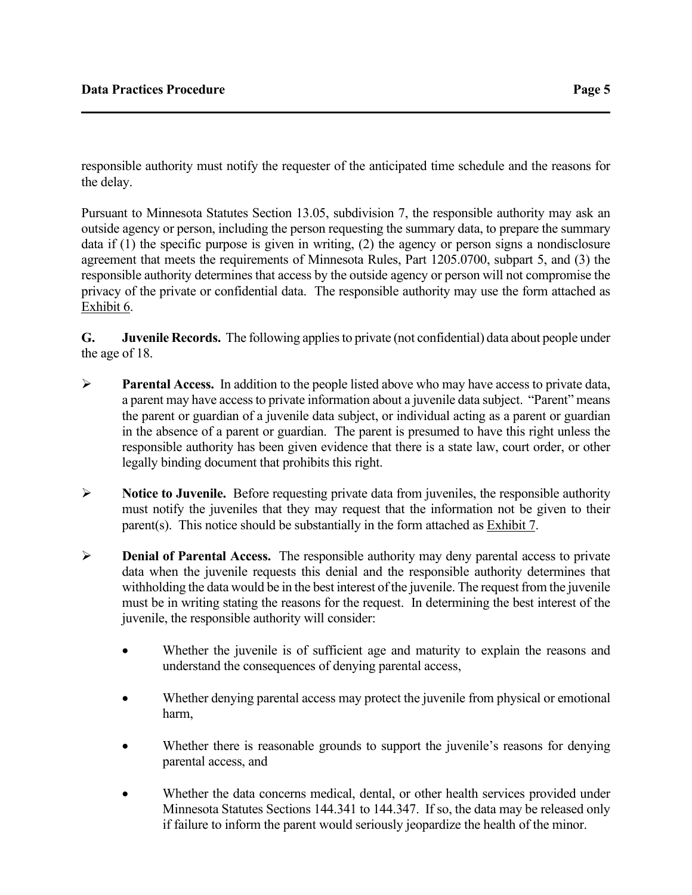responsible authority must notify the requester of the anticipated time schedule and the reasons for the delay.

Pursuant to Minnesota Statutes Section 13.05, subdivision 7, the responsible authority may ask an outside agency or person, including the person requesting the summary data, to prepare the summary data if (1) the specific purpose is given in writing, (2) the agency or person signs a nondisclosure agreement that meets the requirements of Minnesota Rules, Part 1205.0700, subpart 5, and (3) the responsible authority determines that access by the outside agency or person will not compromise the privacy of the private or confidential data. The responsible authority may use the form attached as Exhibit 6.

**G. Juvenile Records.** The following applies to private (not confidential) data about people under the age of 18.

- **Parental Access.** In addition to the people listed above who may have access to private data, a parent may have access to private information about a juvenile data subject. "Parent" means the parent or guardian of a juvenile data subject, or individual acting as a parent or guardian in the absence of a parent or guardian. The parent is presumed to have this right unless the responsible authority has been given evidence that there is a state law, court order, or other legally binding document that prohibits this right.

- **Notice to Juvenile.** Before requesting private data from juveniles, the responsible authority must notify the juveniles that they may request that the information not be given to their parent(s). This notice should be substantially in the form attached as Exhibit 7.

- **Denial of Parental Access.** The responsible authority may deny parental access to private data when the juvenile requests this denial and the responsible authority determines that withholding the data would be in the best interest of the juvenile. The request from the juvenile must be in writing stating the reasons for the request. In determining the best interest of the juvenile, the responsible authority will consider:

  - Whether the juvenile is of sufficient age and maturity to explain the reasons and understand the consequences of denying parental access,

  - Whether denying parental access may protect the juvenile from physical or emotional harm,

  - Whether there is reasonable grounds to support the juvenile's reasons for denying parental access, and

  - Whether the data concerns medical, dental, or other health services provided under Minnesota Statutes Sections 144.341 to 144.347. If so, the data may be released only if failure to inform the parent would seriously jeopardize the health of the minor.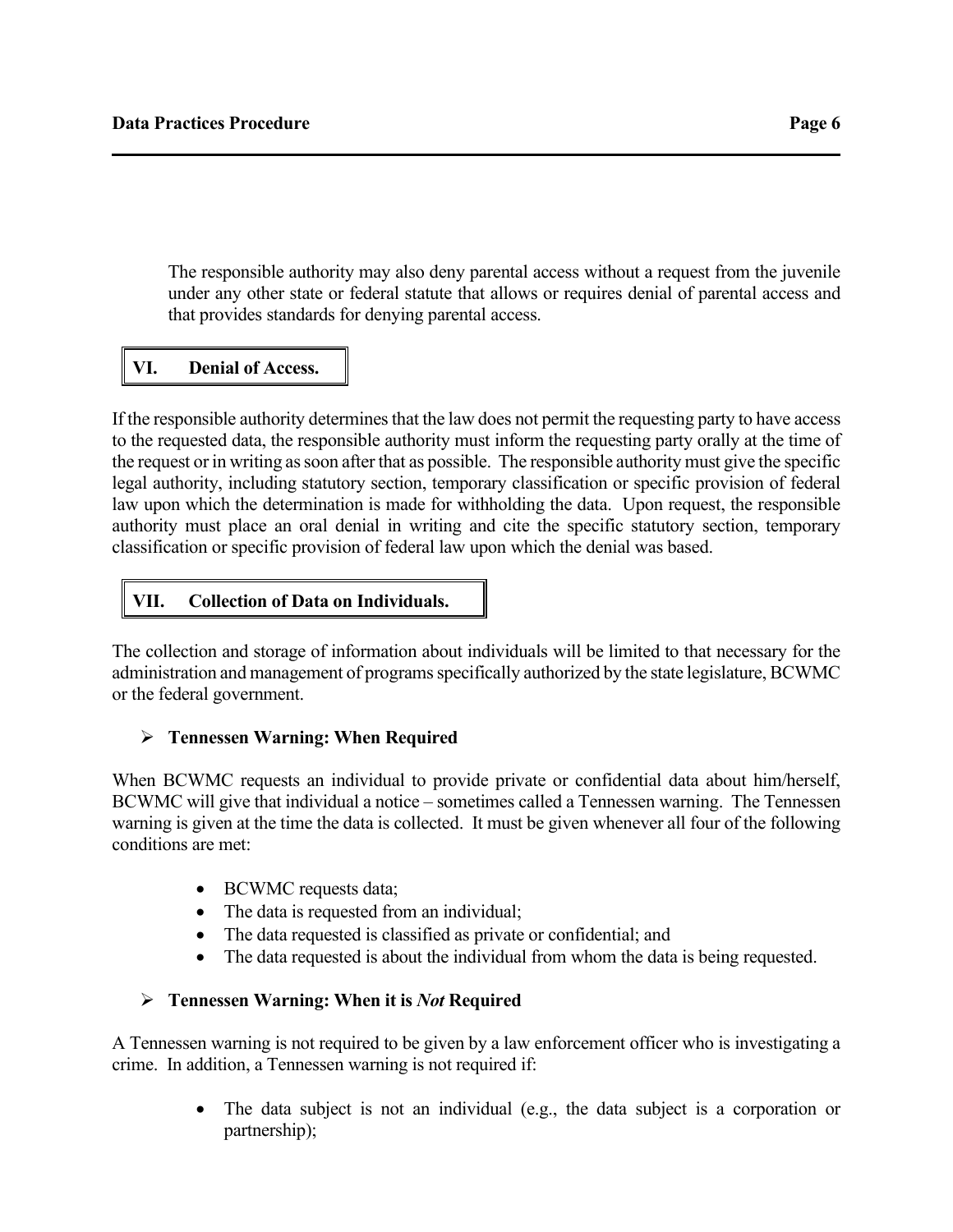The responsible authority may also deny parental access without a request from the juvenile under any other state or federal statute that allows or requires denial of parental access and that provides standards for denying parental access.

## VI. Denial of Access.

If the responsible authority determines that the law does not permit the requesting party to have access to the requested data, the responsible authority must inform the requesting party orally at the time of the request or in writing as soon after that as possible. The responsible authority must give the specific legal authority, including statutory section, temporary classification or specific provision of federal law upon which the determination is made for withholding the data. Upon request, the responsible authority must place an oral denial in writing and cite the specific statutory section, temporary classification or specific provision of federal law upon which the denial was based.

## VII. Collection of Data on Individuals.

The collection and storage of information about individuals will be limited to that necessary for the administration and management of programs specifically authorized by the state legislature, BCWMC or the federal government.

### Tennessen Warning: When Required

When BCWMC requests an individual to provide private or confidential data about him/herself, BCWMC will give that individual a notice – sometimes called a Tennessen warning. The Tennessen warning is given at the time the data is collected. It must be given whenever all four of the following conditions are met:

- BCWMC requests data;
- The data is requested from an individual;
- The data requested is classified as private or confidential; and
- The data requested is about the individual from whom the data is being requested.

### Tennessen Warning: When it is *Not* Required

A Tennessen warning is not required to be given by a law enforcement officer who is investigating a crime. In addition, a Tennessen warning is not required if:

- The data subject is not an individual (e.g., the data subject is a corporation or partnership);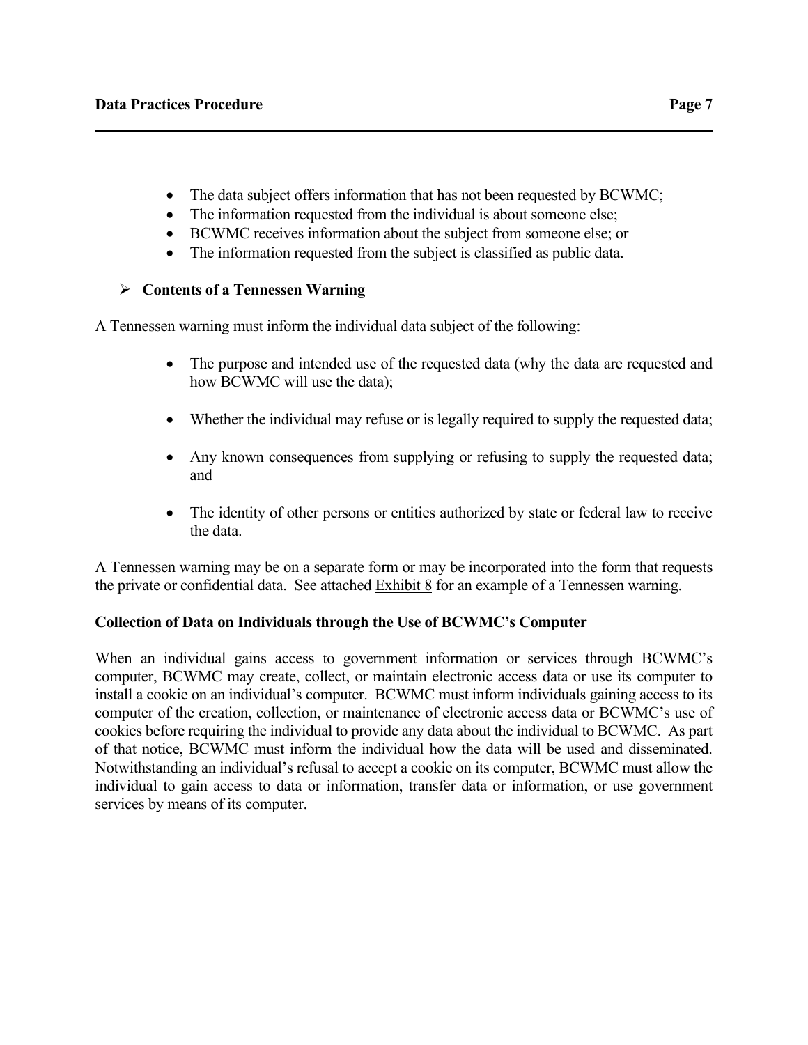- The data subject offers information that has not been requested by BCWMC;
- The information requested from the individual is about someone else;
- BCWMC receives information about the subject from someone else; or
- The information requested from the subject is classified as public data.

➢ **Contents of a Tennessen Warning**

A Tennessen warning must inform the individual data subject of the following:

- The purpose and intended use of the requested data (why the data are requested and how BCWMC will use the data);
- Whether the individual may refuse or is legally required to supply the requested data;
- Any known consequences from supplying or refusing to supply the requested data; and
- The identity of other persons or entities authorized by state or federal law to receive the data.

A Tennessen warning may be on a separate form or may be incorporated into the form that requests the private or confidential data. See attached Exhibit 8 for an example of a Tennessen warning.

**Collection of Data on Individuals through the Use of BCWMC's Computer**

When an individual gains access to government information or services through BCWMC's computer, BCWMC may create, collect, or maintain electronic access data or use its computer to install a cookie on an individual's computer. BCWMC must inform individuals gaining access to its computer of the creation, collection, or maintenance of electronic access data or BCWMC's use of cookies before requiring the individual to provide any data about the individual to BCWMC. As part of that notice, BCWMC must inform the individual how the data will be used and disseminated. Notwithstanding an individual's refusal to accept a cookie on its computer, BCWMC must allow the individual to gain access to data or information, transfer data or information, or use government services by means of its computer.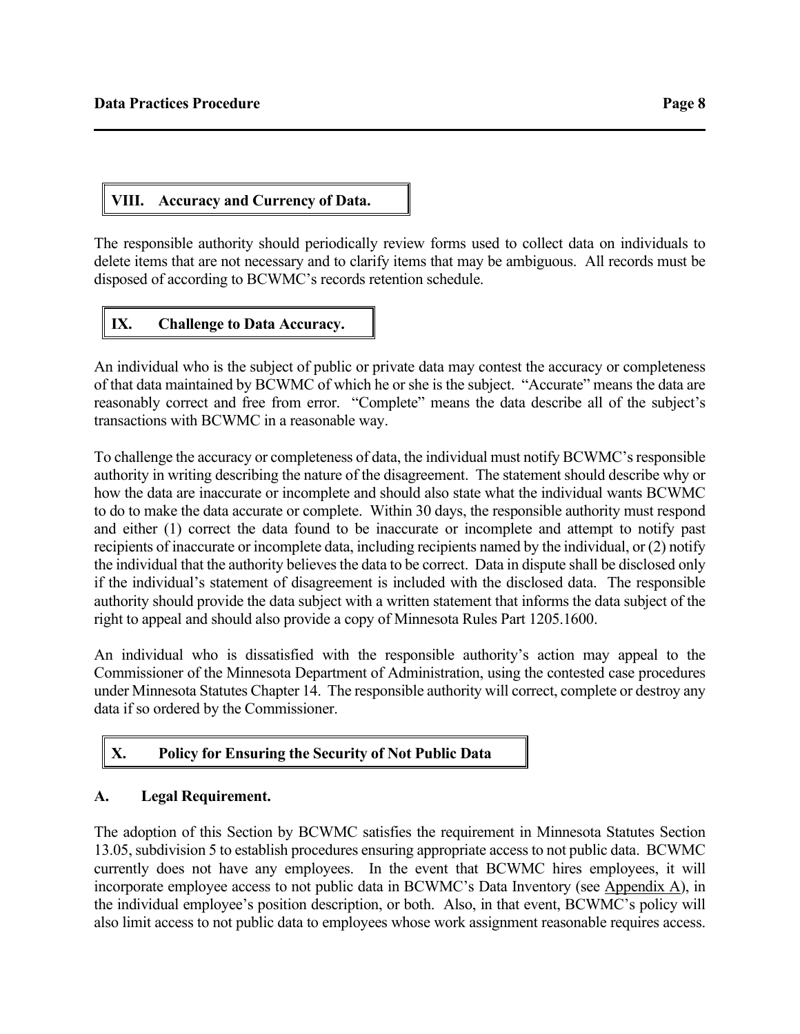## VIII. Accuracy and Currency of Data.

The responsible authority should periodically review forms used to collect data on individuals to delete items that are not necessary and to clarify items that may be ambiguous. All records must be disposed of according to BCWMC's records retention schedule.

## IX. Challenge to Data Accuracy.

An individual who is the subject of public or private data may contest the accuracy or completeness of that data maintained by BCWMC of which he or she is the subject. "Accurate" means the data are reasonably correct and free from error. "Complete" means the data describe all of the subject's transactions with BCWMC in a reasonable way.

To challenge the accuracy or completeness of data, the individual must notify BCWMC's responsible authority in writing describing the nature of the disagreement. The statement should describe why or how the data are inaccurate or incomplete and should also state what the individual wants BCWMC to do to make the data accurate or complete. Within 30 days, the responsible authority must respond and either (1) correct the data found to be inaccurate or incomplete and attempt to notify past recipients of inaccurate or incomplete data, including recipients named by the individual, or (2) notify the individual that the authority believes the data to be correct. Data in dispute shall be disclosed only if the individual's statement of disagreement is included with the disclosed data. The responsible authority should provide the data subject with a written statement that informs the data subject of the right to appeal and should also provide a copy of Minnesota Rules Part 1205.1600.

An individual who is dissatisfied with the responsible authority's action may appeal to the Commissioner of the Minnesota Department of Administration, using the contested case procedures under Minnesota Statutes Chapter 14. The responsible authority will correct, complete or destroy any data if so ordered by the Commissioner.

## X. Policy for Ensuring the Security of Not Public Data

### A. Legal Requirement.

The adoption of this Section by BCWMC satisfies the requirement in Minnesota Statutes Section 13.05, subdivision 5 to establish procedures ensuring appropriate access to not public data. BCWMC currently does not have any employees. In the event that BCWMC hires employees, it will incorporate employee access to not public data in BCWMC's Data Inventory (see Appendix A), in the individual employee's position description, or both. Also, in that event, BCWMC's policy will also limit access to not public data to employees whose work assignment reasonable requires access.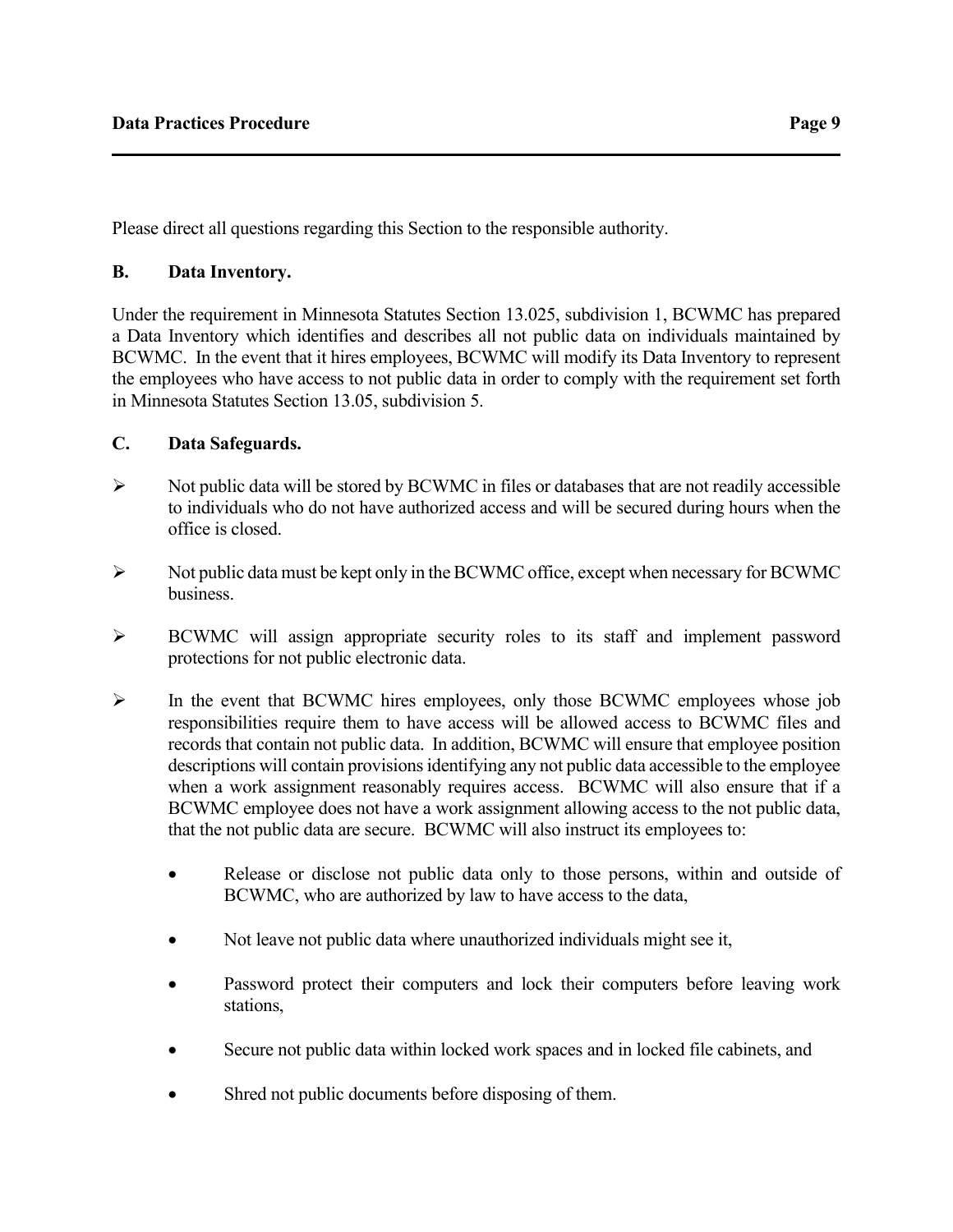Please direct all questions regarding this Section to the responsible authority.

**B. Data Inventory.**

Under the requirement in Minnesota Statutes Section 13.025, subdivision 1, BCWMC has prepared a Data Inventory which identifies and describes all not public data on individuals maintained by BCWMC. In the event that it hires employees, BCWMC will modify its Data Inventory to represent the employees who have access to not public data in order to comply with the requirement set forth in Minnesota Statutes Section 13.05, subdivision 5.

**C. Data Safeguards.**

- Not public data will be stored by BCWMC in files or databases that are not readily accessible to individuals who do not have authorized access and will be secured during hours when the office is closed.
- Not public data must be kept only in the BCWMC office, except when necessary for BCWMC business.
- BCWMC will assign appropriate security roles to its staff and implement password protections for not public electronic data.
- In the event that BCWMC hires employees, only those BCWMC employees whose job responsibilities require them to have access will be allowed access to BCWMC files and records that contain not public data. In addition, BCWMC will ensure that employee position descriptions will contain provisions identifying any not public data accessible to the employee when a work assignment reasonably requires access. BCWMC will also ensure that if a BCWMC employee does not have a work assignment allowing access to the not public data, that the not public data are secure. BCWMC will also instruct its employees to:
  - Release or disclose not public data only to those persons, within and outside of BCWMC, who are authorized by law to have access to the data,
  - Not leave not public data where unauthorized individuals might see it,
  - Password protect their computers and lock their computers before leaving work stations,
  - Secure not public data within locked work spaces and in locked file cabinets, and
  - Shred not public documents before disposing of them.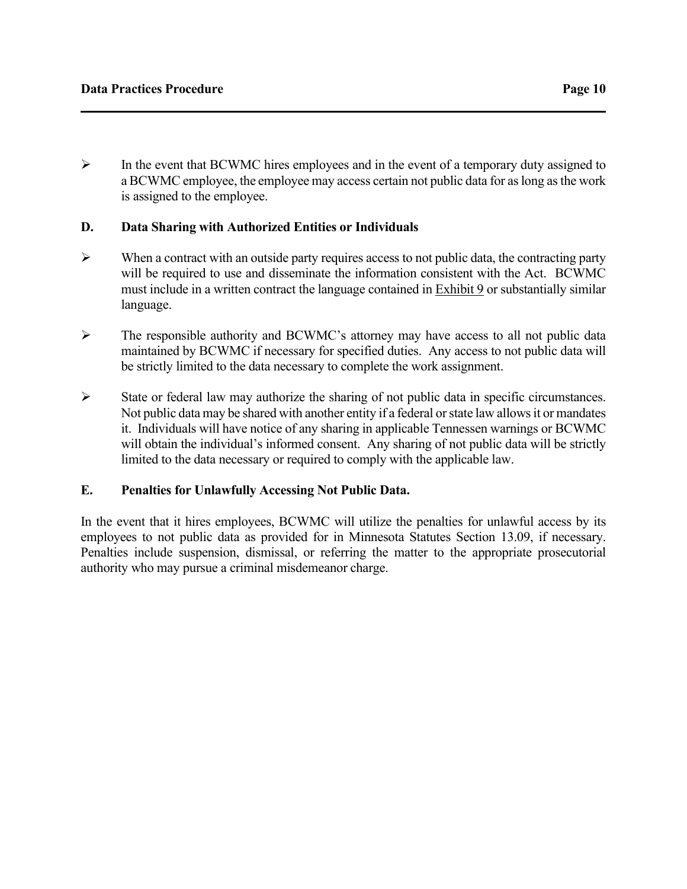- In the event that BCWMC hires employees and in the event of a temporary duty assigned to a BCWMC employee, the employee may access certain not public data for as long as the work is assigned to the employee.

### D. Data Sharing with Authorized Entities or Individuals

- When a contract with an outside party requires access to not public data, the contracting party will be required to use and disseminate the information consistent with the Act. BCWMC must include in a written contract the language contained in Exhibit 9 or substantially similar language.

- The responsible authority and BCWMC's attorney may have access to all not public data maintained by BCWMC if necessary for specified duties. Any access to not public data will be strictly limited to the data necessary to complete the work assignment.

- State or federal law may authorize the sharing of not public data in specific circumstances. Not public data may be shared with another entity if a federal or state law allows it or mandates it. Individuals will have notice of any sharing in applicable Tennessen warnings or BCWMC will obtain the individual's informed consent. Any sharing of not public data will be strictly limited to the data necessary or required to comply with the applicable law.

### E. Penalties for Unlawfully Accessing Not Public Data.

In the event that it hires employees, BCWMC will utilize the penalties for unlawful access by its employees to not public data as provided for in Minnesota Statutes Section 13.09, if necessary. Penalties include suspension, dismissal, or referring the matter to the appropriate prosecutorial authority who may pursue a criminal misdemeanor charge.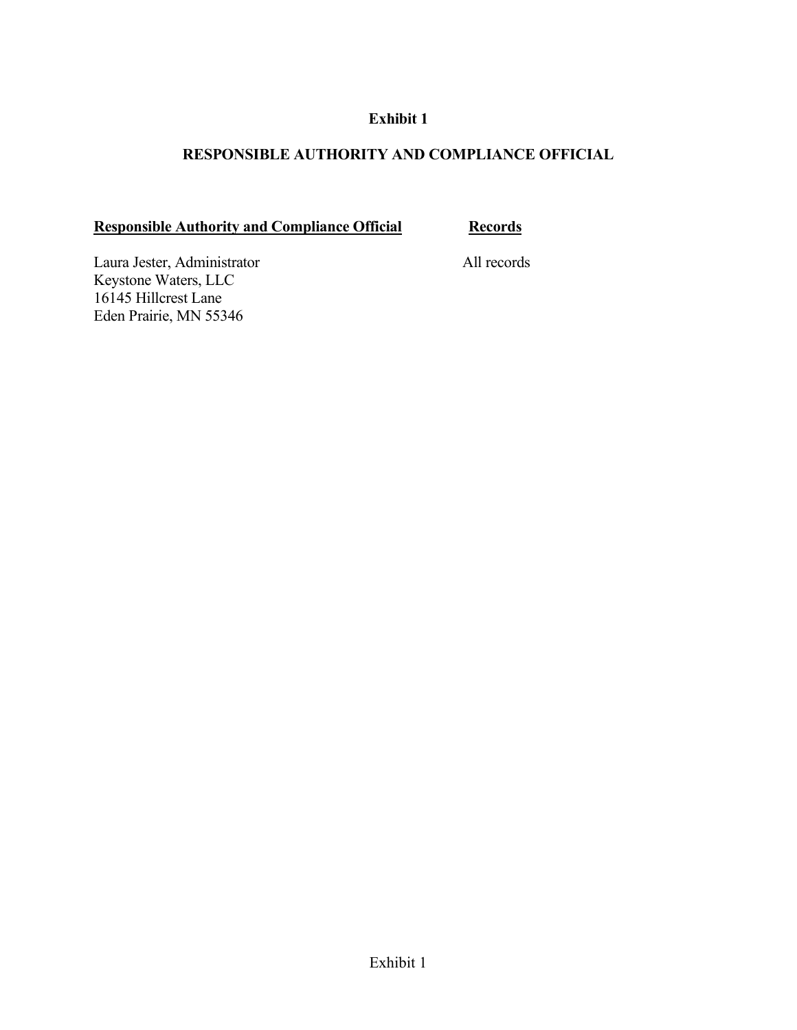# Exhibit 1

## RESPONSIBLE AUTHORITY AND COMPLIANCE OFFICIAL

| **Responsible Authority and Compliance Official** | **Records** |
|---|---|
| Laura Jester, Administrator<br>Keystone Waters, LLC<br>16145 Hillcrest Lane<br>Eden Prairie, MN 55346 | All records |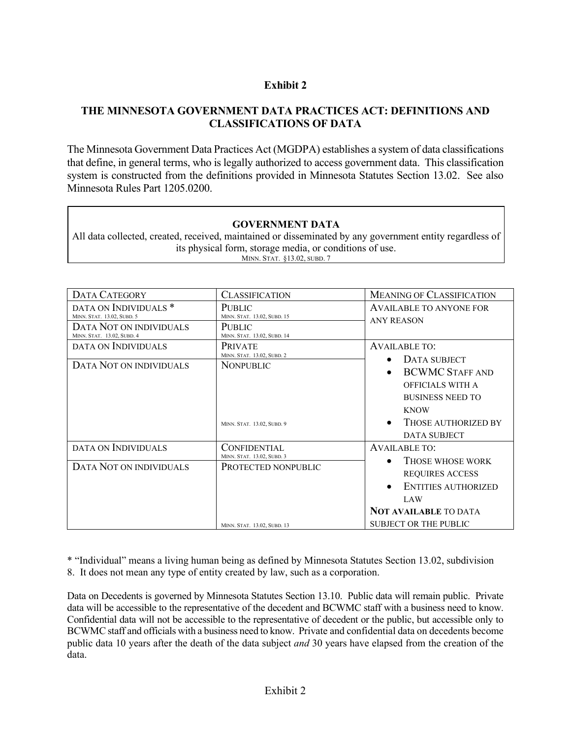**Exhibit 2**

## THE MINNESOTA GOVERNMENT DATA PRACTICES ACT: DEFINITIONS AND CLASSIFICATIONS OF DATA

The Minnesota Government Data Practices Act (MGDPA) establishes a system of data classifications that define, in general terms, who is legally authorized to access government data. This classification system is constructed from the definitions provided in Minnesota Statutes Section 13.02. See also Minnesota Rules Part 1205.0200.

| **GOVERNMENT DATA** |
|---|
| All data collected, created, received, maintained or disseminated by any government entity regardless of its physical form, storage media, or conditions of use. MINN. STAT. §13.02, SUBD. 7 |

| DATA CATEGORY | CLASSIFICATION | MEANING OF CLASSIFICATION |
|---|---|---|
| DATA ON INDIVIDUALS * MINN. STAT. 13.02, SUBD. 5 | PUBLIC MINN. STAT. 13.02, SUBD. 15 | AVAILABLE TO ANYONE FOR ANY REASON |
| DATA NOT ON INDIVIDUALS MINN. STAT. 13.02, SUBD. 4 | PUBLIC MINN. STAT. 13.02, SUBD. 14 | |
| DATA ON INDIVIDUALS | PRIVATE MINN. STAT. 13.02, SUBD. 2 | AVAILABLE TO: • DATA SUBJECT • BCWMC STAFF AND OFFICIALS WITH A BUSINESS NEED TO KNOW • THOSE AUTHORIZED BY DATA SUBJECT |
| DATA NOT ON INDIVIDUALS | NONPUBLIC MINN. STAT. 13.02, SUBD. 9 | |
| DATA ON INDIVIDUALS | CONFIDENTIAL MINN. STAT. 13.02, SUBD. 3 | AVAILABLE TO: • THOSE WHOSE WORK REQUIRES ACCESS • ENTITIES AUTHORIZED LAW **NOT AVAILABLE** TO DATA SUBJECT OR THE PUBLIC |
| DATA NOT ON INDIVIDUALS | PROTECTED NONPUBLIC MINN. STAT. 13.02, SUBD. 13 | |

* "Individual" means a living human being as defined by Minnesota Statutes Section 13.02, subdivision 8. It does not mean any type of entity created by law, such as a corporation.

Data on Decedents is governed by Minnesota Statutes Section 13.10. Public data will remain public. Private data will be accessible to the representative of the decedent and BCWMC staff with a business need to know. Confidential data will not be accessible to the representative of decedent or the public, but accessible only to BCWMC staff and officials with a business need to know. Private and confidential data on decedents become public data 10 years after the death of the data subject *and* 30 years have elapsed from the creation of the data.

Exhibit 2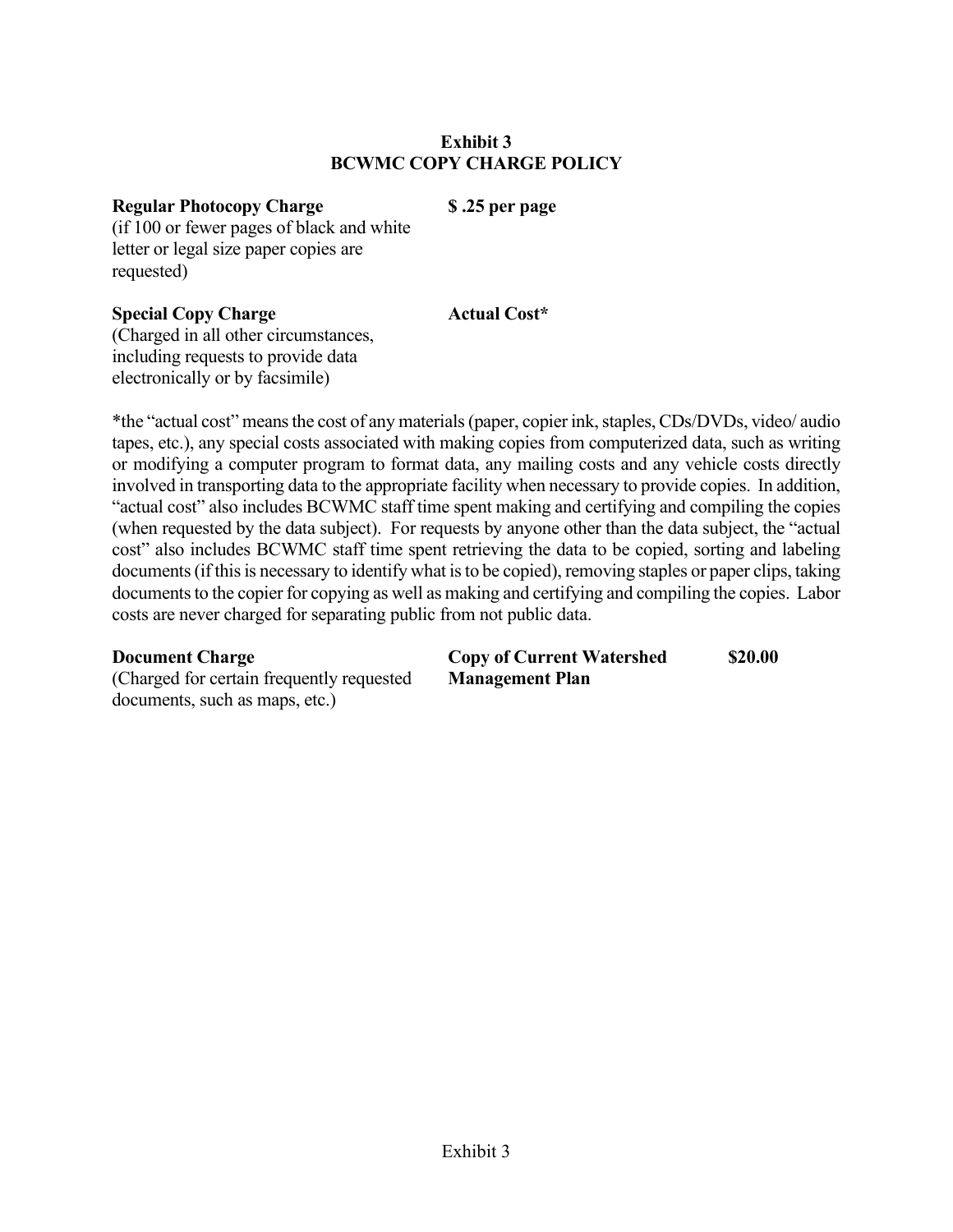# Exhibit 3
# BCWMC COPY CHARGE POLICY

| | |
|---|---|
| **Regular Photocopy Charge** (if 100 or fewer pages of black and white letter or legal size paper copies are requested) | **$ .25 per page** |
| **Special Copy Charge** (Charged in all other circumstances, including requests to provide data electronically or by facsimile) | **Actual Cost*** |

*the "actual cost" means the cost of any materials (paper, copier ink, staples, CDs/DVDs, video/ audio tapes, etc.), any special costs associated with making copies from computerized data, such as writing or modifying a computer program to format data, any mailing costs and any vehicle costs directly involved in transporting data to the appropriate facility when necessary to provide copies. In addition, "actual cost" also includes BCWMC staff time spent making and certifying and compiling the copies (when requested by the data subject). For requests by anyone other than the data subject, the "actual cost" also includes BCWMC staff time spent retrieving the data to be copied, sorting and labeling documents (if this is necessary to identify what is to be copied), removing staples or paper clips, taking documents to the copier for copying as well as making and certifying and compiling the copies. Labor costs are never charged for separating public from not public data.

| | | |
|---|---|---|
| **Document Charge** (Charged for certain frequently requested documents, such as maps, etc.) | **Copy of Current Watershed Management Plan** | **$20.00** |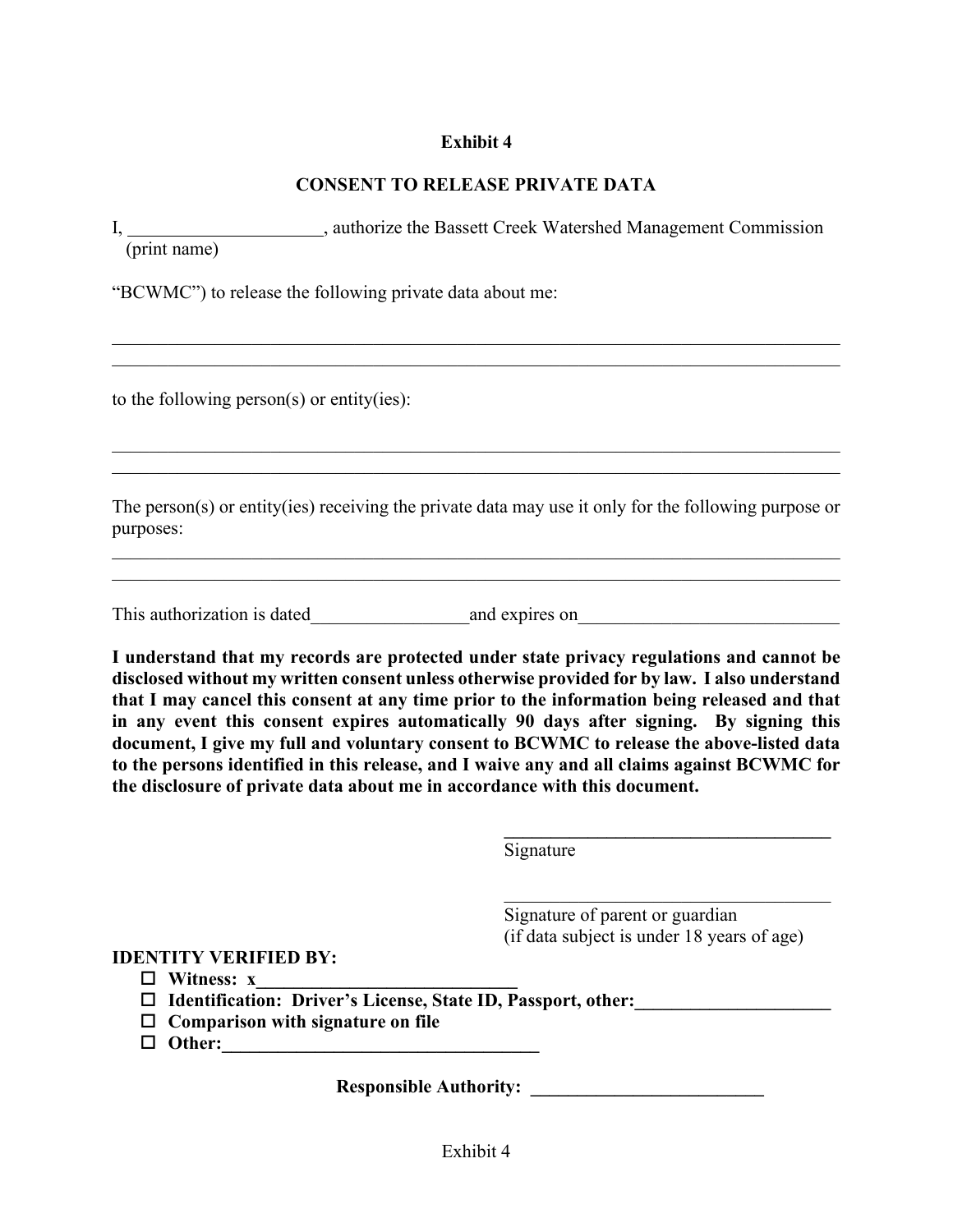**Exhibit 4**

**CONSENT TO RELEASE PRIVATE DATA**

I, _____________________, authorize the Bassett Creek Watershed Management Commission
(print name)

“BCWMC”) to release the following private data about me:

_______________________________________________________________________________
_______________________________________________________________________________

to the following person(s) or entity(ies):

_______________________________________________________________________________
_______________________________________________________________________________

The person(s) or entity(ies) receiving the private data may use it only for the following purpose or purposes:

_______________________________________________________________________________
_______________________________________________________________________________

This authorization is dated_________________and expires on____________________________

**I understand that my records are protected under state privacy regulations and cannot be disclosed without my written consent unless otherwise provided for by law. I also understand that I may cancel this consent at any time prior to the information being released and that in any event this consent expires automatically 90 days after signing. By signing this document, I give my full and voluntary consent to BCWMC to release the above-listed data to the persons identified in this release, and I waive any and all claims against BCWMC for the disclosure of private data about me in accordance with this document.**

____________________________________
Signature

____________________________________
Signature of parent or guardian
(if data subject is under 18 years of age)

**IDENTITY VERIFIED BY:**

- ☐ **Witness: x____________________________**
- ☐ **Identification: Driver’s License, State ID, Passport, other:_____________________**
- ☐ **Comparison with signature on file**
- ☐ **Other:___________________________________**

**Responsible Authority: _________________________**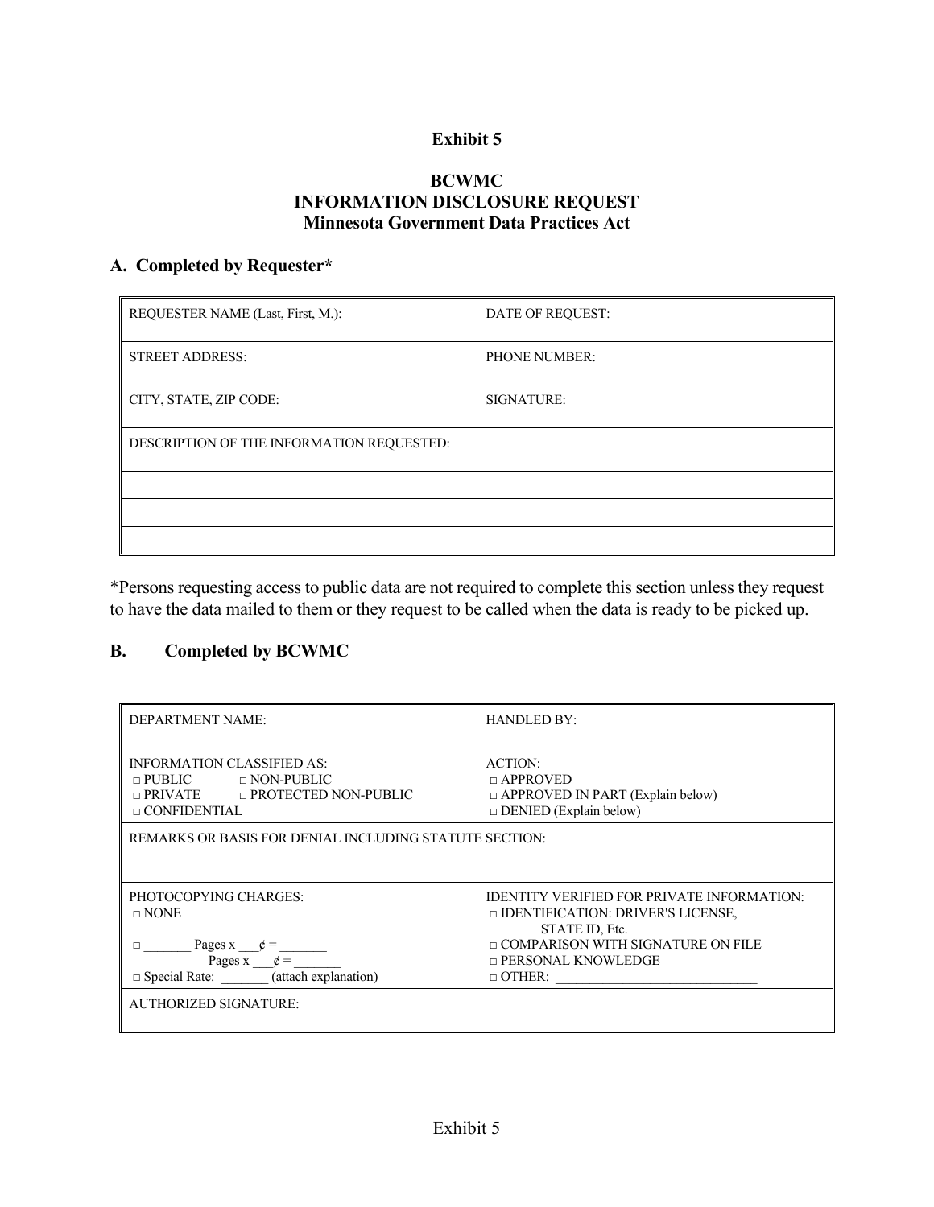# Exhibit 5

## BCWMC
## INFORMATION DISCLOSURE REQUEST
## Minnesota Government Data Practices Act

### A. Completed by Requester*

| REQUESTER NAME (Last, First, M.): | DATE OF REQUEST: |
|---|---|
| STREET ADDRESS: | PHONE NUMBER: |
| CITY, STATE, ZIP CODE: | SIGNATURE: |
| DESCRIPTION OF THE INFORMATION REQUESTED: | |
| | |
| | |
| | |

*Persons requesting access to public data are not required to complete this section unless they request to have the data mailed to them or they request to be called when the data is ready to be picked up.

### B. Completed by BCWMC

| DEPARTMENT NAME: | HANDLED BY: |
|---|---|
| INFORMATION CLASSIFIED AS:<br>□ PUBLIC □ NON-PUBLIC<br>□ PRIVATE □ PROTECTED NON-PUBLIC<br>□ CONFIDENTIAL | ACTION:<br>□ APPROVED<br>□ APPROVED IN PART (Explain below)<br>□ DENIED (Explain below) |
| REMARKS OR BASIS FOR DENIAL INCLUDING STATUTE SECTION: | |
| PHOTOCOPYING CHARGES:<br>□ NONE<br>□ _______ Pages x ___¢ = _______<br>Pages x ___¢ = _______<br>□ Special Rate: _______ (attach explanation) | IDENTITY VERIFIED FOR PRIVATE INFORMATION:<br>□ IDENTIFICATION: DRIVER'S LICENSE, STATE ID, Etc.<br>□ COMPARISON WITH SIGNATURE ON FILE<br>□ PERSONAL KNOWLEDGE<br>□ OTHER: ____________________________ |
| AUTHORIZED SIGNATURE: | |

Exhibit 5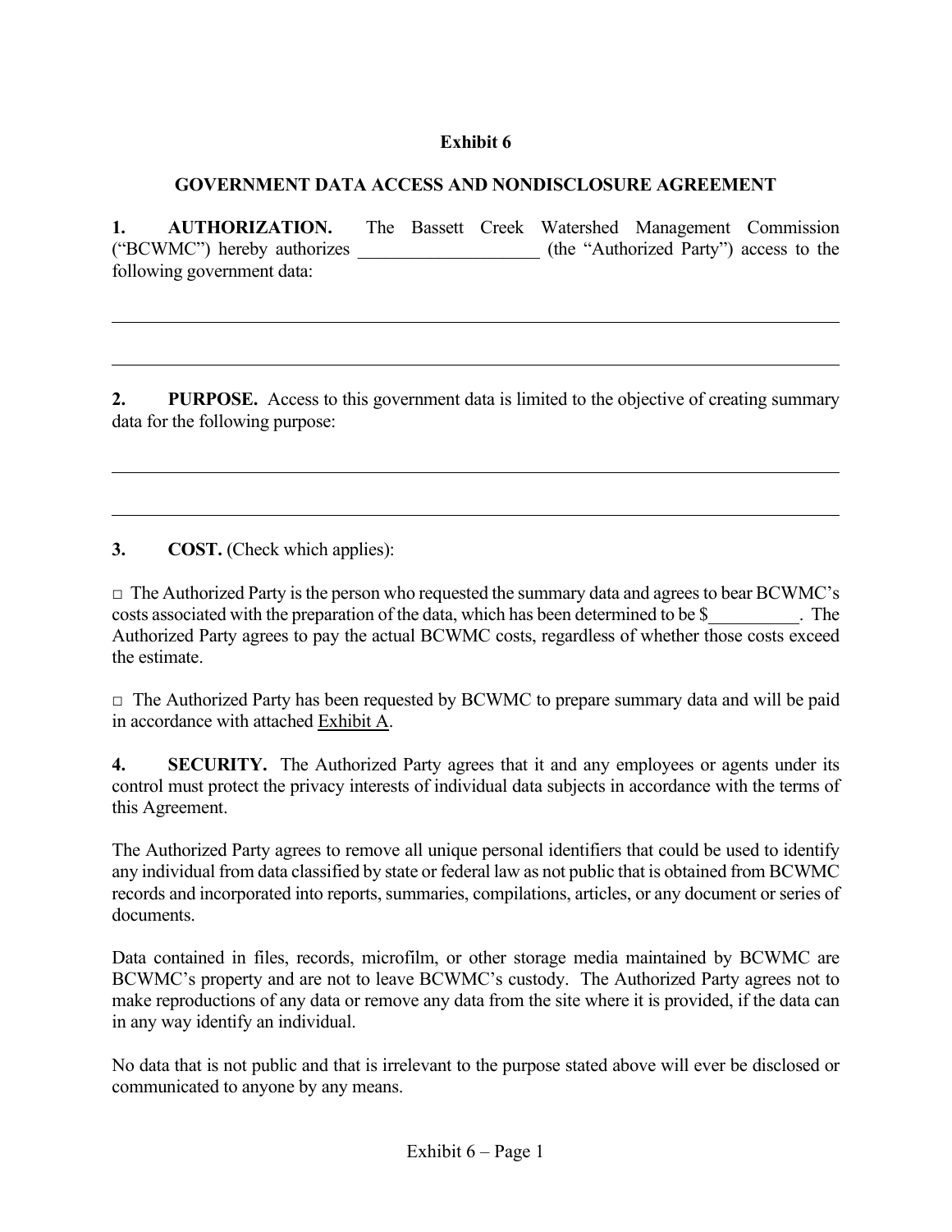**Exhibit 6**

**GOVERNMENT DATA ACCESS AND NONDISCLOSURE AGREEMENT**

**1. AUTHORIZATION.** The Bassett Creek Watershed Management Commission ("BCWMC") hereby authorizes ____________________ (the "Authorized Party") access to the following government data:

______________________________________________________________________________

______________________________________________________________________________

**2. PURPOSE.** Access to this government data is limited to the objective of creating summary data for the following purpose:

______________________________________________________________________________

______________________________________________________________________________

**3. COST.** (Check which applies):

□ The Authorized Party is the person who requested the summary data and agrees to bear BCWMC's costs associated with the preparation of the data, which has been determined to be $__________. The Authorized Party agrees to pay the actual BCWMC costs, regardless of whether those costs exceed the estimate.

□ The Authorized Party has been requested by BCWMC to prepare summary data and will be paid in accordance with attached Exhibit A.

**4. SECURITY.** The Authorized Party agrees that it and any employees or agents under its control must protect the privacy interests of individual data subjects in accordance with the terms of this Agreement.

The Authorized Party agrees to remove all unique personal identifiers that could be used to identify any individual from data classified by state or federal law as not public that is obtained from BCWMC records and incorporated into reports, summaries, compilations, articles, or any document or series of documents.

Data contained in files, records, microfilm, or other storage media maintained by BCWMC are BCWMC's property and are not to leave BCWMC's custody. The Authorized Party agrees not to make reproductions of any data or remove any data from the site where it is provided, if the data can in any way identify an individual.

No data that is not public and that is irrelevant to the purpose stated above will ever be disclosed or communicated to anyone by any means.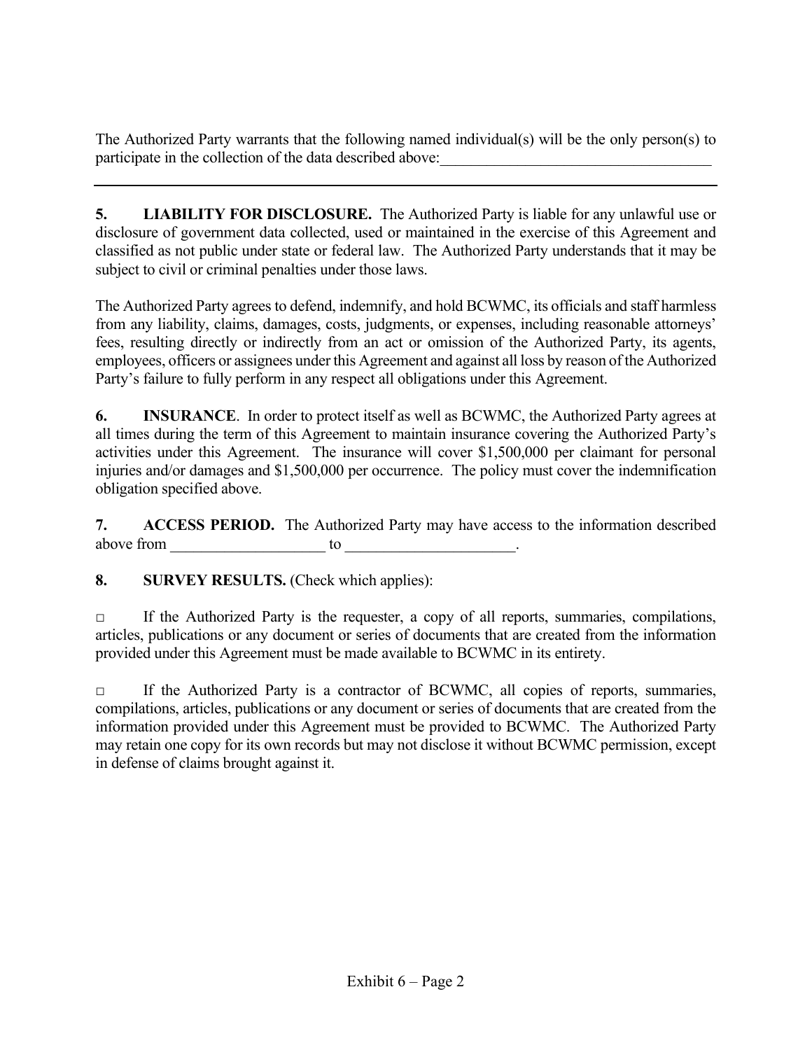The Authorized Party warrants that the following named individual(s) will be the only person(s) to participate in the collection of the data described above:____________________________________

---

**5. LIABILITY FOR DISCLOSURE.** The Authorized Party is liable for any unlawful use or disclosure of government data collected, used or maintained in the exercise of this Agreement and classified as not public under state or federal law. The Authorized Party understands that it may be subject to civil or criminal penalties under those laws.

The Authorized Party agrees to defend, indemnify, and hold BCWMC, its officials and staff harmless from any liability, claims, damages, costs, judgments, or expenses, including reasonable attorneys' fees, resulting directly or indirectly from an act or omission of the Authorized Party, its agents, employees, officers or assignees under this Agreement and against all loss by reason of the Authorized Party's failure to fully perform in any respect all obligations under this Agreement.

**6. INSURANCE**. In order to protect itself as well as BCWMC, the Authorized Party agrees at all times during the term of this Agreement to maintain insurance covering the Authorized Party's activities under this Agreement. The insurance will cover $1,500,000 per claimant for personal injuries and/or damages and $1,500,000 per occurrence. The policy must cover the indemnification obligation specified above.

**7. ACCESS PERIOD.** The Authorized Party may have access to the information described above from ____________________ to ______________________.

**8. SURVEY RESULTS.** (Check which applies):

□ If the Authorized Party is the requester, a copy of all reports, summaries, compilations, articles, publications or any document or series of documents that are created from the information provided under this Agreement must be made available to BCWMC in its entirety.

□ If the Authorized Party is a contractor of BCWMC, all copies of reports, summaries, compilations, articles, publications or any document or series of documents that are created from the information provided under this Agreement must be provided to BCWMC. The Authorized Party may retain one copy for its own records but may not disclose it without BCWMC permission, except in defense of claims brought against it.

Exhibit 6 – Page 2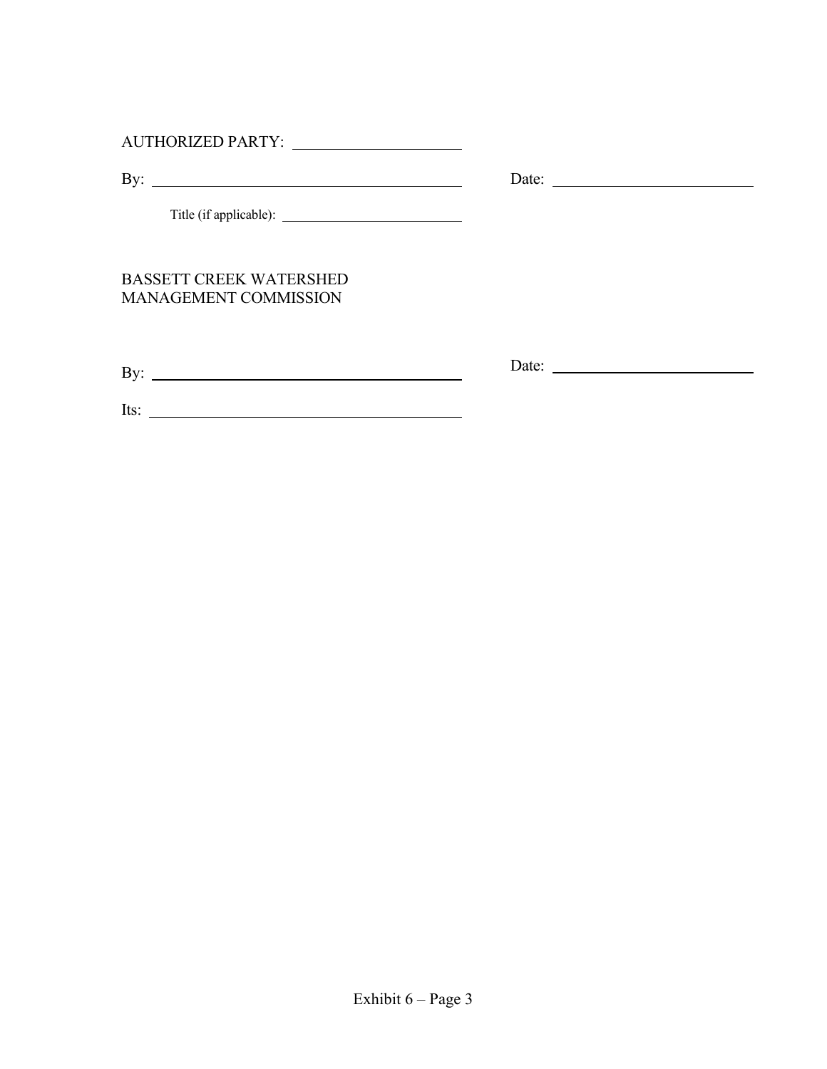AUTHORIZED PARTY: ______________________

By: ____________________________________  Date: ________________________

Title (if applicable): ______________________

BASSETT CREEK WATERSHED
MANAGEMENT COMMISSION

By: ____________________________________  Date: ________________________

Its: ____________________________________

Exhibit 6 – Page 3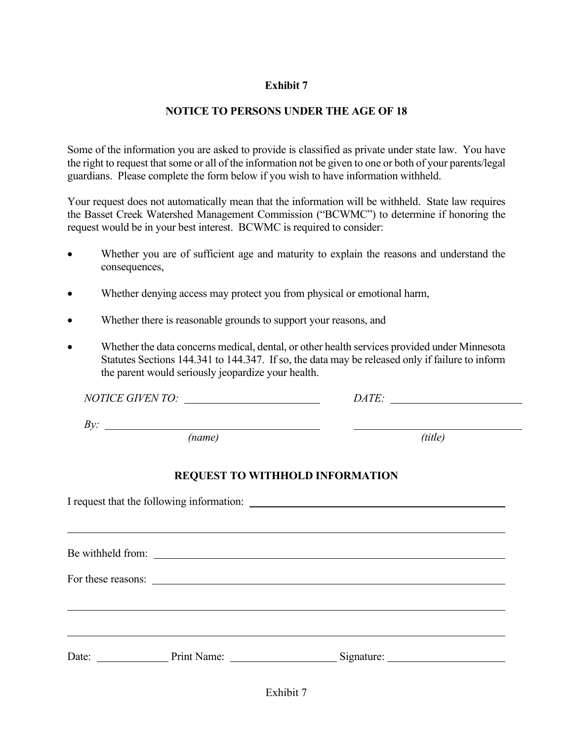**Exhibit 7**

## NOTICE TO PERSONS UNDER THE AGE OF 18

Some of the information you are asked to provide is classified as private under state law. You have the right to request that some or all of the information not be given to one or both of your parents/legal guardians. Please complete the form below if you wish to have information withheld.

Your request does not automatically mean that the information will be withheld. State law requires the Basset Creek Watershed Management Commission ("BCWMC") to determine if honoring the request would be in your best interest. BCWMC is required to consider:

- Whether you are of sufficient age and maturity to explain the reasons and understand the consequences,
- Whether denying access may protect you from physical or emotional harm,
- Whether there is reasonable grounds to support your reasons, and
- Whether the data concerns medical, dental, or other health services provided under Minnesota Statutes Sections 144.341 to 144.347. If so, the data may be released only if failure to inform the parent would seriously jeopardize your health.

*NOTICE GIVEN TO:* ______________________ *DATE:* ______________________

*By:* ______________________________ ______________________________
*(name)* *(title)*

## REQUEST TO WITHHOLD INFORMATION

I request that the following information: ________________________________________

____________________________________________________________________________

Be withheld from: ____________________________________________________________

For these reasons: ___________________________________________________________

____________________________________________________________________________

____________________________________________________________________________

Date: ____________ Print Name: __________________ Signature: ____________________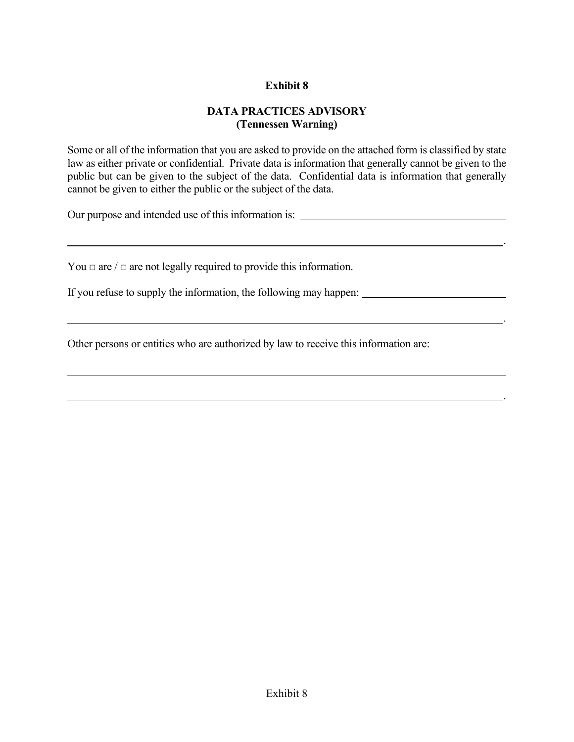**Exhibit 8**

**DATA PRACTICES ADVISORY**
**(Tennessen Warning)**

Some or all of the information that you are asked to provide on the attached form is classified by state law as either private or confidential. Private data is information that generally cannot be given to the public but can be given to the subject of the data. Confidential data is information that generally cannot be given to either the public or the subject of the data.

Our purpose and intended use of this information is: ______________________________________

______________________________________________________________________________.

You □ are / □ are not legally required to provide this information.

If you refuse to supply the information, the following may happen: ___________________________

______________________________________________________________________________.

Other persons or entities who are authorized by law to receive this information are:

______________________________________________________________________________

______________________________________________________________________________.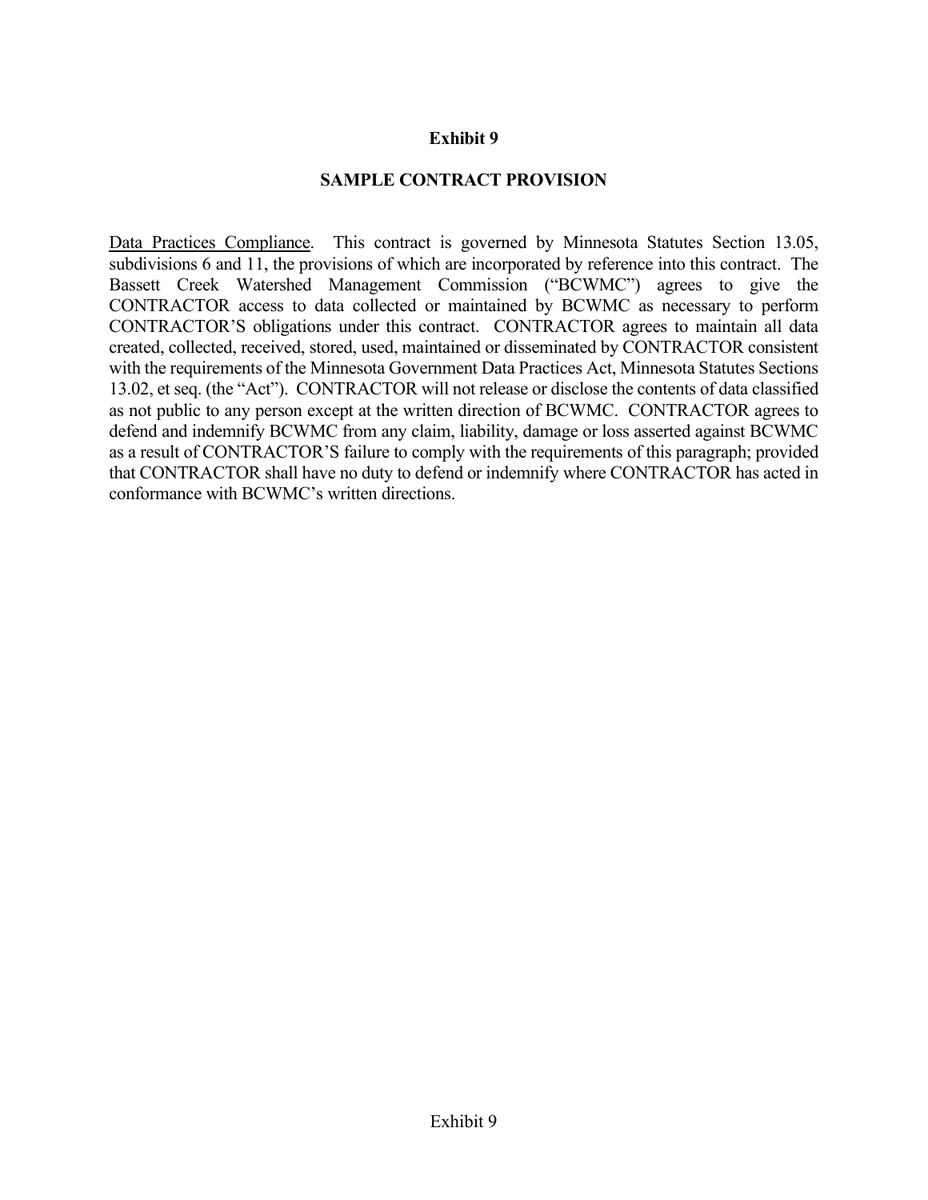**Exhibit 9**

**SAMPLE CONTRACT PROVISION**

<u>Data Practices Compliance</u>. This contract is governed by Minnesota Statutes Section 13.05, subdivisions 6 and 11, the provisions of which are incorporated by reference into this contract. The Bassett Creek Watershed Management Commission ("BCWMC") agrees to give the CONTRACTOR access to data collected or maintained by BCWMC as necessary to perform CONTRACTOR'S obligations under this contract. CONTRACTOR agrees to maintain all data created, collected, received, stored, used, maintained or disseminated by CONTRACTOR consistent with the requirements of the Minnesota Government Data Practices Act, Minnesota Statutes Sections 13.02, et seq. (the "Act"). CONTRACTOR will not release or disclose the contents of data classified as not public to any person except at the written direction of BCWMC. CONTRACTOR agrees to defend and indemnify BCWMC from any claim, liability, damage or loss asserted against BCWMC as a result of CONTRACTOR'S failure to comply with the requirements of this paragraph; provided that CONTRACTOR shall have no duty to defend or indemnify where CONTRACTOR has acted in conformance with BCWMC's written directions.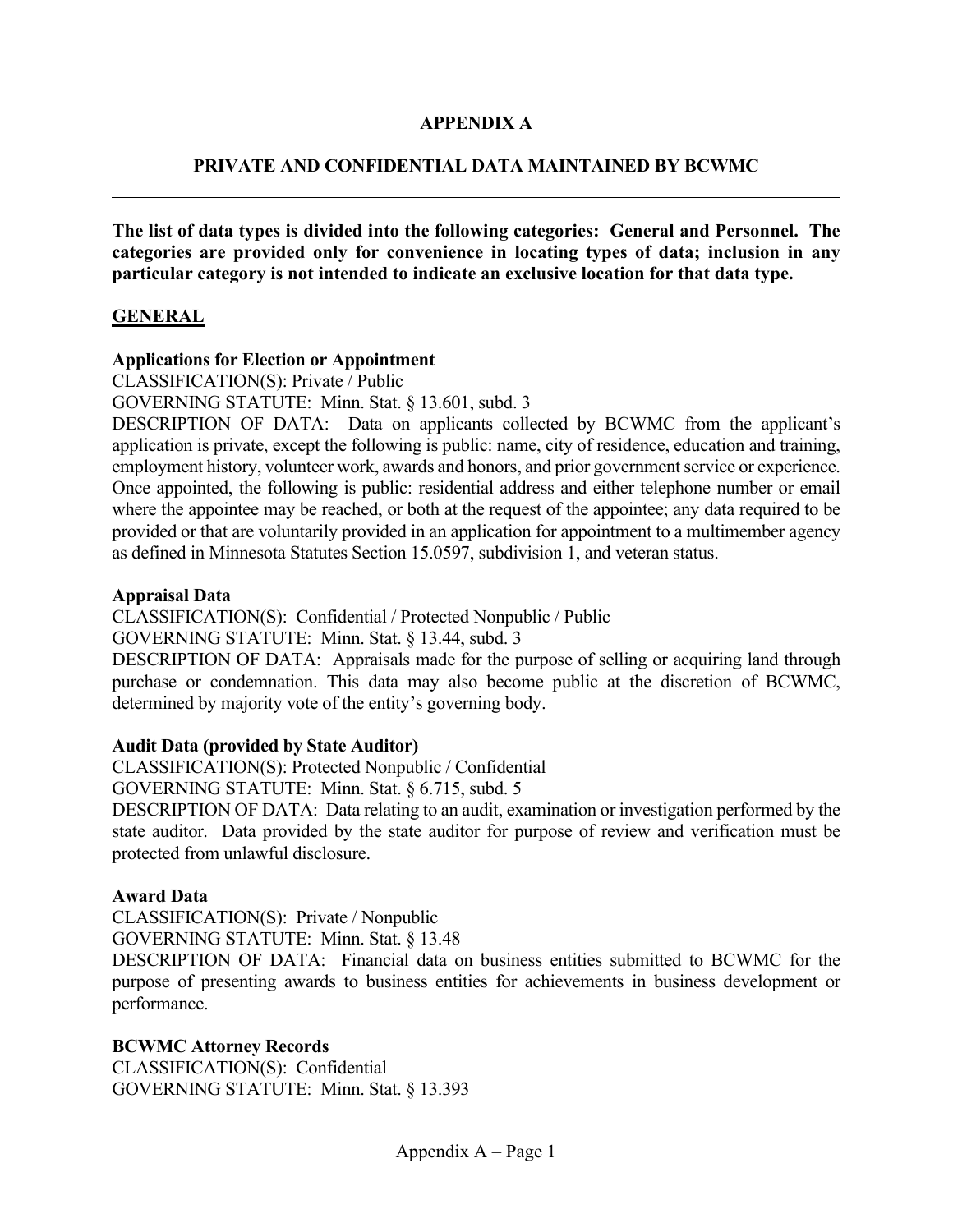# APPENDIX A

## PRIVATE AND CONFIDENTIAL DATA MAINTAINED BY BCWMC

---

**The list of data types is divided into the following categories: General and Personnel. The categories are provided only for convenience in locating types of data; inclusion in any particular category is not intended to indicate an exclusive location for that data type.**

### GENERAL

**Applications for Election or Appointment**
CLASSIFICATION(S): Private / Public
GOVERNING STATUTE: Minn. Stat. § 13.601, subd. 3
DESCRIPTION OF DATA: Data on applicants collected by BCWMC from the applicant's application is private, except the following is public: name, city of residence, education and training, employment history, volunteer work, awards and honors, and prior government service or experience. Once appointed, the following is public: residential address and either telephone number or email where the appointee may be reached, or both at the request of the appointee; any data required to be provided or that are voluntarily provided in an application for appointment to a multimember agency as defined in Minnesota Statutes Section 15.0597, subdivision 1, and veteran status.

**Appraisal Data**
CLASSIFICATION(S): Confidential / Protected Nonpublic / Public
GOVERNING STATUTE: Minn. Stat. § 13.44, subd. 3
DESCRIPTION OF DATA: Appraisals made for the purpose of selling or acquiring land through purchase or condemnation. This data may also become public at the discretion of BCWMC, determined by majority vote of the entity's governing body.

**Audit Data (provided by State Auditor)**
CLASSIFICATION(S): Protected Nonpublic / Confidential
GOVERNING STATUTE: Minn. Stat. § 6.715, subd. 5
DESCRIPTION OF DATA: Data relating to an audit, examination or investigation performed by the state auditor. Data provided by the state auditor for purpose of review and verification must be protected from unlawful disclosure.

**Award Data**
CLASSIFICATION(S): Private / Nonpublic
GOVERNING STATUTE: Minn. Stat. § 13.48
DESCRIPTION OF DATA: Financial data on business entities submitted to BCWMC for the purpose of presenting awards to business entities for achievements in business development or performance.

**BCWMC Attorney Records**
CLASSIFICATION(S): Confidential
GOVERNING STATUTE: Minn. Stat. § 13.393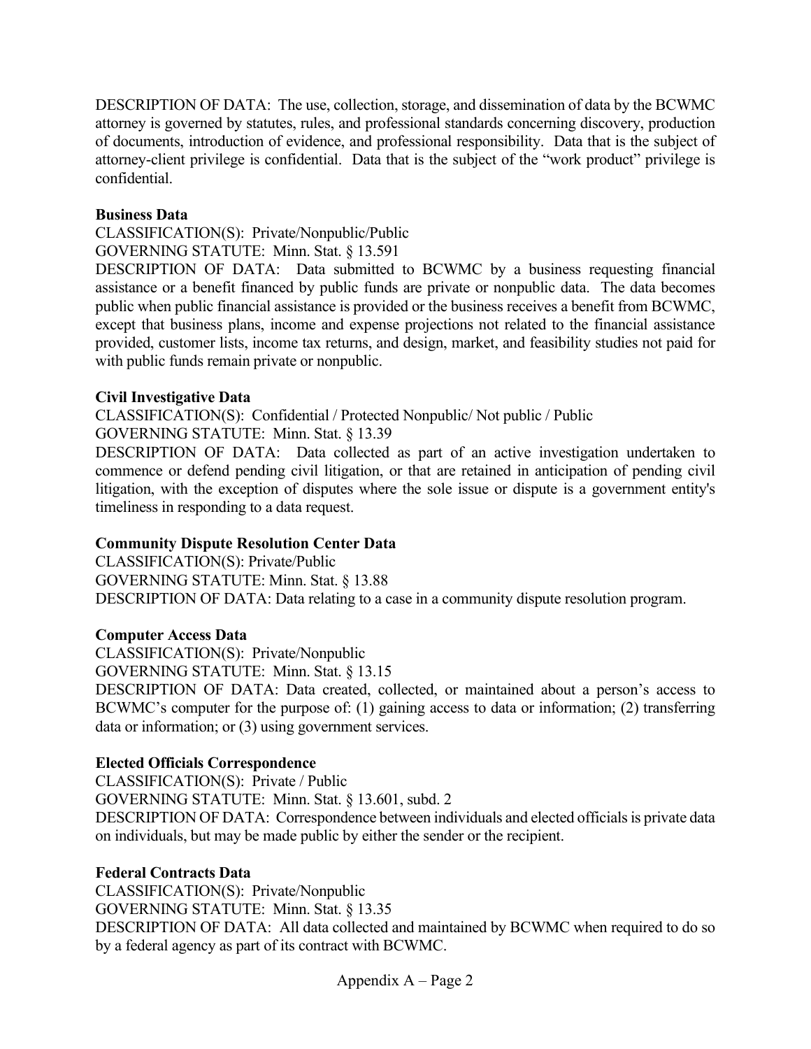DESCRIPTION OF DATA: The use, collection, storage, and dissemination of data by the BCWMC attorney is governed by statutes, rules, and professional standards concerning discovery, production of documents, introduction of evidence, and professional responsibility. Data that is the subject of attorney-client privilege is confidential. Data that is the subject of the "work product" privilege is confidential.

**Business Data**
CLASSIFICATION(S): Private/Nonpublic/Public
GOVERNING STATUTE: Minn. Stat. § 13.591
DESCRIPTION OF DATA: Data submitted to BCWMC by a business requesting financial assistance or a benefit financed by public funds are private or nonpublic data. The data becomes public when public financial assistance is provided or the business receives a benefit from BCWMC, except that business plans, income and expense projections not related to the financial assistance provided, customer lists, income tax returns, and design, market, and feasibility studies not paid for with public funds remain private or nonpublic.

**Civil Investigative Data**
CLASSIFICATION(S): Confidential / Protected Nonpublic/ Not public / Public
GOVERNING STATUTE: Minn. Stat. § 13.39
DESCRIPTION OF DATA: Data collected as part of an active investigation undertaken to commence or defend pending civil litigation, or that are retained in anticipation of pending civil litigation, with the exception of disputes where the sole issue or dispute is a government entity's timeliness in responding to a data request.

**Community Dispute Resolution Center Data**
CLASSIFICATION(S): Private/Public
GOVERNING STATUTE: Minn. Stat. § 13.88
DESCRIPTION OF DATA: Data relating to a case in a community dispute resolution program.

**Computer Access Data**
CLASSIFICATION(S): Private/Nonpublic
GOVERNING STATUTE: Minn. Stat. § 13.15
DESCRIPTION OF DATA: Data created, collected, or maintained about a person's access to BCWMC's computer for the purpose of: (1) gaining access to data or information; (2) transferring data or information; or (3) using government services.

**Elected Officials Correspondence**
CLASSIFICATION(S): Private / Public
GOVERNING STATUTE: Minn. Stat. § 13.601, subd. 2
DESCRIPTION OF DATA: Correspondence between individuals and elected officials is private data on individuals, but may be made public by either the sender or the recipient.

**Federal Contracts Data**
CLASSIFICATION(S): Private/Nonpublic
GOVERNING STATUTE: Minn. Stat. § 13.35
DESCRIPTION OF DATA: All data collected and maintained by BCWMC when required to do so by a federal agency as part of its contract with BCWMC.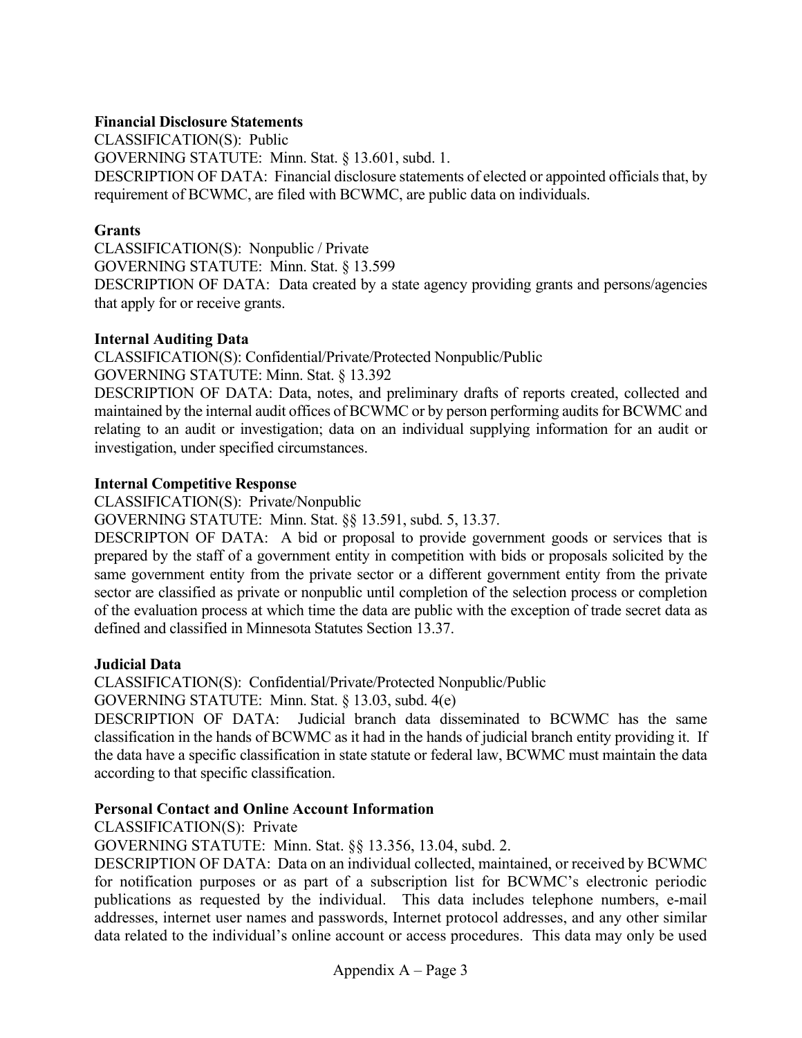**Financial Disclosure Statements**

CLASSIFICATION(S): Public

GOVERNING STATUTE: Minn. Stat. § 13.601, subd. 1.

DESCRIPTION OF DATA: Financial disclosure statements of elected or appointed officials that, by requirement of BCWMC, are filed with BCWMC, are public data on individuals.

**Grants**

CLASSIFICATION(S): Nonpublic / Private

GOVERNING STATUTE: Minn. Stat. § 13.599

DESCRIPTION OF DATA: Data created by a state agency providing grants and persons/agencies that apply for or receive grants.

**Internal Auditing Data**

CLASSIFICATION(S): Confidential/Private/Protected Nonpublic/Public

GOVERNING STATUTE: Minn. Stat. § 13.392

DESCRIPTION OF DATA: Data, notes, and preliminary drafts of reports created, collected and maintained by the internal audit offices of BCWMC or by person performing audits for BCWMC and relating to an audit or investigation; data on an individual supplying information for an audit or investigation, under specified circumstances.

**Internal Competitive Response**

CLASSIFICATION(S): Private/Nonpublic

GOVERNING STATUTE: Minn. Stat. §§ 13.591, subd. 5, 13.37.

DESCRIPTON OF DATA: A bid or proposal to provide government goods or services that is prepared by the staff of a government entity in competition with bids or proposals solicited by the same government entity from the private sector or a different government entity from the private sector are classified as private or nonpublic until completion of the selection process or completion of the evaluation process at which time the data are public with the exception of trade secret data as defined and classified in Minnesota Statutes Section 13.37.

**Judicial Data**

CLASSIFICATION(S): Confidential/Private/Protected Nonpublic/Public

GOVERNING STATUTE: Minn. Stat. § 13.03, subd. 4(e)

DESCRIPTION OF DATA: Judicial branch data disseminated to BCWMC has the same classification in the hands of BCWMC as it had in the hands of judicial branch entity providing it. If the data have a specific classification in state statute or federal law, BCWMC must maintain the data according to that specific classification.

**Personal Contact and Online Account Information**

CLASSIFICATION(S): Private

GOVERNING STATUTE: Minn. Stat. §§ 13.356, 13.04, subd. 2.

DESCRIPTION OF DATA: Data on an individual collected, maintained, or received by BCWMC for notification purposes or as part of a subscription list for BCWMC's electronic periodic publications as requested by the individual. This data includes telephone numbers, e-mail addresses, internet user names and passwords, Internet protocol addresses, and any other similar data related to the individual's online account or access procedures. This data may only be used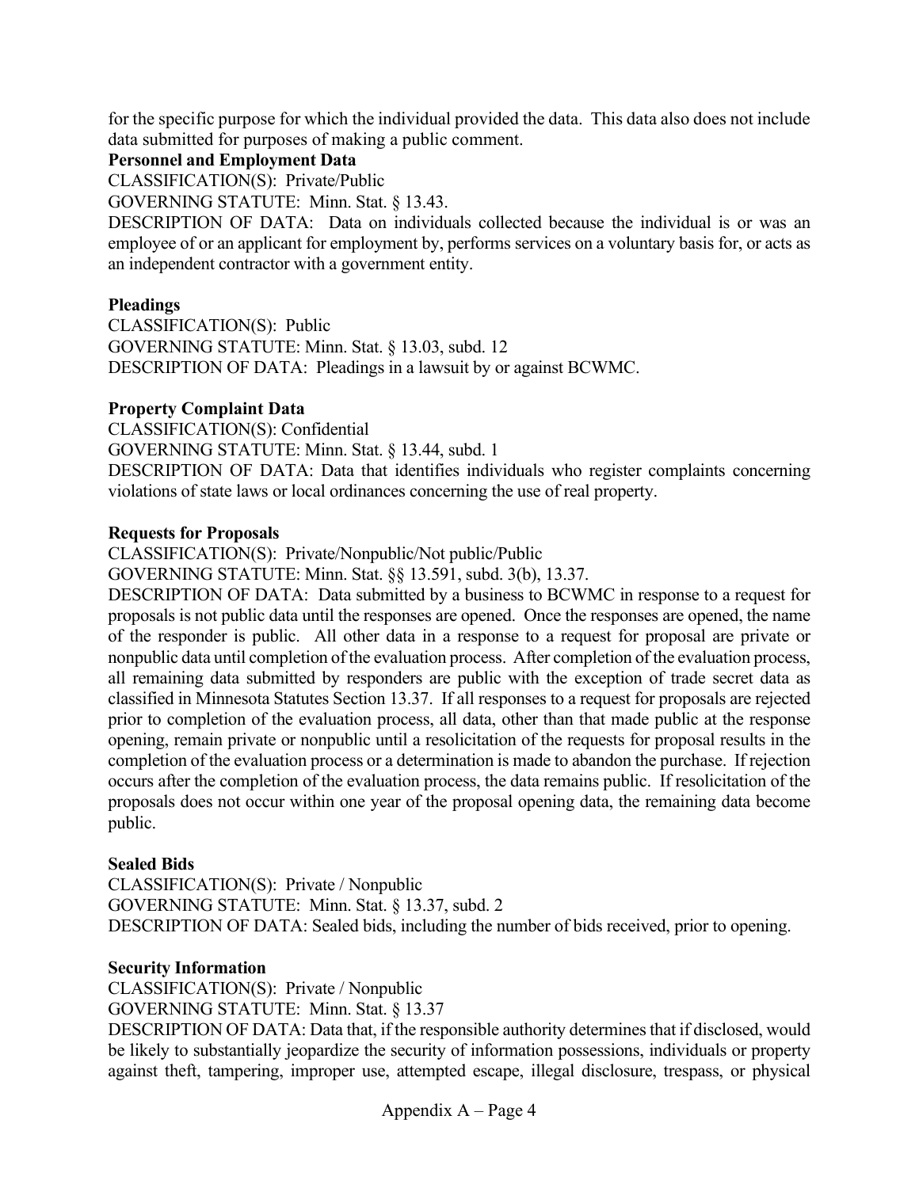for the specific purpose for which the individual provided the data. This data also does not include data submitted for purposes of making a public comment.

**Personnel and Employment Data**

CLASSIFICATION(S): Private/Public

GOVERNING STATUTE: Minn. Stat. § 13.43.

DESCRIPTION OF DATA: Data on individuals collected because the individual is or was an employee of or an applicant for employment by, performs services on a voluntary basis for, or acts as an independent contractor with a government entity.

**Pleadings**

CLASSIFICATION(S): Public

GOVERNING STATUTE: Minn. Stat. § 13.03, subd. 12

DESCRIPTION OF DATA: Pleadings in a lawsuit by or against BCWMC.

**Property Complaint Data**

CLASSIFICATION(S): Confidential

GOVERNING STATUTE: Minn. Stat. § 13.44, subd. 1

DESCRIPTION OF DATA: Data that identifies individuals who register complaints concerning violations of state laws or local ordinances concerning the use of real property.

**Requests for Proposals**

CLASSIFICATION(S): Private/Nonpublic/Not public/Public

GOVERNING STATUTE: Minn. Stat. §§ 13.591, subd. 3(b), 13.37.

DESCRIPTION OF DATA: Data submitted by a business to BCWMC in response to a request for proposals is not public data until the responses are opened. Once the responses are opened, the name of the responder is public. All other data in a response to a request for proposal are private or nonpublic data until completion of the evaluation process. After completion of the evaluation process, all remaining data submitted by responders are public with the exception of trade secret data as classified in Minnesota Statutes Section 13.37. If all responses to a request for proposals are rejected prior to completion of the evaluation process, all data, other than that made public at the response opening, remain private or nonpublic until a resolicitation of the requests for proposal results in the completion of the evaluation process or a determination is made to abandon the purchase. If rejection occurs after the completion of the evaluation process, the data remains public. If resolicitation of the proposals does not occur within one year of the proposal opening data, the remaining data become public.

**Sealed Bids**

CLASSIFICATION(S): Private / Nonpublic

GOVERNING STATUTE: Minn. Stat. § 13.37, subd. 2

DESCRIPTION OF DATA: Sealed bids, including the number of bids received, prior to opening.

**Security Information**

CLASSIFICATION(S): Private / Nonpublic

GOVERNING STATUTE: Minn. Stat. § 13.37

DESCRIPTION OF DATA: Data that, if the responsible authority determines that if disclosed, would be likely to substantially jeopardize the security of information possessions, individuals or property against theft, tampering, improper use, attempted escape, illegal disclosure, trespass, or physical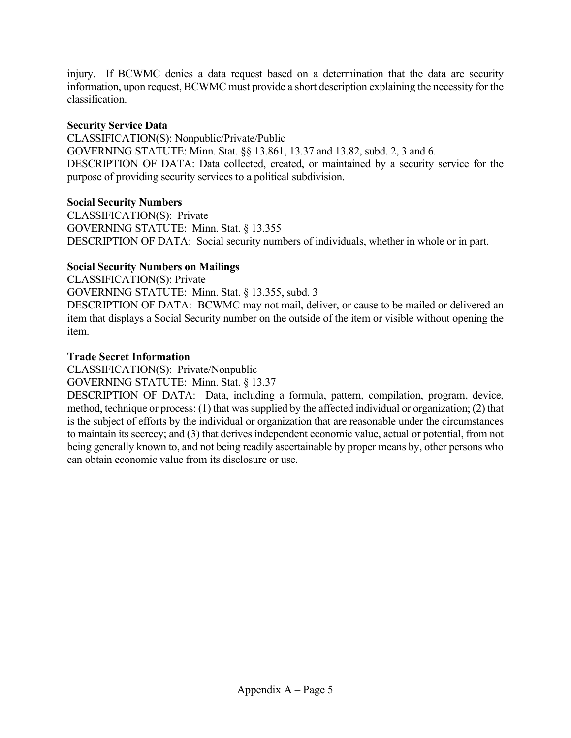injury. If BCWMC denies a data request based on a determination that the data are security information, upon request, BCWMC must provide a short description explaining the necessity for the classification.

**Security Service Data**

CLASSIFICATION(S): Nonpublic/Private/Public

GOVERNING STATUTE: Minn. Stat. §§ 13.861, 13.37 and 13.82, subd. 2, 3 and 6.

DESCRIPTION OF DATA: Data collected, created, or maintained by a security service for the purpose of providing security services to a political subdivision.

**Social Security Numbers**

CLASSIFICATION(S): Private

GOVERNING STATUTE: Minn. Stat. § 13.355

DESCRIPTION OF DATA: Social security numbers of individuals, whether in whole or in part.

**Social Security Numbers on Mailings**

CLASSIFICATION(S): Private

GOVERNING STATUTE: Minn. Stat. § 13.355, subd. 3

DESCRIPTION OF DATA: BCWMC may not mail, deliver, or cause to be mailed or delivered an item that displays a Social Security number on the outside of the item or visible without opening the item.

**Trade Secret Information**

CLASSIFICATION(S): Private/Nonpublic

GOVERNING STATUTE: Minn. Stat. § 13.37

DESCRIPTION OF DATA: Data, including a formula, pattern, compilation, program, device, method, technique or process: (1) that was supplied by the affected individual or organization; (2) that is the subject of efforts by the individual or organization that are reasonable under the circumstances to maintain its secrecy; and (3) that derives independent economic value, actual or potential, from not being generally known to, and not being readily ascertainable by proper means by, other persons who can obtain economic value from its disclosure or use.